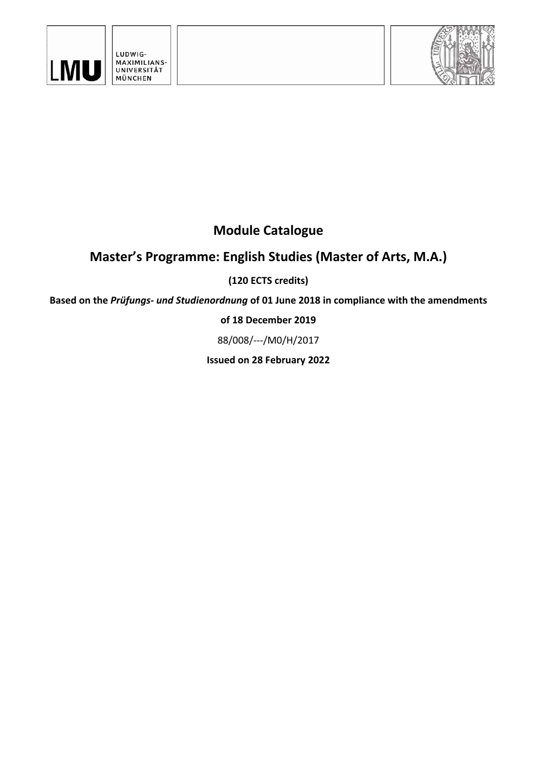# Module Catalogue

## Master's Programme: English Studies (Master of Arts, M.A.)

**(120 ECTS credits)**

**Based on the *Prüfungs- und Studienordnung* of 01 June 2018 in compliance with the amendments of 18 December 2019**

88/008/---/M0/H/2017

**Issued on 28 February 2022**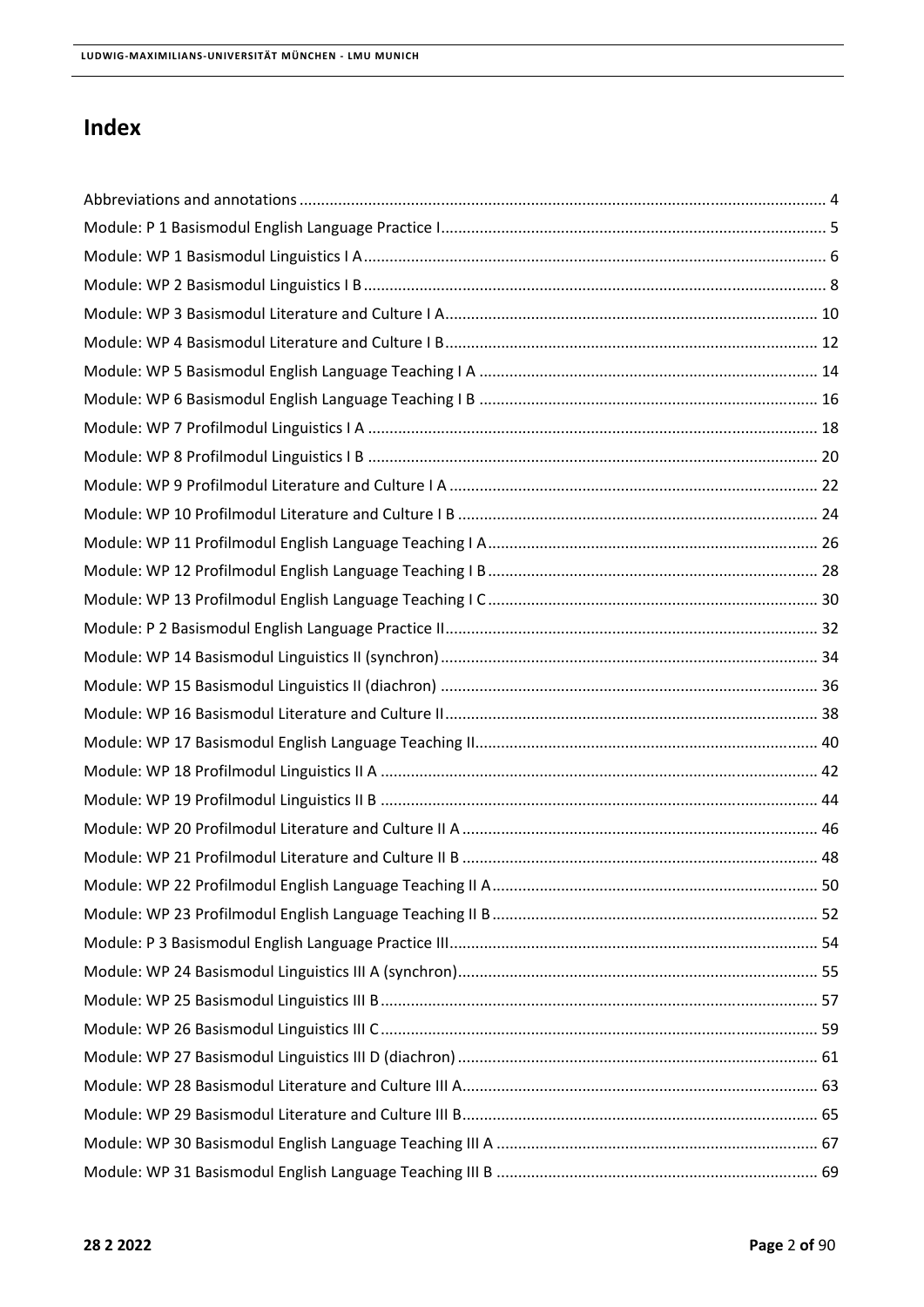# Index

Abbreviations and annotations ........................................................................................................................ 4
Module: P 1 Basismodul English Language Practice I........................................................................................ 5
Module: WP 1 Basismodul Linguistics I A.......................................................................................................... 6
Module: WP 2 Basismodul Linguistics I B.......................................................................................................... 8
Module: WP 3 Basismodul Literature and Culture I A...................................................................................... 10
Module: WP 4 Basismodul Literature and Culture I B...................................................................................... 12
Module: WP 5 Basismodul English Language Teaching I A .............................................................................. 14
Module: WP 6 Basismodul English Language Teaching I B .............................................................................. 16
Module: WP 7 Profilmodul Linguistics I A ....................................................................................................... 18
Module: WP 8 Profilmodul Linguistics I B ....................................................................................................... 20
Module: WP 9 Profilmodul Literature and Culture I A ..................................................................................... 22
Module: WP 10 Profilmodul Literature and Culture I B ................................................................................... 24
Module: WP 11 Profilmodul English Language Teaching I A............................................................................ 26
Module: WP 12 Profilmodul English Language Teaching I B............................................................................ 28
Module: WP 13 Profilmodul English Language Teaching I C............................................................................ 30
Module: P 2 Basismodul English Language Practice II...................................................................................... 32
Module: WP 14 Basismodul Linguistics II (synchron)....................................................................................... 34
Module: WP 15 Basismodul Linguistics II (diachron) ....................................................................................... 36
Module: WP 16 Basismodul Literature and Culture II...................................................................................... 38
Module: WP 17 Basismodul English Language Teaching II............................................................................... 40
Module: WP 18 Profilmodul Linguistics II A ..................................................................................................... 42
Module: WP 19 Profilmodul Linguistics II B ..................................................................................................... 44
Module: WP 20 Profilmodul Literature and Culture II A .................................................................................. 46
Module: WP 21 Profilmodul Literature and Culture II B .................................................................................. 48
Module: WP 22 Profilmodul English Language Teaching II A........................................................................... 50
Module: WP 23 Profilmodul English Language Teaching II B........................................................................... 52
Module: P 3 Basismodul English Language Practice III..................................................................................... 54
Module: WP 24 Basismodul Linguistics III A (synchron)................................................................................... 55
Module: WP 25 Basismodul Linguistics III B.................................................................................................... 57
Module: WP 26 Basismodul Linguistics III C.................................................................................................... 59
Module: WP 27 Basismodul Linguistics III D (diachron)................................................................................... 61
Module: WP 28 Basismodul Literature and Culture III A.................................................................................. 63
Module: WP 29 Basismodul Literature and Culture III B.................................................................................. 65
Module: WP 30 Basismodul English Language Teaching III A .......................................................................... 67
Module: WP 31 Basismodul English Language Teaching III B .......................................................................... 69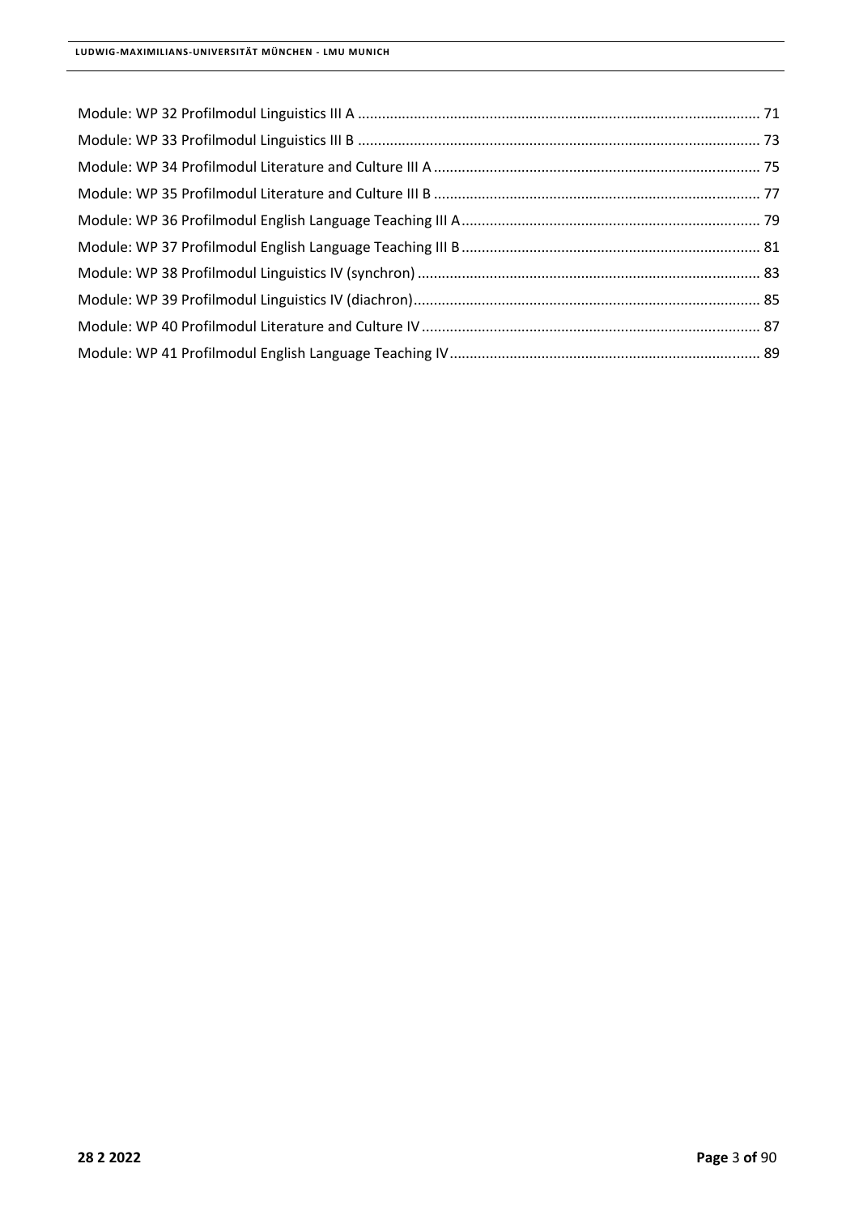Module: WP 32 Profilmodul Linguistics III A .................................................................................................... 71
Module: WP 33 Profilmodul Linguistics III B .................................................................................................... 73
Module: WP 34 Profilmodul Literature and Culture III A ................................................................................. 75
Module: WP 35 Profilmodul Literature and Culture III B ................................................................................. 77
Module: WP 36 Profilmodul English Language Teaching III A .......................................................................... 79
Module: WP 37 Profilmodul English Language Teaching III B .......................................................................... 81
Module: WP 38 Profilmodul Linguistics IV (synchron) ..................................................................................... 83
Module: WP 39 Profilmodul Linguistics IV (diachron)...................................................................................... 85
Module: WP 40 Profilmodul Literature and Culture IV .................................................................................... 87
Module: WP 41 Profilmodul English Language Teaching IV ............................................................................. 89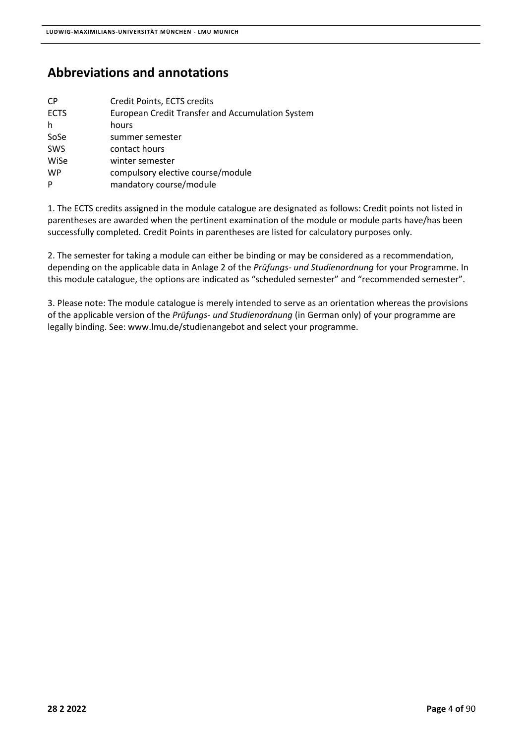## Abbreviations and annotations

| | |
|---|---|
| CP | Credit Points, ECTS credits |
| ECTS | European Credit Transfer and Accumulation System |
| h | hours |
| SoSe | summer semester |
| SWS | contact hours |
| WiSe | winter semester |
| WP | compulsory elective course/module |
| P | mandatory course/module |

1. The ECTS credits assigned in the module catalogue are designated as follows: Credit points not listed in parentheses are awarded when the pertinent examination of the module or module parts have/has been successfully completed. Credit Points in parentheses are listed for calculatory purposes only.

2. The semester for taking a module can either be binding or may be considered as a recommendation, depending on the applicable data in Anlage 2 of the *Prüfungs- und Studienordnung* for your Programme. In this module catalogue, the options are indicated as "scheduled semester" and "recommended semester".

3. Please note: The module catalogue is merely intended to serve as an orientation whereas the provisions of the applicable version of the *Prüfungs- und Studienordnung* (in German only) of your programme are legally binding. See: www.lmu.de/studienangebot and select your programme.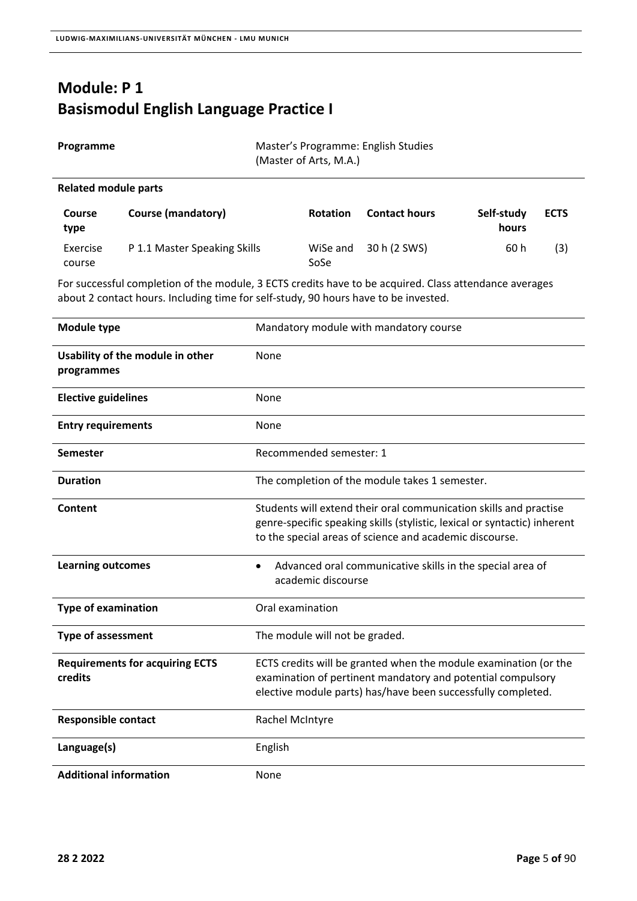# Module: P 1
# Basismodul English Language Practice I

| Programme | Master's Programme: English Studies (Master of Arts, M.A.) |
|---|---|

**Related module parts**

| Course type | Course (mandatory) | Rotation | Contact hours | Self-study hours | ECTS |
|---|---|---|---|---|---|
| Exercise course | P 1.1 Master Speaking Skills | WiSe and SoSe | 30 h (2 SWS) | 60 h | (3) |

For successful completion of the module, 3 ECTS credits have to be acquired. Class attendance averages about 2 contact hours. Including time for self-study, 90 hours have to be invested.

| | |
|---|---|
| **Module type** | Mandatory module with mandatory course |
| **Usability of the module in other programmes** | None |
| **Elective guidelines** | None |
| **Entry requirements** | None |
| **Semester** | Recommended semester: 1 |
| **Duration** | The completion of the module takes 1 semester. |
| **Content** | Students will extend their oral communication skills and practise genre-specific speaking skills (stylistic, lexical or syntactic) inherent to the special areas of science and academic discourse. |
| **Learning outcomes** | • Advanced oral communicative skills in the special area of academic discourse |
| **Type of examination** | Oral examination |
| **Type of assessment** | The module will not be graded. |
| **Requirements for acquiring ECTS credits** | ECTS credits will be granted when the module examination (or the examination of pertinent mandatory and potential compulsory elective module parts) has/have been successfully completed. |
| **Responsible contact** | Rachel McIntyre |
| **Language(s)** | English |
| **Additional information** | None |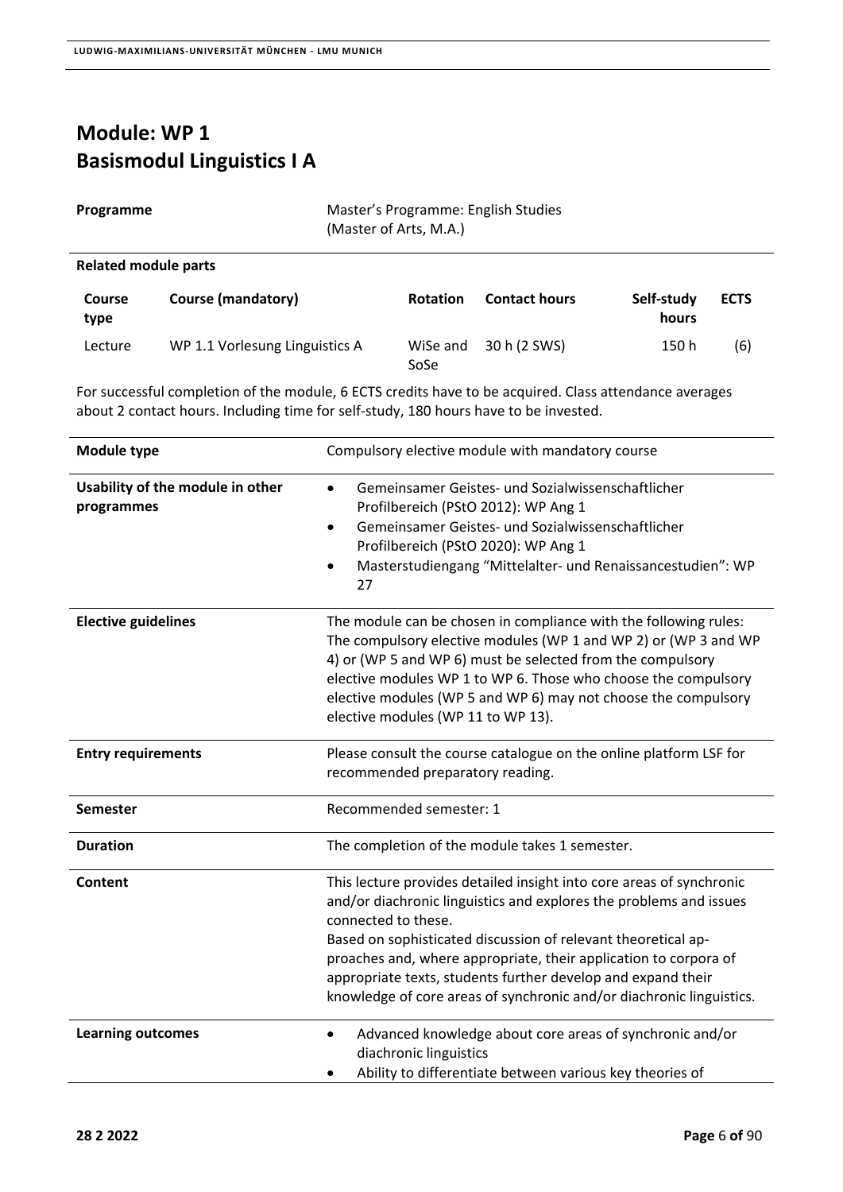# Module: WP 1
# Basismodul Linguistics I A

| | |
|---|---|
| **Programme** | Master's Programme: English Studies (Master of Arts, M.A.) |

**Related module parts**

| Course type | Course (mandatory) | Rotation | Contact hours | Self-study hours | ECTS |
|---|---|---|---|---|---|
| Lecture | WP 1.1 Vorlesung Linguistics A | WiSe and SoSe | 30 h (2 SWS) | 150 h | (6) |

For successful completion of the module, 6 ECTS credits have to be acquired. Class attendance averages about 2 contact hours. Including time for self-study, 180 hours have to be invested.

| | |
|---|---|
| **Module type** | Compulsory elective module with mandatory course |
| **Usability of the module in other programmes** | • Gemeinsamer Geistes- und Sozialwissenschaftlicher Profilbereich (PStO 2012): WP Ang 1<br>• Gemeinsamer Geistes- und Sozialwissenschaftlicher Profilbereich (PStO 2020): WP Ang 1<br>• Masterstudiengang "Mittelalter- und Renaissancestudien": WP 27 |
| **Elective guidelines** | The module can be chosen in compliance with the following rules: The compulsory elective modules (WP 1 and WP 2) or (WP 3 and WP 4) or (WP 5 and WP 6) must be selected from the compulsory elective modules WP 1 to WP 6. Those who choose the compulsory elective modules (WP 5 and WP 6) may not choose the compulsory elective modules (WP 11 to WP 13). |
| **Entry requirements** | Please consult the course catalogue on the online platform LSF for recommended preparatory reading. |
| **Semester** | Recommended semester: 1 |
| **Duration** | The completion of the module takes 1 semester. |
| **Content** | This lecture provides detailed insight into core areas of synchronic and/or diachronic linguistics and explores the problems and issues connected to these.<br>Based on sophisticated discussion of relevant theoretical approaches and, where appropriate, their application to corpora of appropriate texts, students further develop and expand their knowledge of core areas of synchronic and/or diachronic linguistics. |
| **Learning outcomes** | • Advanced knowledge about core areas of synchronic and/or diachronic linguistics<br>• Ability to differentiate between various key theories of |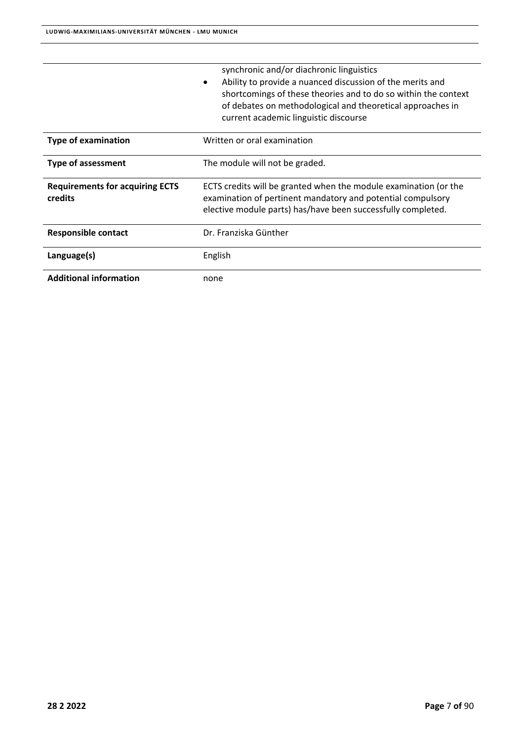| | |
|---|---|
| | synchronic and/or diachronic linguistics<br>• Ability to provide a nuanced discussion of the merits and shortcomings of these theories and to do so within the context of debates on methodological and theoretical approaches in current academic linguistic discourse |
| **Type of examination** | Written or oral examination |
| **Type of assessment** | The module will not be graded. |
| **Requirements for acquiring ECTS credits** | ECTS credits will be granted when the module examination (or the examination of pertinent mandatory and potential compulsory elective module parts) has/have been successfully completed. |
| **Responsible contact** | Dr. Franziska Günther |
| **Language(s)** | English |
| **Additional information** | none |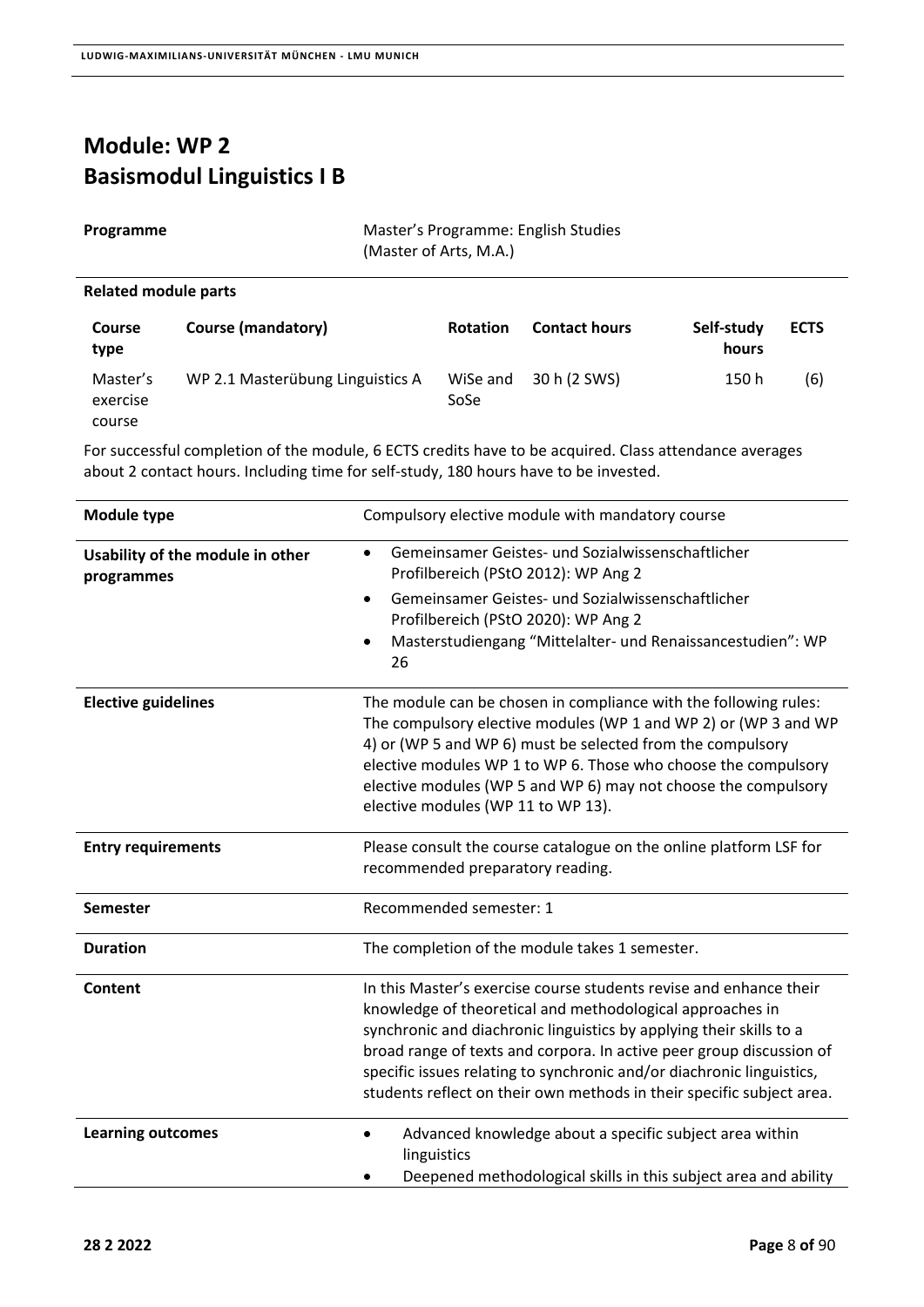# Module: WP 2
# Basismodul Linguistics I B

| | |
|---|---|
| **Programme** | Master's Programme: English Studies (Master of Arts, M.A.) |

**Related module parts**

| Course type | Course (mandatory) | Rotation | Contact hours | Self-study hours | ECTS |
|---|---|---|---|---|---|
| Master's exercise course | WP 2.1 Masterübung Linguistics A | WiSe and SoSe | 30 h (2 SWS) | 150 h | (6) |

For successful completion of the module, 6 ECTS credits have to be acquired. Class attendance averages about 2 contact hours. Including time for self-study, 180 hours have to be invested.

| | |
|---|---|
| **Module type** | Compulsory elective module with mandatory course |
| **Usability of the module in other programmes** | • Gemeinsamer Geistes- und Sozialwissenschaftlicher Profilbereich (PStO 2012): WP Ang 2<br>• Gemeinsamer Geistes- und Sozialwissenschaftlicher Profilbereich (PStO 2020): WP Ang 2<br>• Masterstudiengang "Mittelalter- und Renaissancestudien": WP 26 |
| **Elective guidelines** | The module can be chosen in compliance with the following rules: The compulsory elective modules (WP 1 and WP 2) or (WP 3 and WP 4) or (WP 5 and WP 6) must be selected from the compulsory elective modules WP 1 to WP 6. Those who choose the compulsory elective modules (WP 5 and WP 6) may not choose the compulsory elective modules (WP 11 to WP 13). |
| **Entry requirements** | Please consult the course catalogue on the online platform LSF for recommended preparatory reading. |
| **Semester** | Recommended semester: 1 |
| **Duration** | The completion of the module takes 1 semester. |
| **Content** | In this Master's exercise course students revise and enhance their knowledge of theoretical and methodological approaches in synchronic and diachronic linguistics by applying their skills to a broad range of texts and corpora. In active peer group discussion of specific issues relating to synchronic and/or diachronic linguistics, students reflect on their own methods in their specific subject area. |
| **Learning outcomes** | • Advanced knowledge about a specific subject area within linguistics<br>• Deepened methodological skills in this subject area and ability |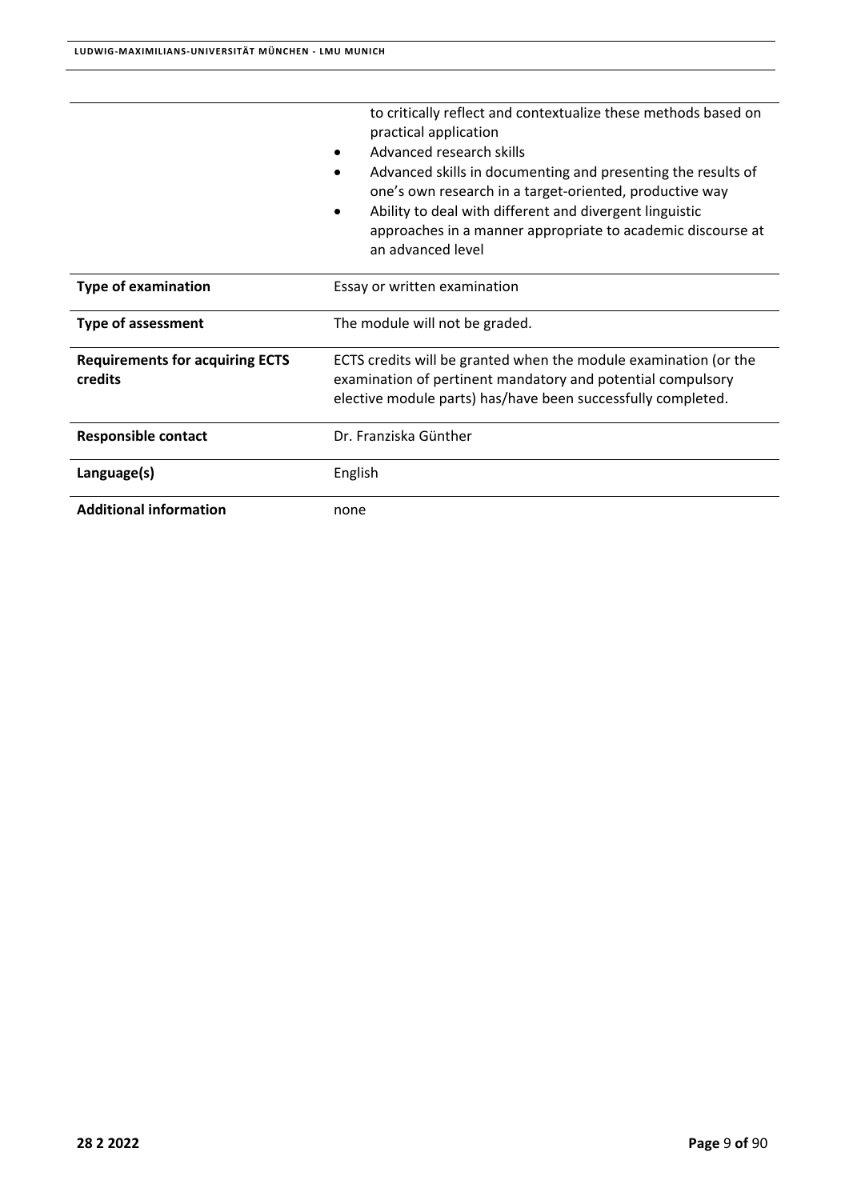| | |
|---|---|
| | to critically reflect and contextualize these methods based on practical application<br>• Advanced research skills<br>• Advanced skills in documenting and presenting the results of one's own research in a target-oriented, productive way<br>• Ability to deal with different and divergent linguistic approaches in a manner appropriate to academic discourse at an advanced level |
| **Type of examination** | Essay or written examination |
| **Type of assessment** | The module will not be graded. |
| **Requirements for acquiring ECTS credits** | ECTS credits will be granted when the module examination (or the examination of pertinent mandatory and potential compulsory elective module parts) has/have been successfully completed. |
| **Responsible contact** | Dr. Franziska Günther |
| **Language(s)** | English |
| **Additional information** | none |

28 2 2022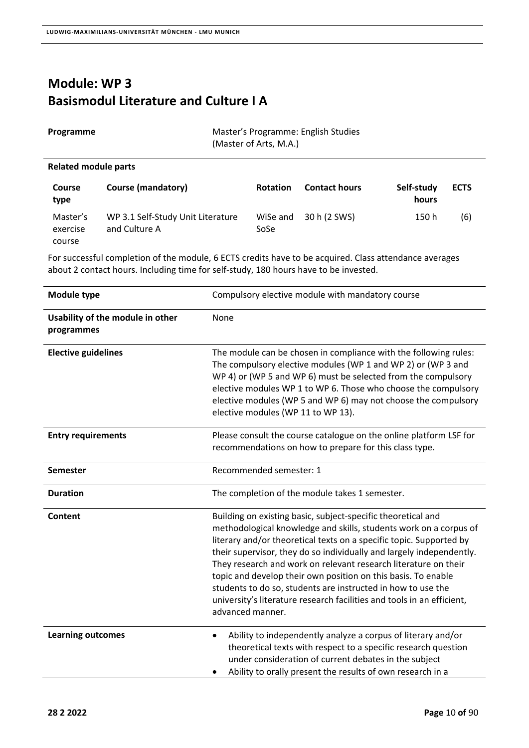# Module: WP 3
# Basismodul Literature and Culture I A

| **Programme** | Master's Programme: English Studies (Master of Arts, M.A.) |
|---|---|

**Related module parts**

| Course type | Course (mandatory) | Rotation | Contact hours | Self-study hours | ECTS |
|---|---|---|---|---|---|
| Master's exercise course | WP 3.1 Self-Study Unit Literature and Culture A | WiSe and SoSe | 30 h (2 SWS) | 150 h | (6) |

For successful completion of the module, 6 ECTS credits have to be acquired. Class attendance averages about 2 contact hours. Including time for self-study, 180 hours have to be invested.

| | |
|---|---|
| **Module type** | Compulsory elective module with mandatory course |
| **Usability of the module in other programmes** | None |
| **Elective guidelines** | The module can be chosen in compliance with the following rules: The compulsory elective modules (WP 1 and WP 2) or (WP 3 and WP 4) or (WP 5 and WP 6) must be selected from the compulsory elective modules WP 1 to WP 6. Those who choose the compulsory elective modules (WP 5 and WP 6) may not choose the compulsory elective modules (WP 11 to WP 13). |
| **Entry requirements** | Please consult the course catalogue on the online platform LSF for recommendations on how to prepare for this class type. |
| **Semester** | Recommended semester: 1 |
| **Duration** | The completion of the module takes 1 semester. |
| **Content** | Building on existing basic, subject-specific theoretical and methodological knowledge and skills, students work on a corpus of literary and/or theoretical texts on a specific topic. Supported by their supervisor, they do so individually and largely independently. They research and work on relevant research literature on their topic and develop their own position on this basis. To enable students to do so, students are instructed in how to use the university's literature research facilities and tools in an efficient, advanced manner. |
| **Learning outcomes** | • Ability to independently analyze a corpus of literary and/or theoretical texts with respect to a specific research question under consideration of current debates in the subject<br>• Ability to orally present the results of own research in a |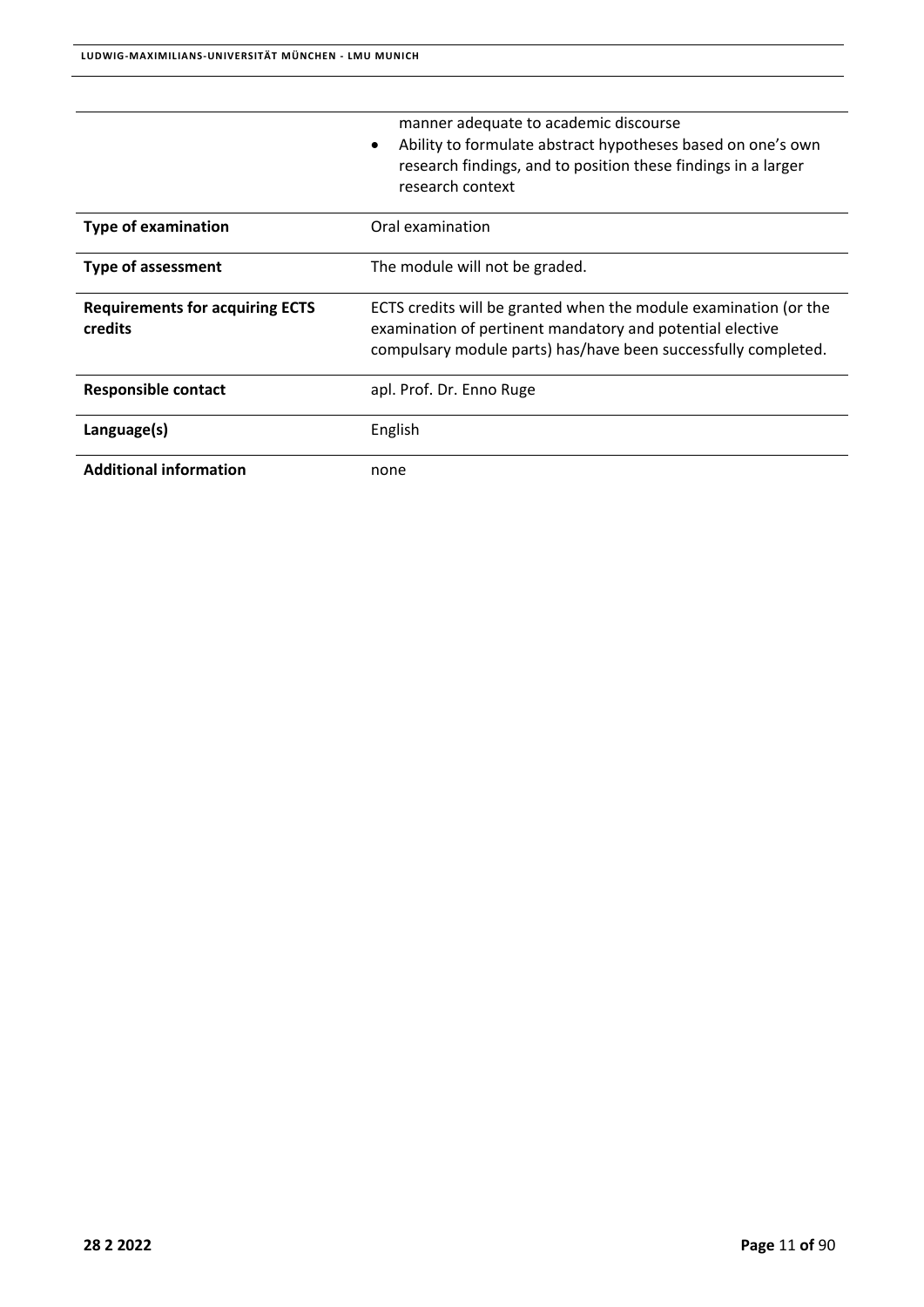| | |
|---|---|
| | manner adequate to academic discourse<br>• Ability to formulate abstract hypotheses based on one's own research findings, and to position these findings in a larger research context |
| **Type of examination** | Oral examination |
| **Type of assessment** | The module will not be graded. |
| **Requirements for acquiring ECTS credits** | ECTS credits will be granted when the module examination (or the examination of pertinent mandatory and potential elective compulsary module parts) has/have been successfully completed. |
| **Responsible contact** | apl. Prof. Dr. Enno Ruge |
| **Language(s)** | English |
| **Additional information** | none |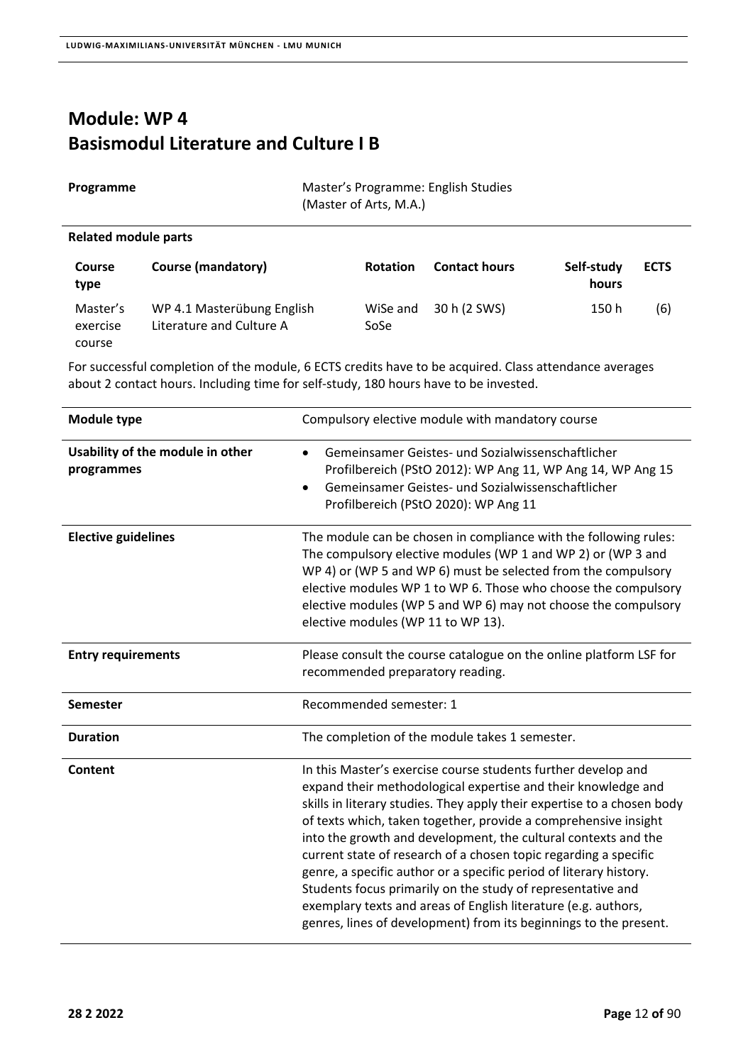# Module: WP 4
# Basismodul Literature and Culture I B

| | |
|---|---|
| **Programme** | Master's Programme: English Studies (Master of Arts, M.A.) |

**Related module parts**

| Course type | Course (mandatory) | Rotation | Contact hours | Self-study hours | ECTS |
|---|---|---|---|---|---|
| Master's exercise course | WP 4.1 Masterübung English Literature and Culture A | WiSe and SoSe | 30 h (2 SWS) | 150 h | (6) |

For successful completion of the module, 6 ECTS credits have to be acquired. Class attendance averages about 2 contact hours. Including time for self-study, 180 hours have to be invested.

| | |
|---|---|
| **Module type** | Compulsory elective module with mandatory course |
| **Usability of the module in other programmes** | • Gemeinsamer Geistes- und Sozialwissenschaftlicher Profilbereich (PStO 2012): WP Ang 11, WP Ang 14, WP Ang 15<br>• Gemeinsamer Geistes- und Sozialwissenschaftlicher Profilbereich (PStO 2020): WP Ang 11 |
| **Elective guidelines** | The module can be chosen in compliance with the following rules: The compulsory elective modules (WP 1 and WP 2) or (WP 3 and WP 4) or (WP 5 and WP 6) must be selected from the compulsory elective modules WP 1 to WP 6. Those who choose the compulsory elective modules (WP 5 and WP 6) may not choose the compulsory elective modules (WP 11 to WP 13). |
| **Entry requirements** | Please consult the course catalogue on the online platform LSF for recommended preparatory reading. |
| **Semester** | Recommended semester: 1 |
| **Duration** | The completion of the module takes 1 semester. |
| **Content** | In this Master's exercise course students further develop and expand their methodological expertise and their knowledge and skills in literary studies. They apply their expertise to a chosen body of texts which, taken together, provide a comprehensive insight into the growth and development, the cultural contexts and the current state of research of a chosen topic regarding a specific genre, a specific author or a specific period of literary history. Students focus primarily on the study of representative and exemplary texts and areas of English literature (e.g. authors, genres, lines of development) from its beginnings to the present. |

28 2 2022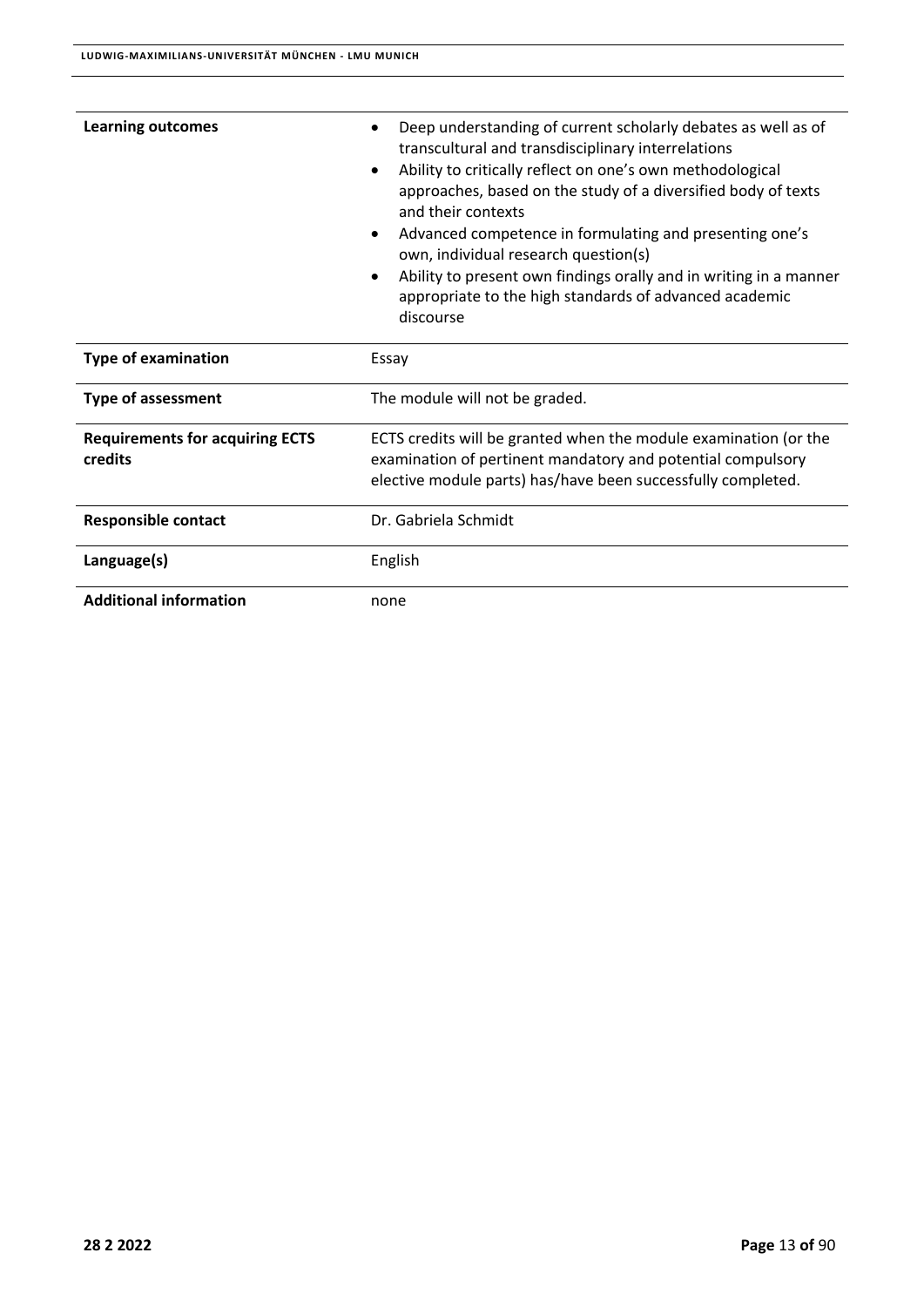| | |
|---|---|
| **Learning outcomes** | • Deep understanding of current scholarly debates as well as of transcultural and transdisciplinary interrelations<br>• Ability to critically reflect on one's own methodological approaches, based on the study of a diversified body of texts and their contexts<br>• Advanced competence in formulating and presenting one's own, individual research question(s)<br>• Ability to present own findings orally and in writing in a manner appropriate to the high standards of advanced academic discourse |
| **Type of examination** | Essay |
| **Type of assessment** | The module will not be graded. |
| **Requirements for acquiring ECTS credits** | ECTS credits will be granted when the module examination (or the examination of pertinent mandatory and potential compulsory elective module parts) has/have been successfully completed. |
| **Responsible contact** | Dr. Gabriela Schmidt |
| **Language(s)** | English |
| **Additional information** | none |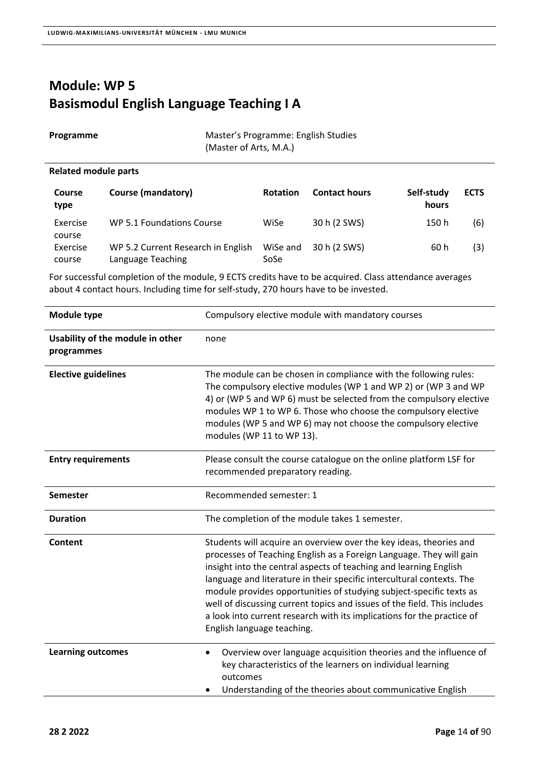# Module: WP 5
# Basismodul English Language Teaching I A

| | |
|---|---|
| **Programme** | Master's Programme: English Studies (Master of Arts, M.A.) |

**Related module parts**

| Course type | Course (mandatory) | Rotation | Contact hours | Self-study hours | ECTS |
|---|---|---|---|---|---|
| Exercise course | WP 5.1 Foundations Course | WiSe | 30 h (2 SWS) | 150 h | (6) |
| Exercise course | WP 5.2 Current Research in English Language Teaching | WiSe and SoSe | 30 h (2 SWS) | 60 h | (3) |

For successful completion of the module, 9 ECTS credits have to be acquired. Class attendance averages about 4 contact hours. Including time for self-study, 270 hours have to be invested.

| | |
|---|---|
| **Module type** | Compulsory elective module with mandatory courses |
| **Usability of the module in other programmes** | none |
| **Elective guidelines** | The module can be chosen in compliance with the following rules: The compulsory elective modules (WP 1 and WP 2) or (WP 3 and WP 4) or (WP 5 and WP 6) must be selected from the compulsory elective modules WP 1 to WP 6. Those who choose the compulsory elective modules (WP 5 and WP 6) may not choose the compulsory elective modules (WP 11 to WP 13). |
| **Entry requirements** | Please consult the course catalogue on the online platform LSF for recommended preparatory reading. |
| **Semester** | Recommended semester: 1 |
| **Duration** | The completion of the module takes 1 semester. |
| **Content** | Students will acquire an overview over the key ideas, theories and processes of Teaching English as a Foreign Language. They will gain insight into the central aspects of teaching and learning English language and literature in their specific intercultural contexts. The module provides opportunities of studying subject-specific texts as well of discussing current topics and issues of the field. This includes a look into current research with its implications for the practice of English language teaching. |
| **Learning outcomes** | • Overview over language acquisition theories and the influence of key characteristics of the learners on individual learning outcomes<br>• Understanding of the theories about communicative English |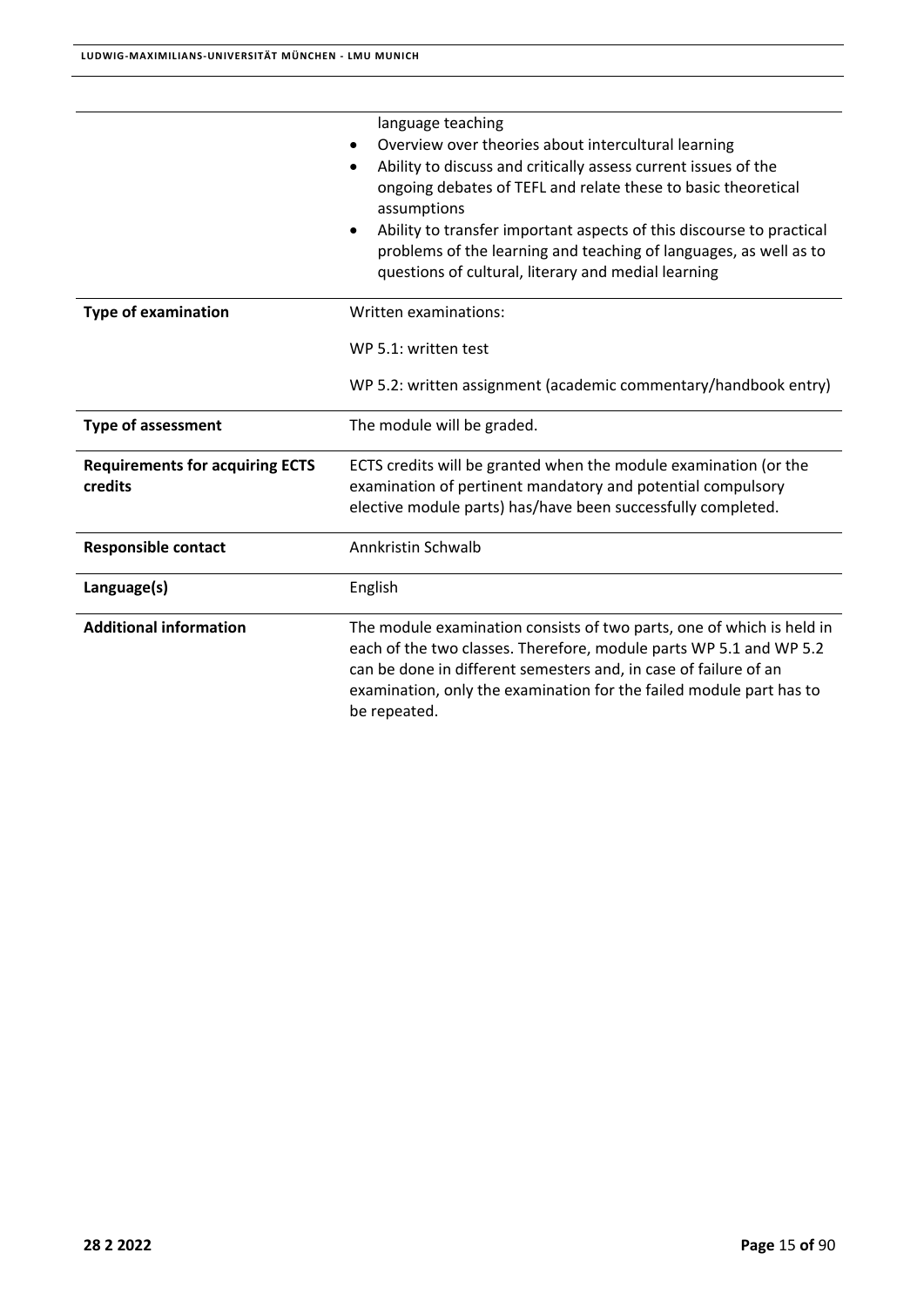| | |
|---|---|
| | language teaching<br>• Overview over theories about intercultural learning<br>• Ability to discuss and critically assess current issues of the ongoing debates of TEFL and relate these to basic theoretical assumptions<br>• Ability to transfer important aspects of this discourse to practical problems of the learning and teaching of languages, as well as to questions of cultural, literary and medial learning |
| **Type of examination** | Written examinations:<br><br>WP 5.1: written test<br><br>WP 5.2: written assignment (academic commentary/handbook entry) |
| **Type of assessment** | The module will be graded. |
| **Requirements for acquiring ECTS credits** | ECTS credits will be granted when the module examination (or the examination of pertinent mandatory and potential compulsory elective module parts) has/have been successfully completed. |
| **Responsible contact** | Annkristin Schwalb |
| **Language(s)** | English |
| **Additional information** | The module examination consists of two parts, one of which is held in each of the two classes. Therefore, module parts WP 5.1 and WP 5.2 can be done in different semesters and, in case of failure of an examination, only the examination for the failed module part has to be repeated. |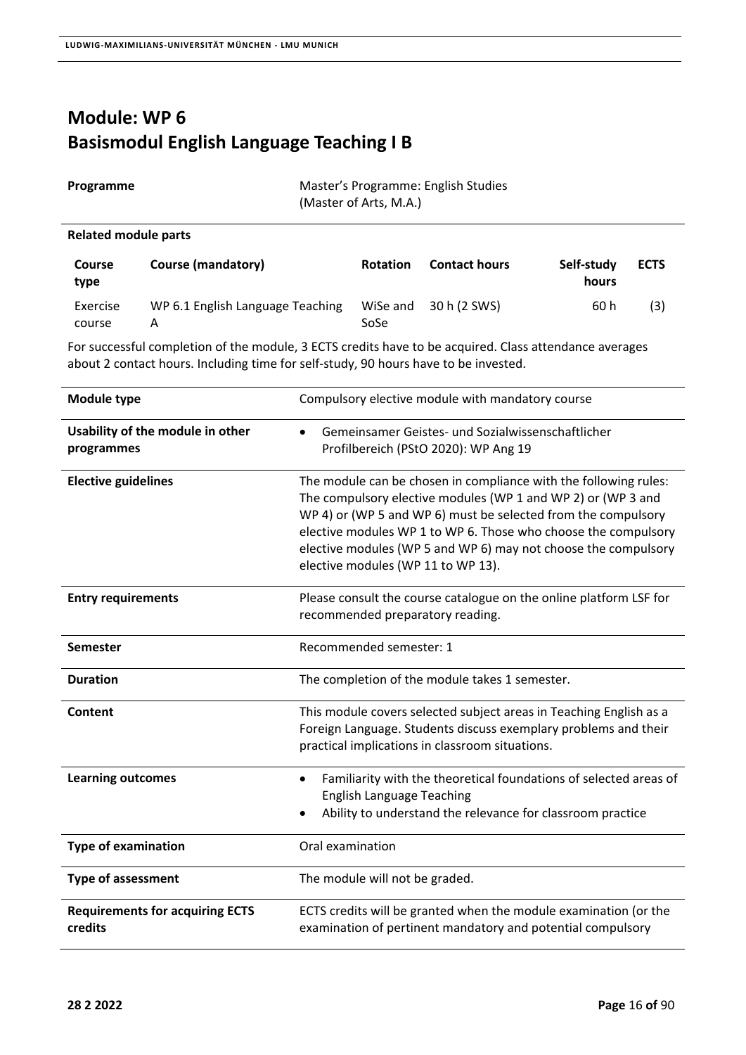# Module: WP 6
# Basismodul English Language Teaching I B

| | |
|---|---|
| **Programme** | Master's Programme: English Studies (Master of Arts, M.A.) |

**Related module parts**

| Course type | Course (mandatory) | Rotation | Contact hours | Self-study hours | ECTS |
|---|---|---|---|---|---|
| Exercise course | WP 6.1 English Language Teaching A | WiSe and SoSe | 30 h (2 SWS) | 60 h | (3) |

For successful completion of the module, 3 ECTS credits have to be acquired. Class attendance averages about 2 contact hours. Including time for self-study, 90 hours have to be invested.

| | |
|---|---|
| **Module type** | Compulsory elective module with mandatory course |
| **Usability of the module in other programmes** | • Gemeinsamer Geistes- und Sozialwissenschaftlicher Profilbereich (PStO 2020): WP Ang 19 |
| **Elective guidelines** | The module can be chosen in compliance with the following rules: The compulsory elective modules (WP 1 and WP 2) or (WP 3 and WP 4) or (WP 5 and WP 6) must be selected from the compulsory elective modules WP 1 to WP 6. Those who choose the compulsory elective modules (WP 5 and WP 6) may not choose the compulsory elective modules (WP 11 to WP 13). |
| **Entry requirements** | Please consult the course catalogue on the online platform LSF for recommended preparatory reading. |
| **Semester** | Recommended semester: 1 |
| **Duration** | The completion of the module takes 1 semester. |
| **Content** | This module covers selected subject areas in Teaching English as a Foreign Language. Students discuss exemplary problems and their practical implications in classroom situations. |
| **Learning outcomes** | • Familiarity with the theoretical foundations of selected areas of English Language Teaching<br>• Ability to understand the relevance for classroom practice |
| **Type of examination** | Oral examination |
| **Type of assessment** | The module will not be graded. |
| **Requirements for acquiring ECTS credits** | ECTS credits will be granted when the module examination (or the examination of pertinent mandatory and potential compulsory |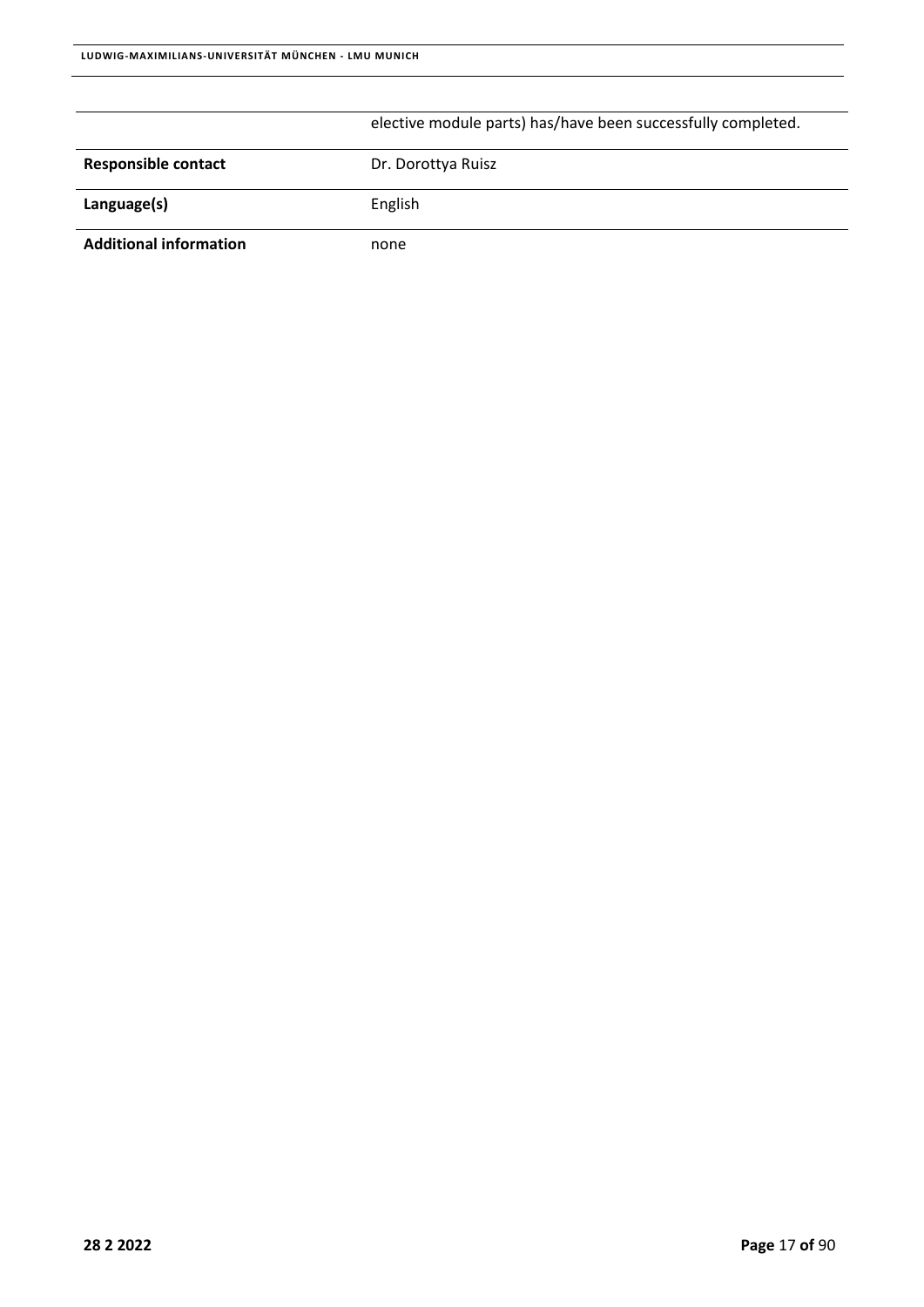|  |  |
|---|---|
|  | elective module parts) has/have been successfully completed. |
| **Responsible contact** | Dr. Dorottya Ruisz |
| **Language(s)** | English |
| **Additional information** | none |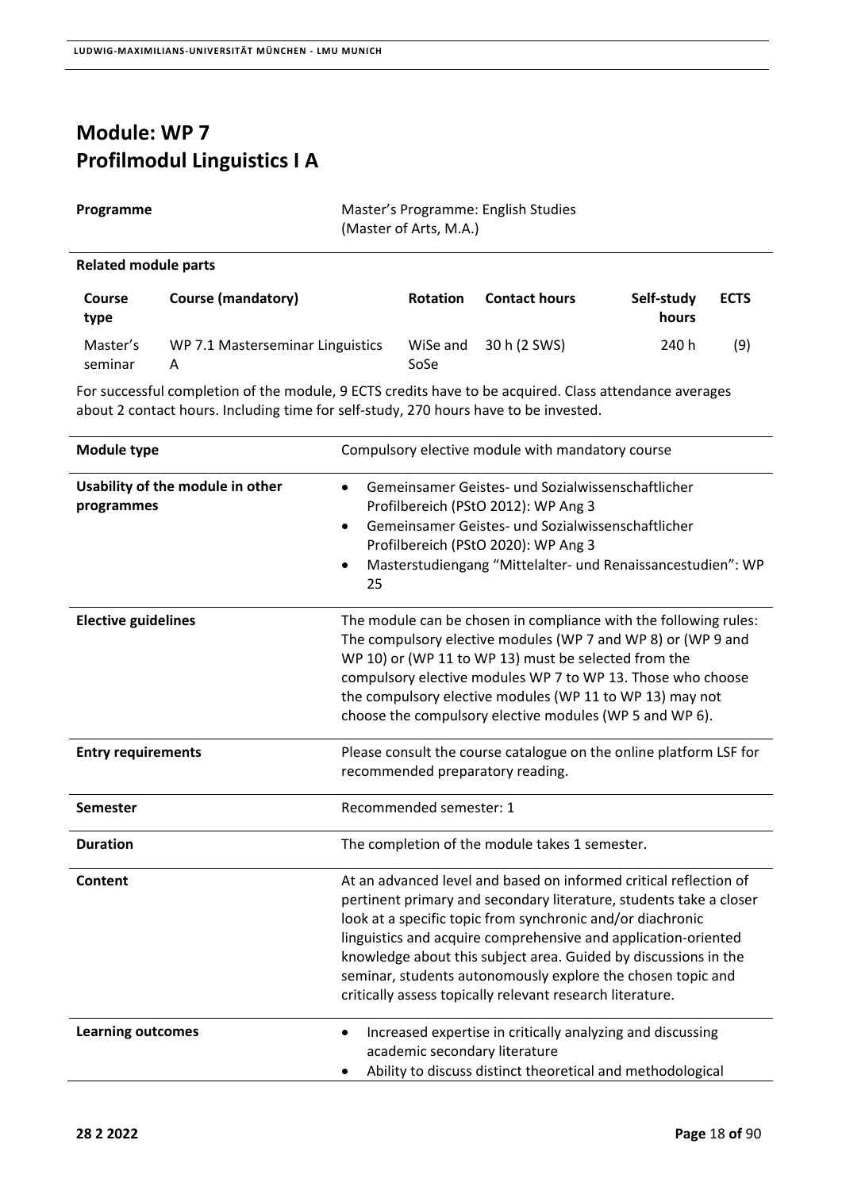# Module: WP 7
# Profilmodul Linguistics I A

**Programme** Master's Programme: English Studies (Master of Arts, M.A.)

**Related module parts**

| Course type | Course (mandatory) | Rotation | Contact hours | Self-study hours | ECTS |
|---|---|---|---|---|---|
| Master's seminar | WP 7.1 Masterseminar Linguistics A | WiSe and SoSe | 30 h (2 SWS) | 240 h | (9) |

For successful completion of the module, 9 ECTS credits have to be acquired. Class attendance averages about 2 contact hours. Including time for self-study, 270 hours have to be invested.

| | |
|---|---|
| **Module type** | Compulsory elective module with mandatory course |
| **Usability of the module in other programmes** | • Gemeinsamer Geistes- und Sozialwissenschaftlicher Profilbereich (PStO 2012): WP Ang 3<br>• Gemeinsamer Geistes- und Sozialwissenschaftlicher Profilbereich (PStO 2020): WP Ang 3<br>• Masterstudiengang "Mittelalter- und Renaissancestudien": WP 25 |
| **Elective guidelines** | The module can be chosen in compliance with the following rules: The compulsory elective modules (WP 7 and WP 8) or (WP 9 and WP 10) or (WP 11 to WP 13) must be selected from the compulsory elective modules WP 7 to WP 13. Those who choose the compulsory elective modules (WP 11 to WP 13) may not choose the compulsory elective modules (WP 5 and WP 6). |
| **Entry requirements** | Please consult the course catalogue on the online platform LSF for recommended preparatory reading. |
| **Semester** | Recommended semester: 1 |
| **Duration** | The completion of the module takes 1 semester. |
| **Content** | At an advanced level and based on informed critical reflection of pertinent primary and secondary literature, students take a closer look at a specific topic from synchronic and/or diachronic linguistics and acquire comprehensive and application-oriented knowledge about this subject area. Guided by discussions in the seminar, students autonomously explore the chosen topic and critically assess topically relevant research literature. |
| **Learning outcomes** | • Increased expertise in critically analyzing and discussing academic secondary literature<br>• Ability to discuss distinct theoretical and methodological |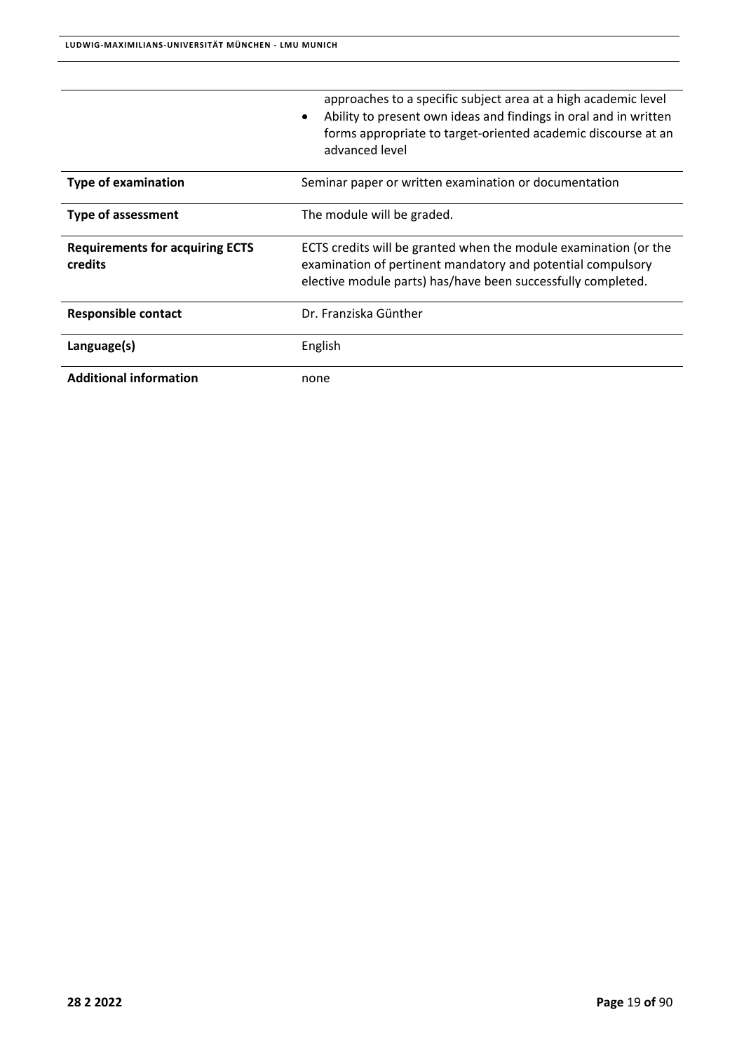| | |
|---|---|
| | approaches to a specific subject area at a high academic level<br>• Ability to present own ideas and findings in oral and in written forms appropriate to target-oriented academic discourse at an advanced level |
| **Type of examination** | Seminar paper or written examination or documentation |
| **Type of assessment** | The module will be graded. |
| **Requirements for acquiring ECTS credits** | ECTS credits will be granted when the module examination (or the examination of pertinent mandatory and potential compulsory elective module parts) has/have been successfully completed. |
| **Responsible contact** | Dr. Franziska Günther |
| **Language(s)** | English |
| **Additional information** | none |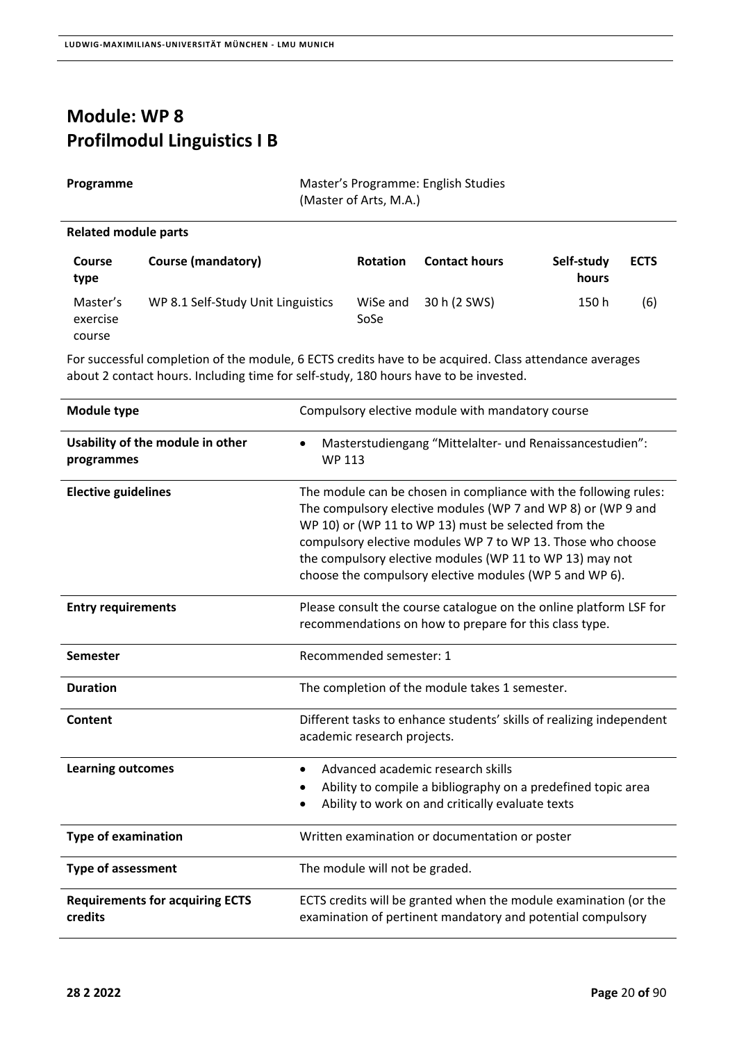# Module: WP 8
# Profilmodul Linguistics I B

| | |
|---|---|
| **Programme** | Master's Programme: English Studies (Master of Arts, M.A.) |

**Related module parts**

| Course type | Course (mandatory) | Rotation | Contact hours | Self-study hours | ECTS |
|---|---|---|---|---|---|
| Master's exercise course | WP 8.1 Self-Study Unit Linguistics | WiSe and SoSe | 30 h (2 SWS) | 150 h | (6) |

For successful completion of the module, 6 ECTS credits have to be acquired. Class attendance averages about 2 contact hours. Including time for self-study, 180 hours have to be invested.

| | |
|---|---|
| **Module type** | Compulsory elective module with mandatory course |
| **Usability of the module in other programmes** | • Masterstudiengang "Mittelalter- und Renaissancestudien": WP 113 |
| **Elective guidelines** | The module can be chosen in compliance with the following rules: The compulsory elective modules (WP 7 and WP 8) or (WP 9 and WP 10) or (WP 11 to WP 13) must be selected from the compulsory elective modules WP 7 to WP 13. Those who choose the compulsory elective modules (WP 11 to WP 13) may not choose the compulsory elective modules (WP 5 and WP 6). |
| **Entry requirements** | Please consult the course catalogue on the online platform LSF for recommendations on how to prepare for this class type. |
| **Semester** | Recommended semester: 1 |
| **Duration** | The completion of the module takes 1 semester. |
| **Content** | Different tasks to enhance students' skills of realizing independent academic research projects. |
| **Learning outcomes** | • Advanced academic research skills<br>• Ability to compile a bibliography on a predefined topic area<br>• Ability to work on and critically evaluate texts |
| **Type of examination** | Written examination or documentation or poster |
| **Type of assessment** | The module will not be graded. |
| **Requirements for acquiring ECTS credits** | ECTS credits will be granted when the module examination (or the examination of pertinent mandatory and potential compulsory |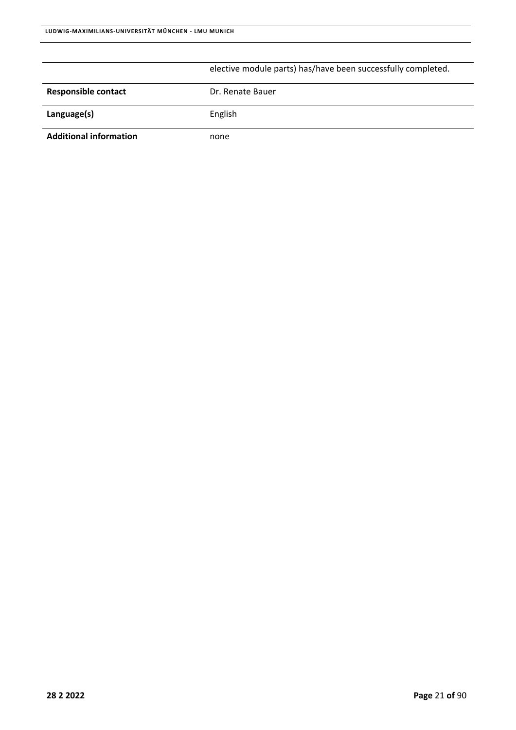| | |
|---|---|
| | elective module parts) has/have been successfully completed. |
| **Responsible contact** | Dr. Renate Bauer |
| **Language(s)** | English |
| **Additional information** | none |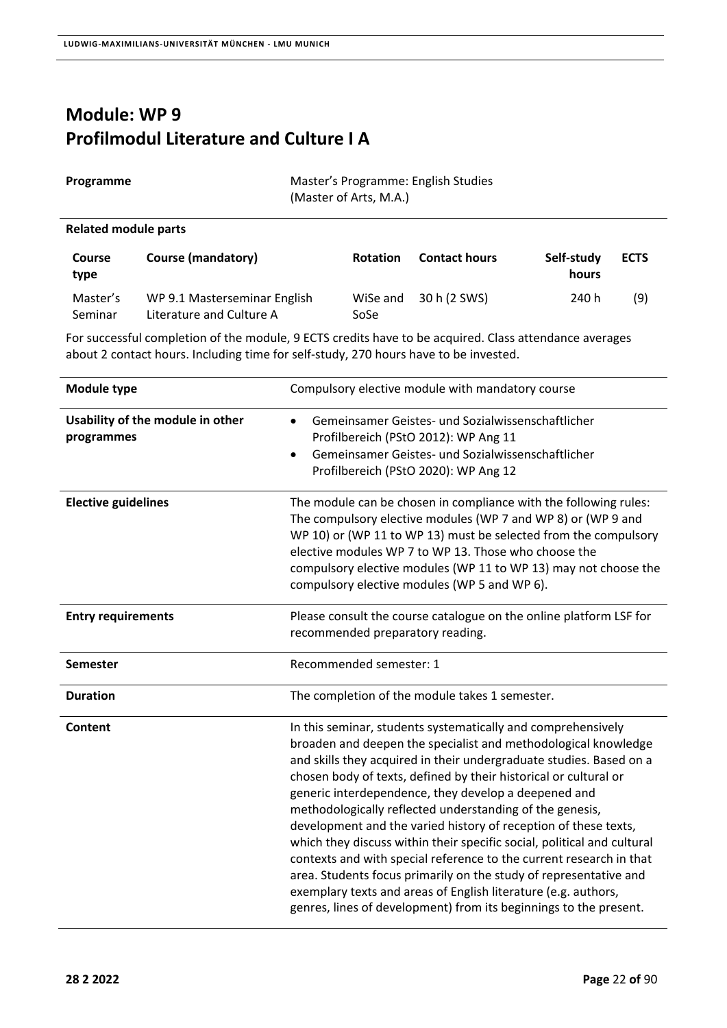# Module: WP 9
# Profilmodul Literature and Culture I A

| | |
|---|---|
| **Programme** | Master's Programme: English Studies (Master of Arts, M.A.) |

**Related module parts**

| Course type | Course (mandatory) | Rotation | Contact hours | Self-study hours | ECTS |
|---|---|---|---|---|---|
| Master's Seminar | WP 9.1 Masterseminar English Literature and Culture A | WiSe and SoSe | 30 h (2 SWS) | 240 h | (9) |

For successful completion of the module, 9 ECTS credits have to be acquired. Class attendance averages about 2 contact hours. Including time for self-study, 270 hours have to be invested.

| | |
|---|---|
| **Module type** | Compulsory elective module with mandatory course |
| **Usability of the module in other programmes** | • Gemeinsamer Geistes- und Sozialwissenschaftlicher Profilbereich (PStO 2012): WP Ang 11<br>• Gemeinsamer Geistes- und Sozialwissenschaftlicher Profilbereich (PStO 2020): WP Ang 12 |
| **Elective guidelines** | The module can be chosen in compliance with the following rules: The compulsory elective modules (WP 7 and WP 8) or (WP 9 and WP 10) or (WP 11 to WP 13) must be selected from the compulsory elective modules WP 7 to WP 13. Those who choose the compulsory elective modules (WP 11 to WP 13) may not choose the compulsory elective modules (WP 5 and WP 6). |
| **Entry requirements** | Please consult the course catalogue on the online platform LSF for recommended preparatory reading. |
| **Semester** | Recommended semester: 1 |
| **Duration** | The completion of the module takes 1 semester. |
| **Content** | In this seminar, students systematically and comprehensively broaden and deepen the specialist and methodological knowledge and skills they acquired in their undergraduate studies. Based on a chosen body of texts, defined by their historical or cultural or generic interdependence, they develop a deepened and methodologically reflected understanding of the genesis, development and the varied history of reception of these texts, which they discuss within their specific social, political and cultural contexts and with special reference to the current research in that area. Students focus primarily on the study of representative and exemplary texts and areas of English literature (e.g. authors, genres, lines of development) from its beginnings to the present. |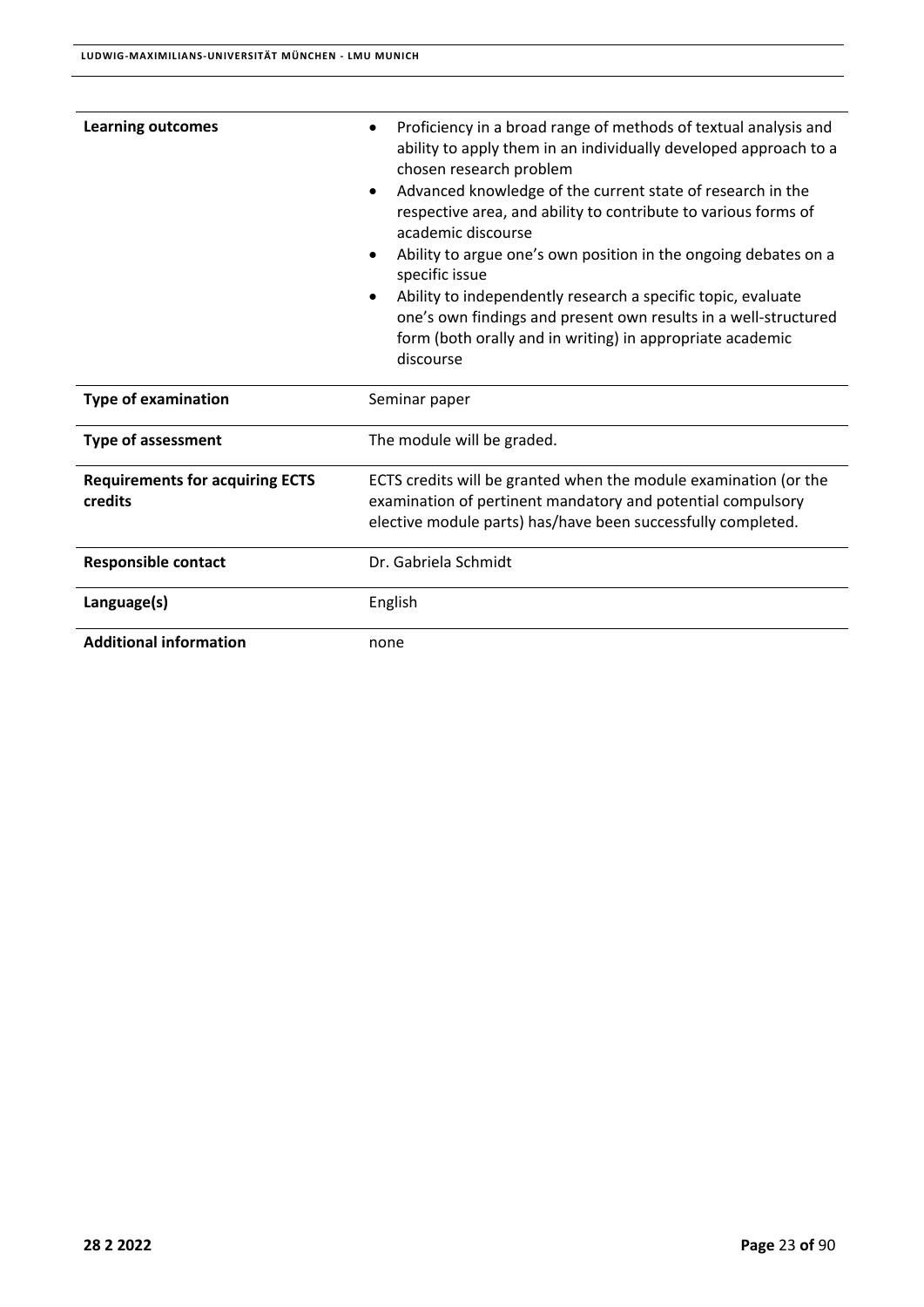| | |
|---|---|
| **Learning outcomes** | • Proficiency in a broad range of methods of textual analysis and ability to apply them in an individually developed approach to a chosen research problem<br>• Advanced knowledge of the current state of research in the respective area, and ability to contribute to various forms of academic discourse<br>• Ability to argue one's own position in the ongoing debates on a specific issue<br>• Ability to independently research a specific topic, evaluate one's own findings and present own results in a well-structured form (both orally and in writing) in appropriate academic discourse |
| **Type of examination** | Seminar paper |
| **Type of assessment** | The module will be graded. |
| **Requirements for acquiring ECTS credits** | ECTS credits will be granted when the module examination (or the examination of pertinent mandatory and potential compulsory elective module parts) has/have been successfully completed. |
| **Responsible contact** | Dr. Gabriela Schmidt |
| **Language(s)** | English |
| **Additional information** | none |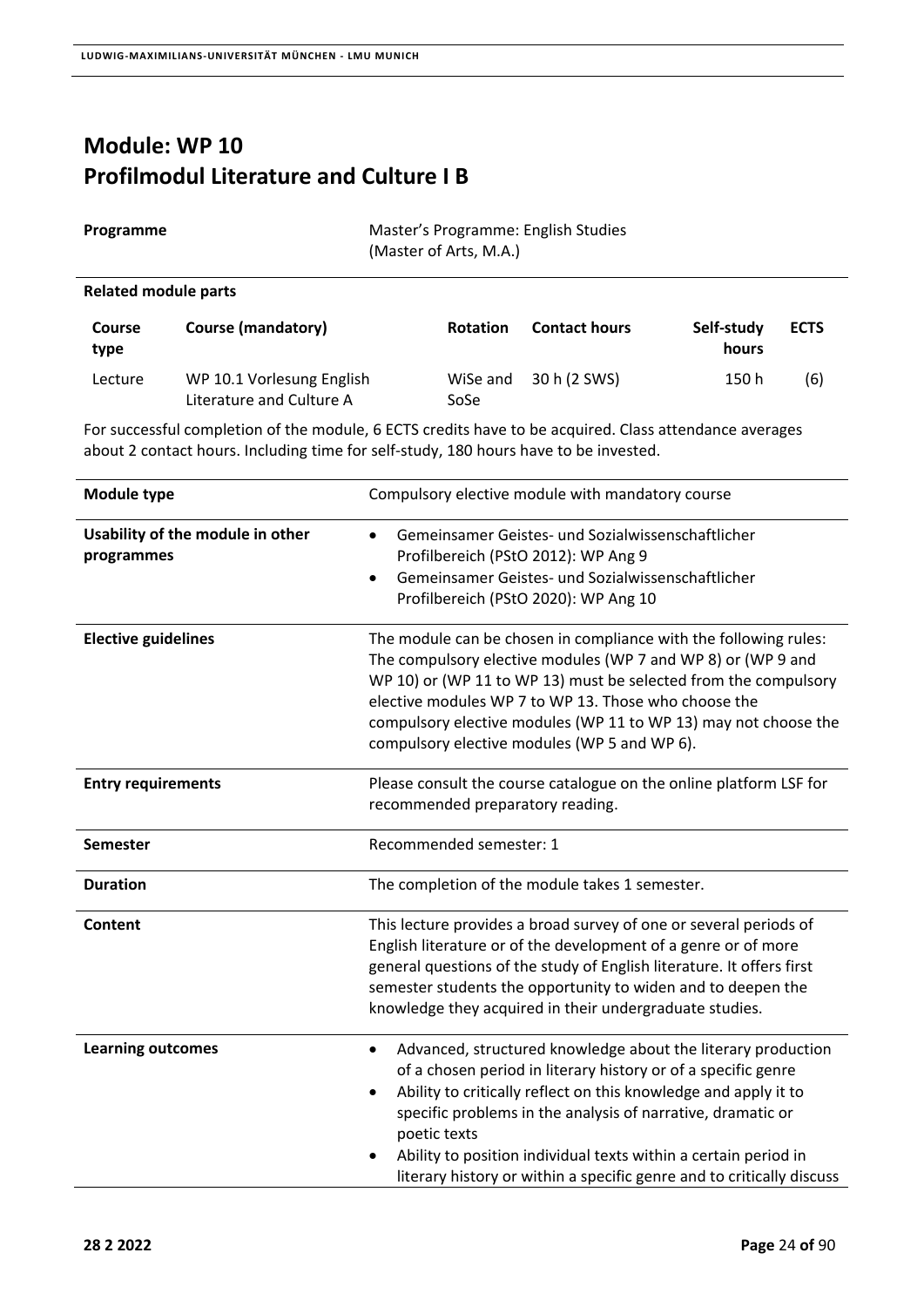# Module: WP 10
# Profilmodul Literature and Culture I B

| **Programme** | Master's Programme: English Studies (Master of Arts, M.A.) |
|---|---|

**Related module parts**

| Course type | Course (mandatory) | Rotation | Contact hours | Self-study hours | ECTS |
|---|---|---|---|---|---|
| Lecture | WP 10.1 Vorlesung English Literature and Culture A | WiSe and SoSe | 30 h (2 SWS) | 150 h | (6) |

For successful completion of the module, 6 ECTS credits have to be acquired. Class attendance averages about 2 contact hours. Including time for self-study, 180 hours have to be invested.

| | |
|---|---|
| **Module type** | Compulsory elective module with mandatory course |
| **Usability of the module in other programmes** | • Gemeinsamer Geistes- und Sozialwissenschaftlicher Profilbereich (PStO 2012): WP Ang 9<br>• Gemeinsamer Geistes- und Sozialwissenschaftlicher Profilbereich (PStO 2020): WP Ang 10 |
| **Elective guidelines** | The module can be chosen in compliance with the following rules: The compulsory elective modules (WP 7 and WP 8) or (WP 9 and WP 10) or (WP 11 to WP 13) must be selected from the compulsory elective modules WP 7 to WP 13. Those who choose the compulsory elective modules (WP 11 to WP 13) may not choose the compulsory elective modules (WP 5 and WP 6). |
| **Entry requirements** | Please consult the course catalogue on the online platform LSF for recommended preparatory reading. |
| **Semester** | Recommended semester: 1 |
| **Duration** | The completion of the module takes 1 semester. |
| **Content** | This lecture provides a broad survey of one or several periods of English literature or of the development of a genre or of more general questions of the study of English literature. It offers first semester students the opportunity to widen and to deepen the knowledge they acquired in their undergraduate studies. |
| **Learning outcomes** | • Advanced, structured knowledge about the literary production of a chosen period in literary history or of a specific genre<br>• Ability to critically reflect on this knowledge and apply it to specific problems in the analysis of narrative, dramatic or poetic texts<br>• Ability to position individual texts within a certain period in literary history or within a specific genre and to critically discuss |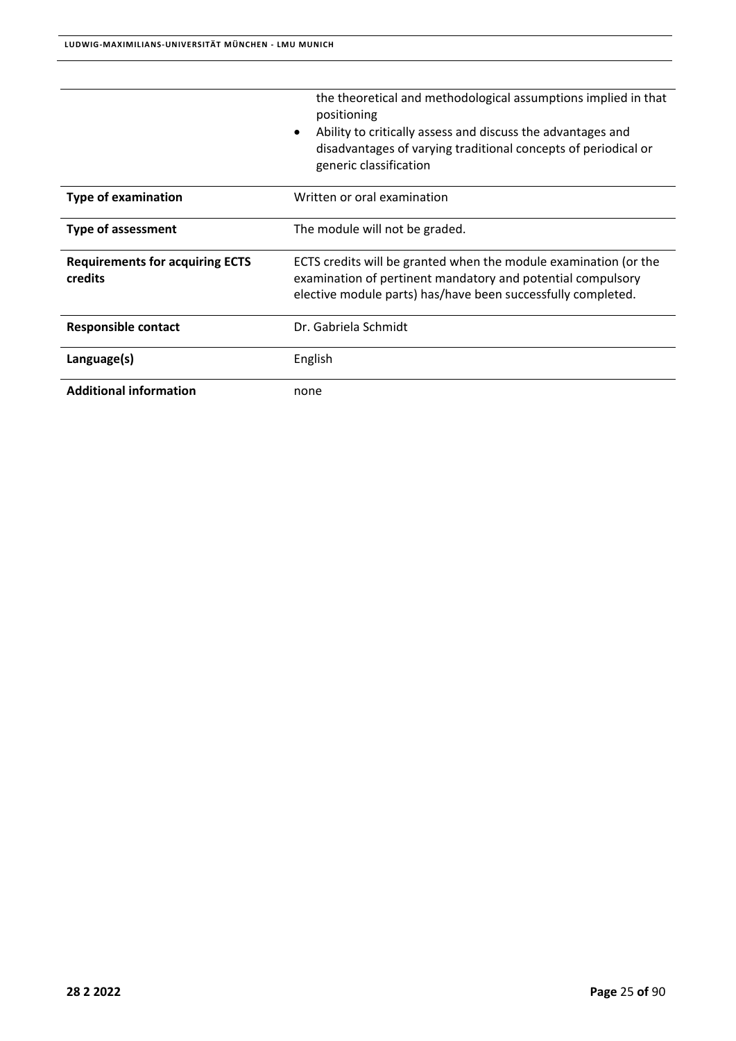| | |
|---|---|
| | the theoretical and methodological assumptions implied in that positioning<br>• Ability to critically assess and discuss the advantages and disadvantages of varying traditional concepts of periodical or generic classification |
| **Type of examination** | Written or oral examination |
| **Type of assessment** | The module will not be graded. |
| **Requirements for acquiring ECTS credits** | ECTS credits will be granted when the module examination (or the examination of pertinent mandatory and potential compulsory elective module parts) has/have been successfully completed. |
| **Responsible contact** | Dr. Gabriela Schmidt |
| **Language(s)** | English |
| **Additional information** | none |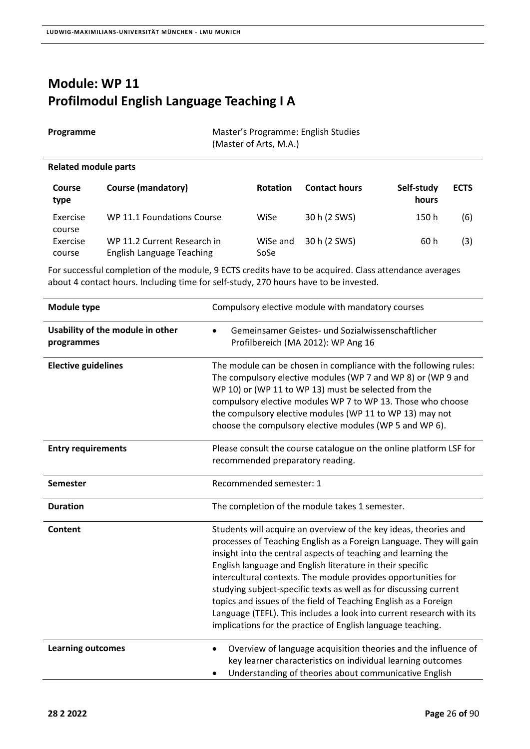# Module: WP 11
# Profilmodul English Language Teaching I A

| **Programme** | Master's Programme: English Studies (Master of Arts, M.A.) |
|---|---|

**Related module parts**

| Course type | Course (mandatory) | Rotation | Contact hours | Self-study hours | ECTS |
|---|---|---|---|---|---|
| Exercise course | WP 11.1 Foundations Course | WiSe | 30 h (2 SWS) | 150 h | (6) |
| Exercise course | WP 11.2 Current Research in English Language Teaching | WiSe and SoSe | 30 h (2 SWS) | 60 h | (3) |

For successful completion of the module, 9 ECTS credits have to be acquired. Class attendance averages about 4 contact hours. Including time for self-study, 270 hours have to be invested.

| | |
|---|---|
| **Module type** | Compulsory elective module with mandatory courses |
| **Usability of the module in other programmes** | • Gemeinsamer Geistes- und Sozialwissenschaftlicher Profilbereich (MA 2012): WP Ang 16 |
| **Elective guidelines** | The module can be chosen in compliance with the following rules: The compulsory elective modules (WP 7 and WP 8) or (WP 9 and WP 10) or (WP 11 to WP 13) must be selected from the compulsory elective modules WP 7 to WP 13. Those who choose the compulsory elective modules (WP 11 to WP 13) may not choose the compulsory elective modules (WP 5 and WP 6). |
| **Entry requirements** | Please consult the course catalogue on the online platform LSF for recommended preparatory reading. |
| **Semester** | Recommended semester: 1 |
| **Duration** | The completion of the module takes 1 semester. |
| **Content** | Students will acquire an overview of the key ideas, theories and processes of Teaching English as a Foreign Language. They will gain insight into the central aspects of teaching and learning the English language and English literature in their specific intercultural contexts. The module provides opportunities for studying subject-specific texts as well as for discussing current topics and issues of the field of Teaching English as a Foreign Language (TEFL). This includes a look into current research with its implications for the practice of English language teaching. |
| **Learning outcomes** | • Overview of language acquisition theories and the influence of key learner characteristics on individual learning outcomes<br>• Understanding of theories about communicative English |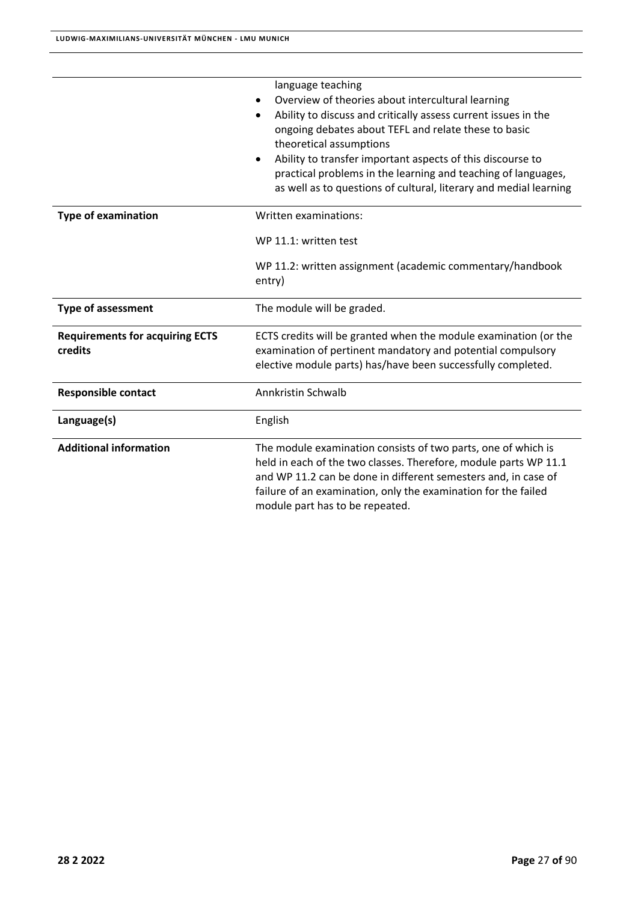| | |
|---|---|
| | language teaching<br>• Overview of theories about intercultural learning<br>• Ability to discuss and critically assess current issues in the ongoing debates about TEFL and relate these to basic theoretical assumptions<br>• Ability to transfer important aspects of this discourse to practical problems in the learning and teaching of languages, as well as to questions of cultural, literary and medial learning |
| **Type of examination** | Written examinations:<br><br>WP 11.1: written test<br><br>WP 11.2: written assignment (academic commentary/handbook entry) |
| **Type of assessment** | The module will be graded. |
| **Requirements for acquiring ECTS credits** | ECTS credits will be granted when the module examination (or the examination of pertinent mandatory and potential compulsory elective module parts) has/have been successfully completed. |
| **Responsible contact** | Annkristin Schwalb |
| **Language(s)** | English |
| **Additional information** | The module examination consists of two parts, one of which is held in each of the two classes. Therefore, module parts WP 11.1 and WP 11.2 can be done in different semesters and, in case of failure of an examination, only the examination for the failed module part has to be repeated. |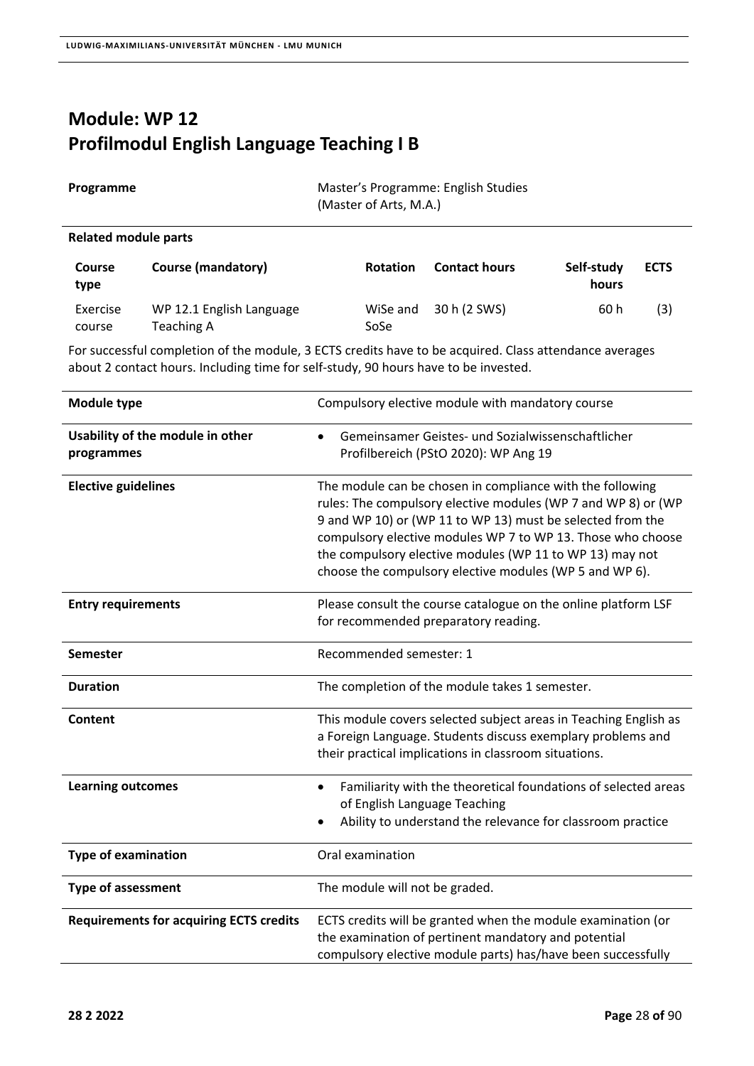# Module: WP 12
# Profilmodul English Language Teaching I B

| | |
|---|---|
| **Programme** | Master's Programme: English Studies (Master of Arts, M.A.) |

**Related module parts**

| Course type | Course (mandatory) | Rotation | Contact hours | Self-study hours | ECTS |
|---|---|---|---|---|---|
| Exercise course | WP 12.1 English Language Teaching A | WiSe and SoSe | 30 h (2 SWS) | 60 h | (3) |

For successful completion of the module, 3 ECTS credits have to be acquired. Class attendance averages about 2 contact hours. Including time for self-study, 90 hours have to be invested.

| | |
|---|---|
| **Module type** | Compulsory elective module with mandatory course |
| **Usability of the module in other programmes** | • Gemeinsamer Geistes- und Sozialwissenschaftlicher Profilbereich (PStO 2020): WP Ang 19 |
| **Elective guidelines** | The module can be chosen in compliance with the following rules: The compulsory elective modules (WP 7 and WP 8) or (WP 9 and WP 10) or (WP 11 to WP 13) must be selected from the compulsory elective modules WP 7 to WP 13. Those who choose the compulsory elective modules (WP 11 to WP 13) may not choose the compulsory elective modules (WP 5 and WP 6). |
| **Entry requirements** | Please consult the course catalogue on the online platform LSF for recommended preparatory reading. |
| **Semester** | Recommended semester: 1 |
| **Duration** | The completion of the module takes 1 semester. |
| **Content** | This module covers selected subject areas in Teaching English as a Foreign Language. Students discuss exemplary problems and their practical implications in classroom situations. |
| **Learning outcomes** | • Familiarity with the theoretical foundations of selected areas of English Language Teaching<br>• Ability to understand the relevance for classroom practice |
| **Type of examination** | Oral examination |
| **Type of assessment** | The module will not be graded. |
| **Requirements for acquiring ECTS credits** | ECTS credits will be granted when the module examination (or the examination of pertinent mandatory and potential compulsory elective module parts) has/have been successfully |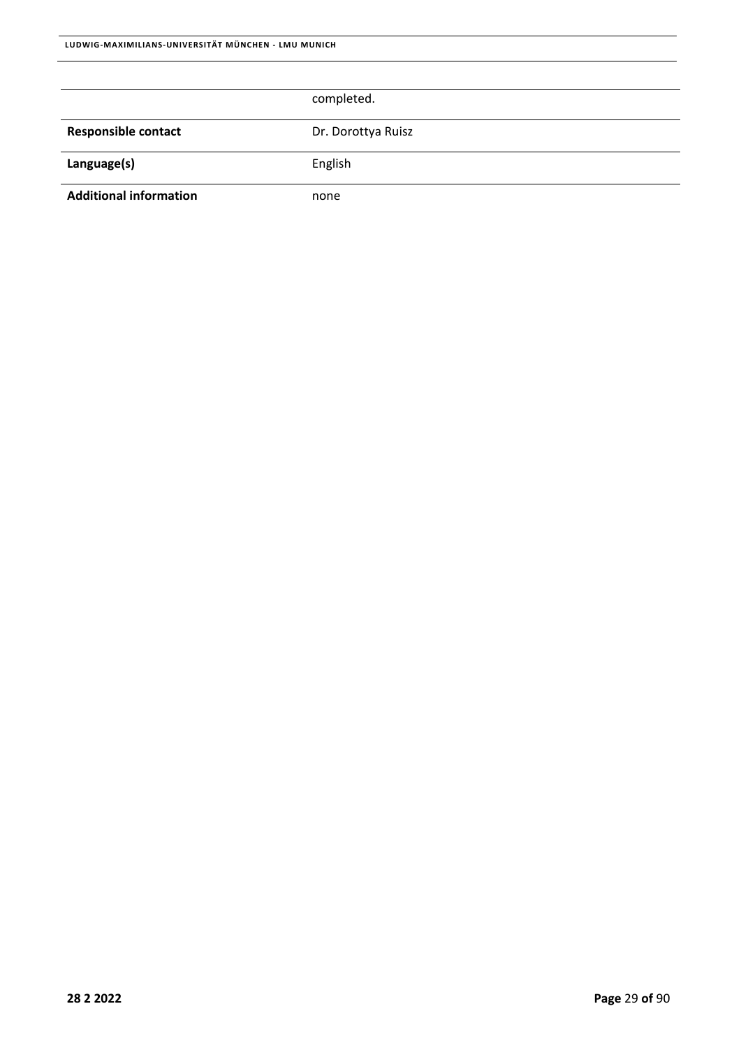| | |
|---|---|
| | completed. |
| **Responsible contact** | Dr. Dorottya Ruisz |
| **Language(s)** | English |
| **Additional information** | none |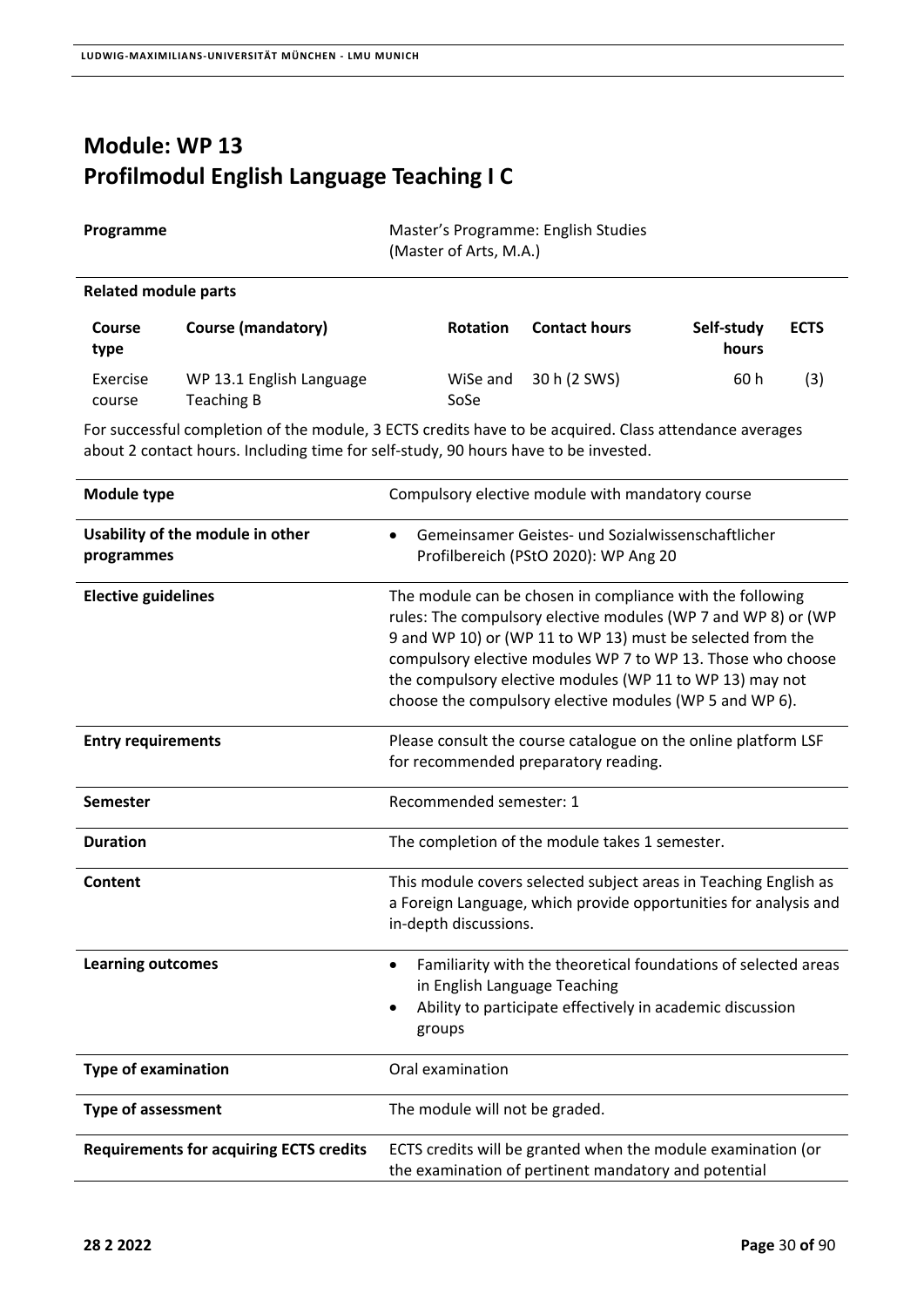# Module: WP 13
# Profilmodul English Language Teaching I C

| | |
|---|---|
| **Programme** | Master's Programme: English Studies (Master of Arts, M.A.) |

**Related module parts**

| Course type | Course (mandatory) | Rotation | Contact hours | Self-study hours | ECTS |
|---|---|---|---|---|---|
| Exercise course | WP 13.1 English Language Teaching B | WiSe and SoSe | 30 h (2 SWS) | 60 h | (3) |

For successful completion of the module, 3 ECTS credits have to be acquired. Class attendance averages about 2 contact hours. Including time for self-study, 90 hours have to be invested.

| | |
|---|---|
| **Module type** | Compulsory elective module with mandatory course |
| **Usability of the module in other programmes** | • Gemeinsamer Geistes- und Sozialwissenschaftlicher Profilbereich (PStO 2020): WP Ang 20 |
| **Elective guidelines** | The module can be chosen in compliance with the following rules: The compulsory elective modules (WP 7 and WP 8) or (WP 9 and WP 10) or (WP 11 to WP 13) must be selected from the compulsory elective modules WP 7 to WP 13. Those who choose the compulsory elective modules (WP 11 to WP 13) may not choose the compulsory elective modules (WP 5 and WP 6). |
| **Entry requirements** | Please consult the course catalogue on the online platform LSF for recommended preparatory reading. |
| **Semester** | Recommended semester: 1 |
| **Duration** | The completion of the module takes 1 semester. |
| **Content** | This module covers selected subject areas in Teaching English as a Foreign Language, which provide opportunities for analysis and in-depth discussions. |
| **Learning outcomes** | • Familiarity with the theoretical foundations of selected areas in English Language Teaching<br>• Ability to participate effectively in academic discussion groups |
| **Type of examination** | Oral examination |
| **Type of assessment** | The module will not be graded. |
| **Requirements for acquiring ECTS credits** | ECTS credits will be granted when the module examination (or the examination of pertinent mandatory and potential |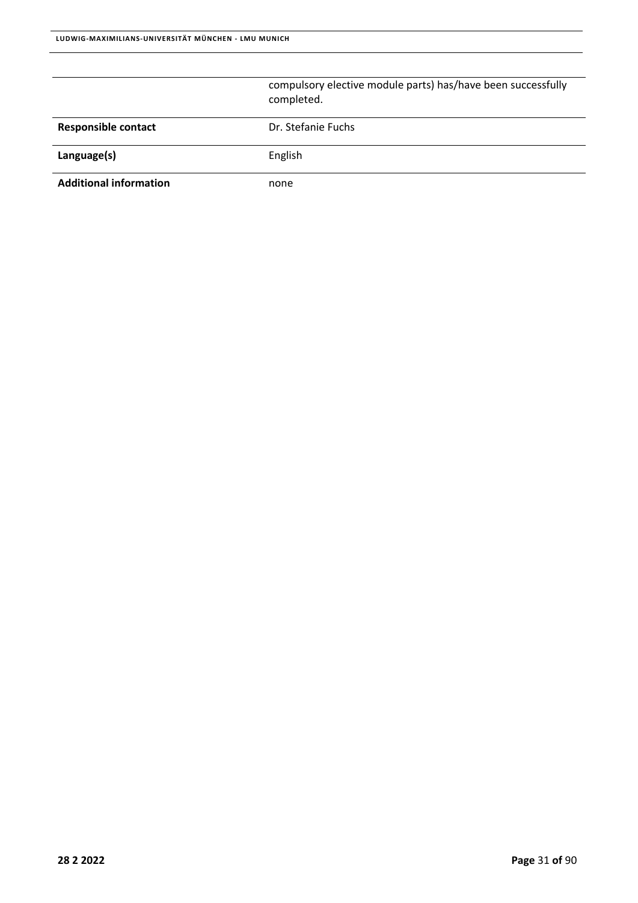| | |
|---|---|
| | compulsory elective module parts) has/have been successfully completed. |
| **Responsible contact** | Dr. Stefanie Fuchs |
| **Language(s)** | English |
| **Additional information** | none |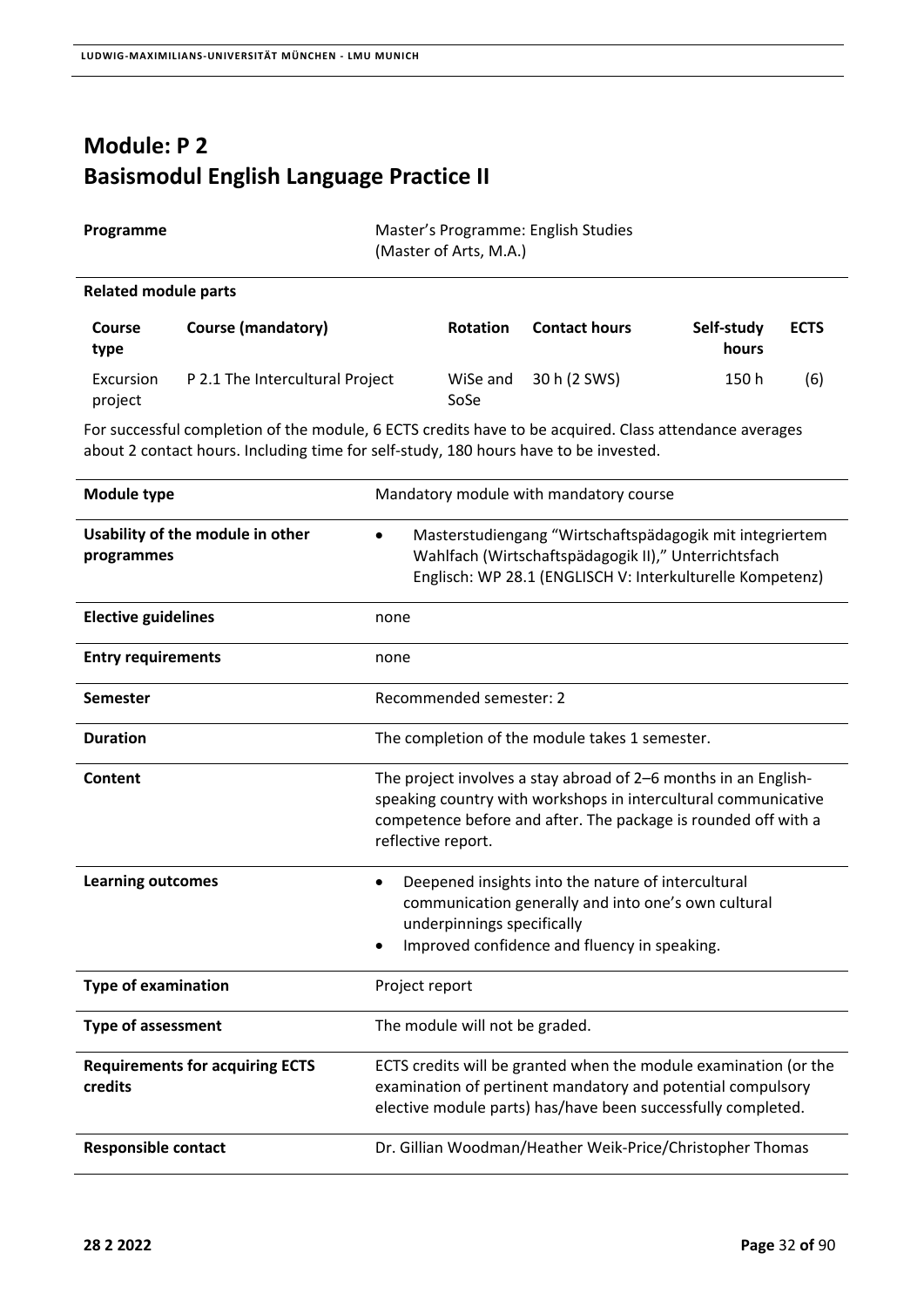# Module: P 2
# Basismodul English Language Practice II

| | |
|---|---|
| **Programme** | Master's Programme: English Studies (Master of Arts, M.A.) |

**Related module parts**

| Course type | Course (mandatory) | Rotation | Contact hours | Self-study hours | ECTS |
|---|---|---|---|---|---|
| Excursion project | P 2.1 The Intercultural Project | WiSe and SoSe | 30 h (2 SWS) | 150 h | (6) |

For successful completion of the module, 6 ECTS credits have to be acquired. Class attendance averages about 2 contact hours. Including time for self-study, 180 hours have to be invested.

| | |
|---|---|
| **Module type** | Mandatory module with mandatory course |
| **Usability of the module in other programmes** | • Masterstudiengang "Wirtschaftspädagogik mit integriertem Wahlfach (Wirtschaftspädagogik II)," Unterrichtsfach Englisch: WP 28.1 (ENGLISCH V: Interkulturelle Kompetenz) |
| **Elective guidelines** | none |
| **Entry requirements** | none |
| **Semester** | Recommended semester: 2 |
| **Duration** | The completion of the module takes 1 semester. |
| **Content** | The project involves a stay abroad of 2–6 months in an English-speaking country with workshops in intercultural communicative competence before and after. The package is rounded off with a reflective report. |
| **Learning outcomes** | • Deepened insights into the nature of intercultural communication generally and into one's own cultural underpinnings specifically<br>• Improved confidence and fluency in speaking. |
| **Type of examination** | Project report |
| **Type of assessment** | The module will not be graded. |
| **Requirements for acquiring ECTS credits** | ECTS credits will be granted when the module examination (or the examination of pertinent mandatory and potential compulsory elective module parts) has/have been successfully completed. |
| **Responsible contact** | Dr. Gillian Woodman/Heather Weik-Price/Christopher Thomas |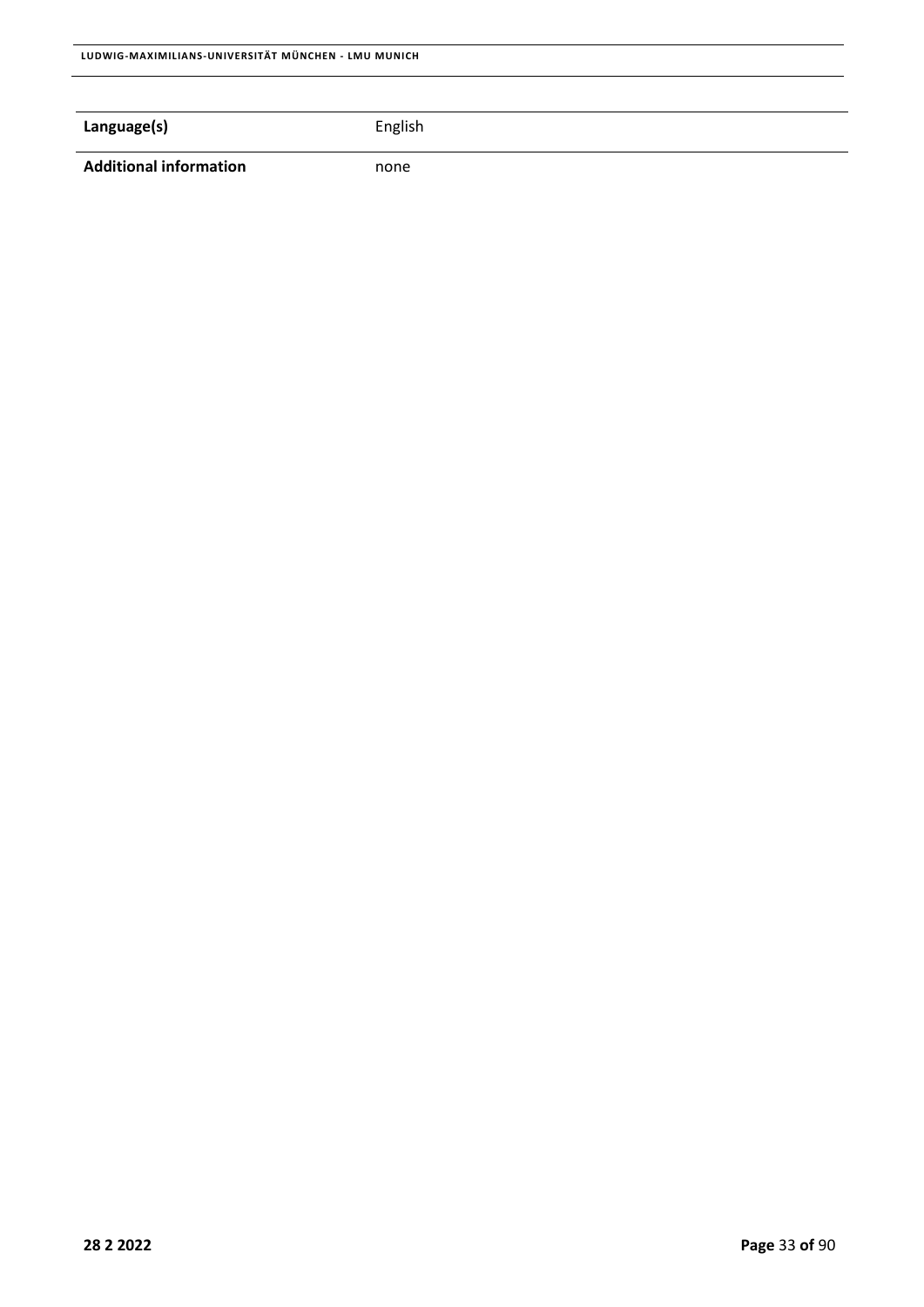| | |
|---|---|
| **Language(s)** | English |
| **Additional information** | none |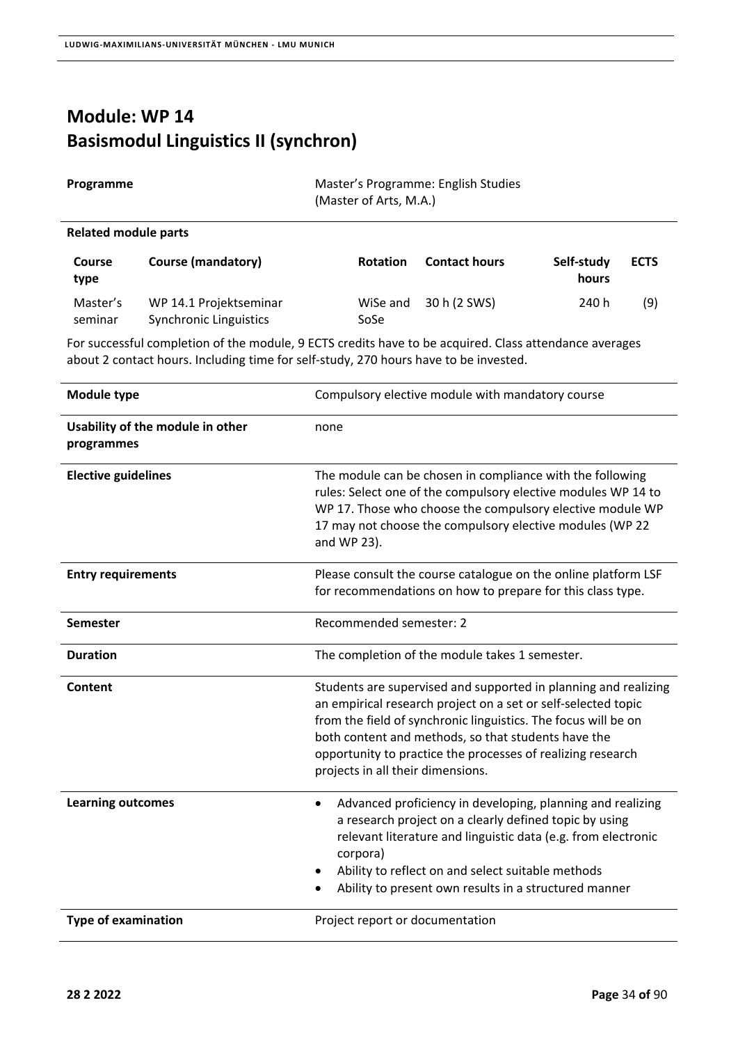# Module: WP 14
# Basismodul Linguistics II (synchron)

| | |
|---|---|
| **Programme** | Master's Programme: English Studies (Master of Arts, M.A.) |

**Related module parts**

| Course type | Course (mandatory) | Rotation | Contact hours | Self-study hours | ECTS |
|---|---|---|---|---|---|
| Master's seminar | WP 14.1 Projektseminar Synchronic Linguistics | WiSe and SoSe | 30 h (2 SWS) | 240 h | (9) |

For successful completion of the module, 9 ECTS credits have to be acquired. Class attendance averages about 2 contact hours. Including time for self-study, 270 hours have to be invested.

| | |
|---|---|
| **Module type** | Compulsory elective module with mandatory course |
| **Usability of the module in other programmes** | none |
| **Elective guidelines** | The module can be chosen in compliance with the following rules: Select one of the compulsory elective modules WP 14 to WP 17. Those who choose the compulsory elective module WP 17 may not choose the compulsory elective modules (WP 22 and WP 23). |
| **Entry requirements** | Please consult the course catalogue on the online platform LSF for recommendations on how to prepare for this class type. |
| **Semester** | Recommended semester: 2 |
| **Duration** | The completion of the module takes 1 semester. |
| **Content** | Students are supervised and supported in planning and realizing an empirical research project on a set or self-selected topic from the field of synchronic linguistics. The focus will be on both content and methods, so that students have the opportunity to practice the processes of realizing research projects in all their dimensions. |
| **Learning outcomes** | • Advanced proficiency in developing, planning and realizing a research project on a clearly defined topic by using relevant literature and linguistic data (e.g. from electronic corpora)<br>• Ability to reflect on and select suitable methods<br>• Ability to present own results in a structured manner |
| **Type of examination** | Project report or documentation |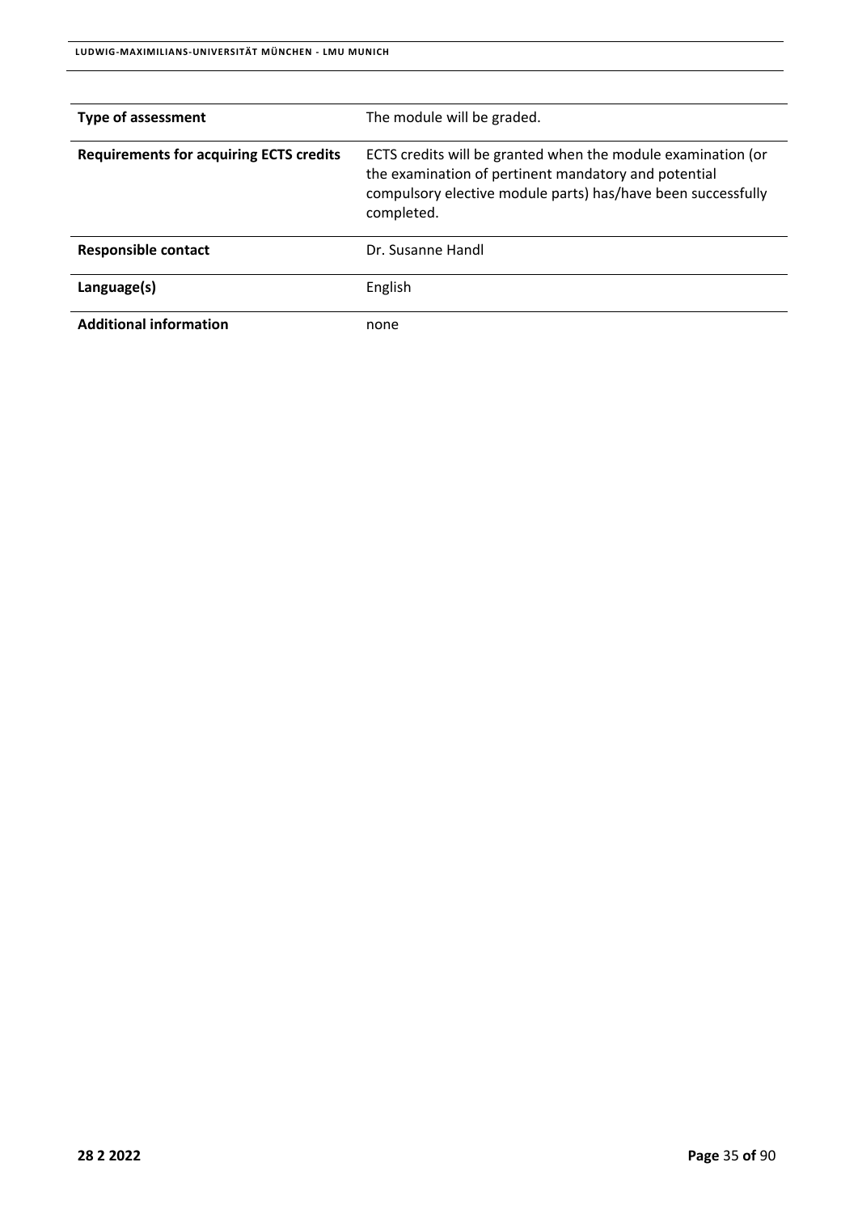| | |
|---|---|
| **Type of assessment** | The module will be graded. |
| **Requirements for acquiring ECTS credits** | ECTS credits will be granted when the module examination (or the examination of pertinent mandatory and potential compulsory elective module parts) has/have been successfully completed. |
| **Responsible contact** | Dr. Susanne Handl |
| **Language(s)** | English |
| **Additional information** | none |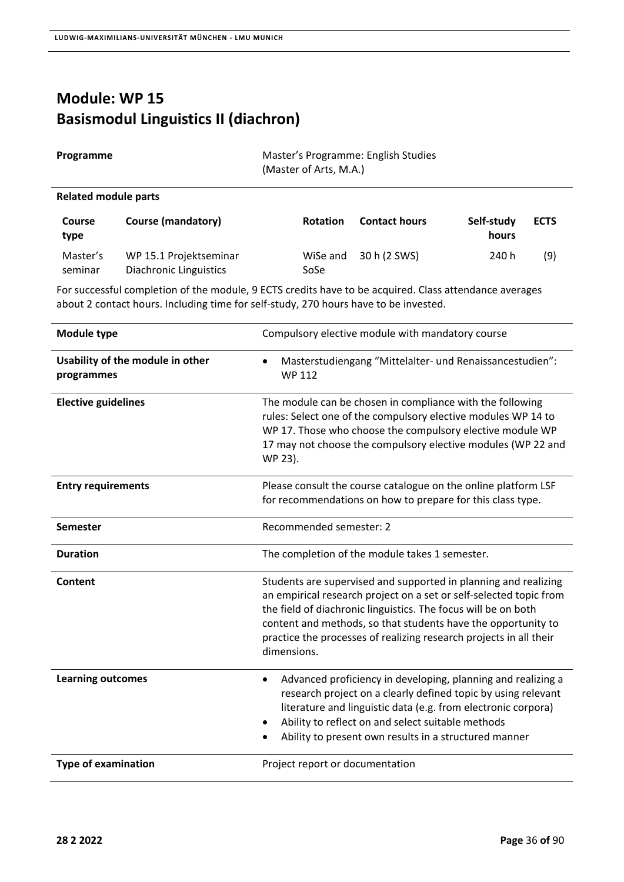# Module: WP 15
# Basismodul Linguistics II (diachron)

| **Programme** | Master's Programme: English Studies (Master of Arts, M.A.) |
|---|---|

**Related module parts**

| Course type | Course (mandatory) | Rotation | Contact hours | Self-study hours | ECTS |
|---|---|---|---|---|---|
| Master's seminar | WP 15.1 Projektseminar Diachronic Linguistics | WiSe and SoSe | 30 h (2 SWS) | 240 h | (9) |

For successful completion of the module, 9 ECTS credits have to be acquired. Class attendance averages about 2 contact hours. Including time for self-study, 270 hours have to be invested.

| | |
|---|---|
| **Module type** | Compulsory elective module with mandatory course |
| **Usability of the module in other programmes** | • Masterstudiengang "Mittelalter- und Renaissancestudien": WP 112 |
| **Elective guidelines** | The module can be chosen in compliance with the following rules: Select one of the compulsory elective modules WP 14 to WP 17. Those who choose the compulsory elective module WP 17 may not choose the compulsory elective modules (WP 22 and WP 23). |
| **Entry requirements** | Please consult the course catalogue on the online platform LSF for recommendations on how to prepare for this class type. |
| **Semester** | Recommended semester: 2 |
| **Duration** | The completion of the module takes 1 semester. |
| **Content** | Students are supervised and supported in planning and realizing an empirical research project on a set or self-selected topic from the field of diachronic linguistics. The focus will be on both content and methods, so that students have the opportunity to practice the processes of realizing research projects in all their dimensions. |
| **Learning outcomes** | • Advanced proficiency in developing, planning and realizing a research project on a clearly defined topic by using relevant literature and linguistic data (e.g. from electronic corpora)<br>• Ability to reflect on and select suitable methods<br>• Ability to present own results in a structured manner |
| **Type of examination** | Project report or documentation |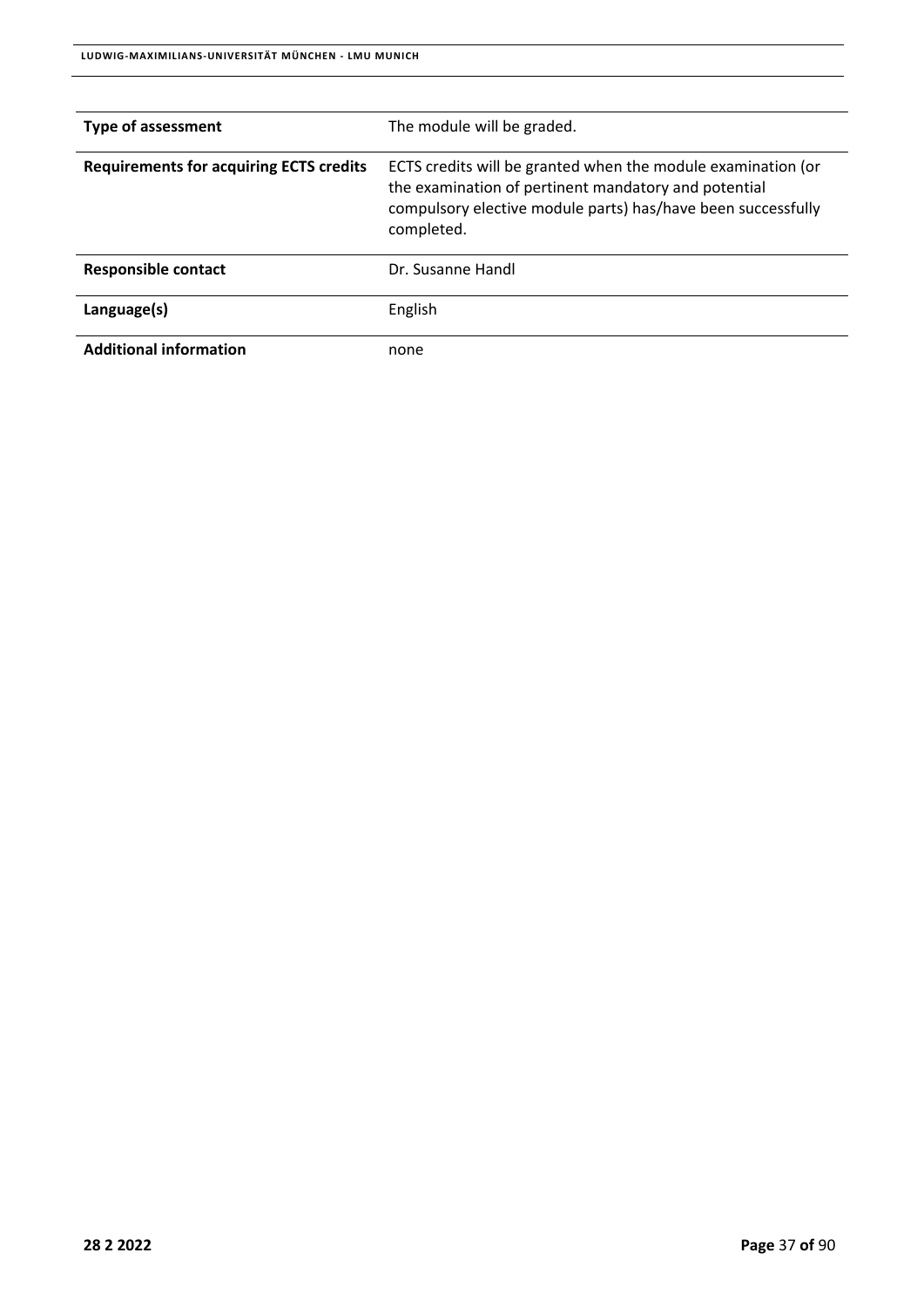| | |
|---|---|
| **Type of assessment** | The module will be graded. |
| **Requirements for acquiring ECTS credits** | ECTS credits will be granted when the module examination (or the examination of pertinent mandatory and potential compulsory elective module parts) has/have been successfully completed. |
| **Responsible contact** | Dr. Susanne Handl |
| **Language(s)** | English |
| **Additional information** | none |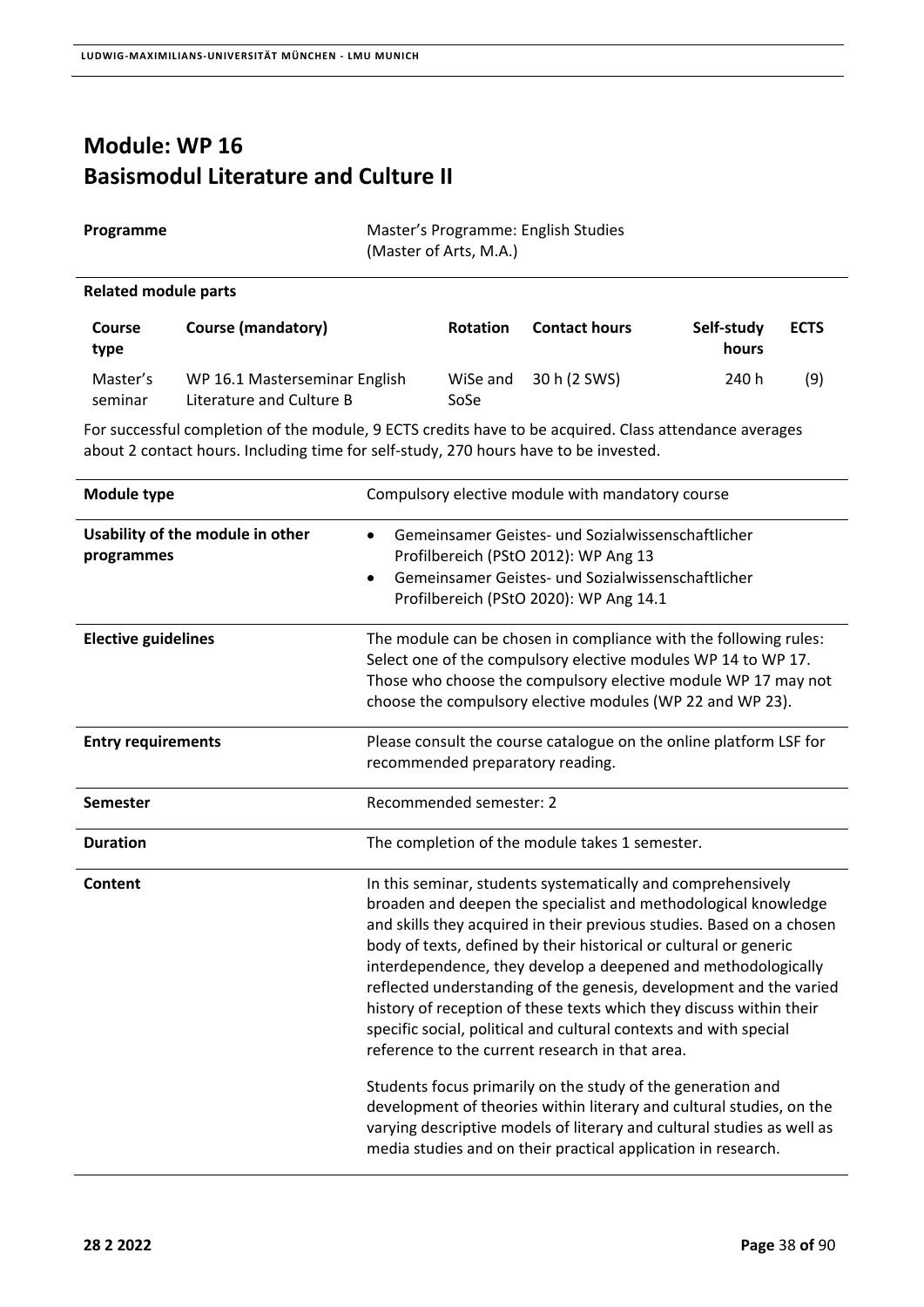# Module: WP 16
# Basismodul Literature and Culture II

| | |
|---|---|
| **Programme** | Master's Programme: English Studies (Master of Arts, M.A.) |

**Related module parts**

| Course type | Course (mandatory) | Rotation | Contact hours | Self-study hours | ECTS |
|---|---|---|---|---|---|
| Master's seminar | WP 16.1 Masterseminar English Literature and Culture B | WiSe and SoSe | 30 h (2 SWS) | 240 h | (9) |

For successful completion of the module, 9 ECTS credits have to be acquired. Class attendance averages about 2 contact hours. Including time for self-study, 270 hours have to be invested.

| | |
|---|---|
| **Module type** | Compulsory elective module with mandatory course |
| **Usability of the module in other programmes** | • Gemeinsamer Geistes- und Sozialwissenschaftlicher Profilbereich (PStO 2012): WP Ang 13<br>• Gemeinsamer Geistes- und Sozialwissenschaftlicher Profilbereich (PStO 2020): WP Ang 14.1 |
| **Elective guidelines** | The module can be chosen in compliance with the following rules: Select one of the compulsory elective modules WP 14 to WP 17. Those who choose the compulsory elective module WP 17 may not choose the compulsory elective modules (WP 22 and WP 23). |
| **Entry requirements** | Please consult the course catalogue on the online platform LSF for recommended preparatory reading. |
| **Semester** | Recommended semester: 2 |
| **Duration** | The completion of the module takes 1 semester. |
| **Content** | In this seminar, students systematically and comprehensively broaden and deepen the specialist and methodological knowledge and skills they acquired in their previous studies. Based on a chosen body of texts, defined by their historical or cultural or generic interdependence, they develop a deepened and methodologically reflected understanding of the genesis, development and the varied history of reception of these texts which they discuss within their specific social, political and cultural contexts and with special reference to the current research in that area.<br><br>Students focus primarily on the study of the generation and development of theories within literary and cultural studies, on the varying descriptive models of literary and cultural studies as well as media studies and on their practical application in research. |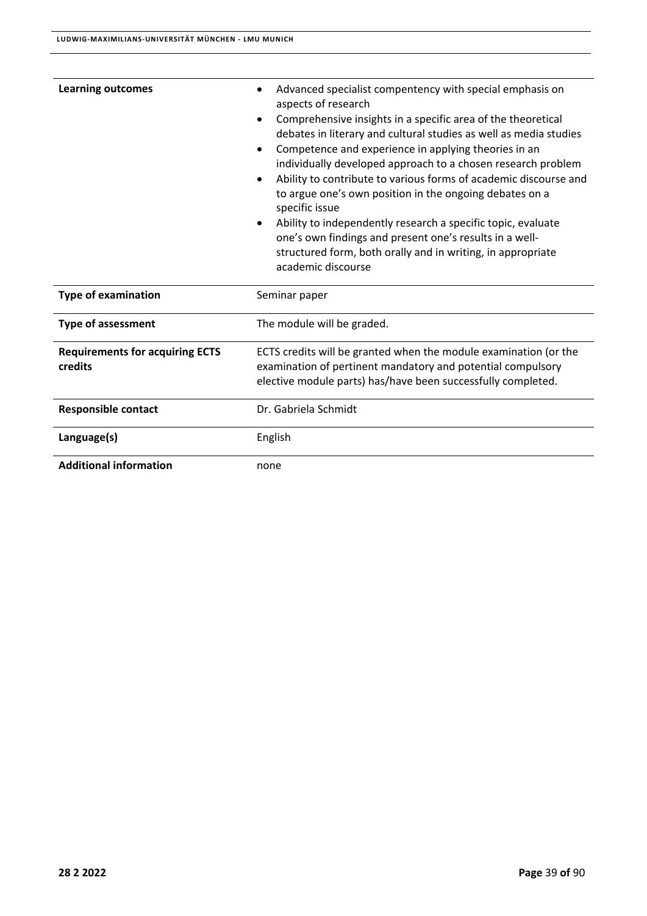| | |
|---|---|
| **Learning outcomes** | • Advanced specialist compentency with special emphasis on aspects of research<br>• Comprehensive insights in a specific area of the theoretical debates in literary and cultural studies as well as media studies<br>• Competence and experience in applying theories in an individually developed approach to a chosen research problem<br>• Ability to contribute to various forms of academic discourse and to argue one's own position in the ongoing debates on a specific issue<br>• Ability to independently research a specific topic, evaluate one's own findings and present one's results in a well-structured form, both orally and in writing, in appropriate academic discourse |
| **Type of examination** | Seminar paper |
| **Type of assessment** | The module will be graded. |
| **Requirements for acquiring ECTS credits** | ECTS credits will be granted when the module examination (or the examination of pertinent mandatory and potential compulsory elective module parts) has/have been successfully completed. |
| **Responsible contact** | Dr. Gabriela Schmidt |
| **Language(s)** | English |
| **Additional information** | none |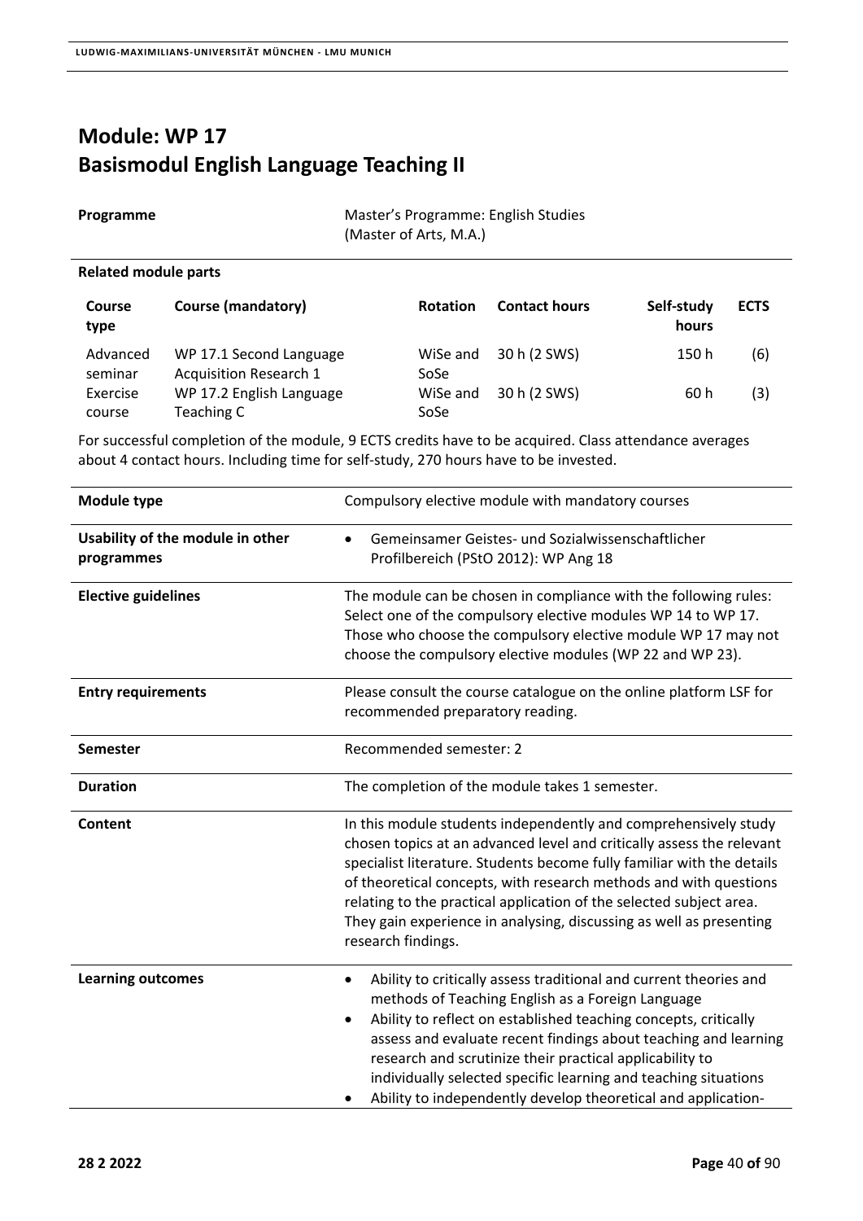# Module: WP 17
# Basismodul English Language Teaching II

| **Programme** | Master's Programme: English Studies (Master of Arts, M.A.) |
|---|---|

**Related module parts**

| Course type | Course (mandatory) | Rotation | Contact hours | Self-study hours | ECTS |
|---|---|---|---|---|---|
| Advanced seminar | WP 17.1 Second Language Acquisition Research 1 | WiSe and SoSe | 30 h (2 SWS) | 150 h | (6) |
| Exercise course | WP 17.2 English Language Teaching C | WiSe and SoSe | 30 h (2 SWS) | 60 h | (3) |

For successful completion of the module, 9 ECTS credits have to be acquired. Class attendance averages about 4 contact hours. Including time for self-study, 270 hours have to be invested.

| | |
|---|---|
| **Module type** | Compulsory elective module with mandatory courses |
| **Usability of the module in other programmes** | • Gemeinsamer Geistes- und Sozialwissenschaftlicher Profilbereich (PStO 2012): WP Ang 18 |
| **Elective guidelines** | The module can be chosen in compliance with the following rules: Select one of the compulsory elective modules WP 14 to WP 17. Those who choose the compulsory elective module WP 17 may not choose the compulsory elective modules (WP 22 and WP 23). |
| **Entry requirements** | Please consult the course catalogue on the online platform LSF for recommended preparatory reading. |
| **Semester** | Recommended semester: 2 |
| **Duration** | The completion of the module takes 1 semester. |
| **Content** | In this module students independently and comprehensively study chosen topics at an advanced level and critically assess the relevant specialist literature. Students become fully familiar with the details of theoretical concepts, with research methods and with questions relating to the practical application of the selected subject area. They gain experience in analysing, discussing as well as presenting research findings. |
| **Learning outcomes** | • Ability to critically assess traditional and current theories and methods of Teaching English as a Foreign Language<br>• Ability to reflect on established teaching concepts, critically assess and evaluate recent findings about teaching and learning research and scrutinize their practical applicability to individually selected specific learning and teaching situations<br>• Ability to independently develop theoretical and application- |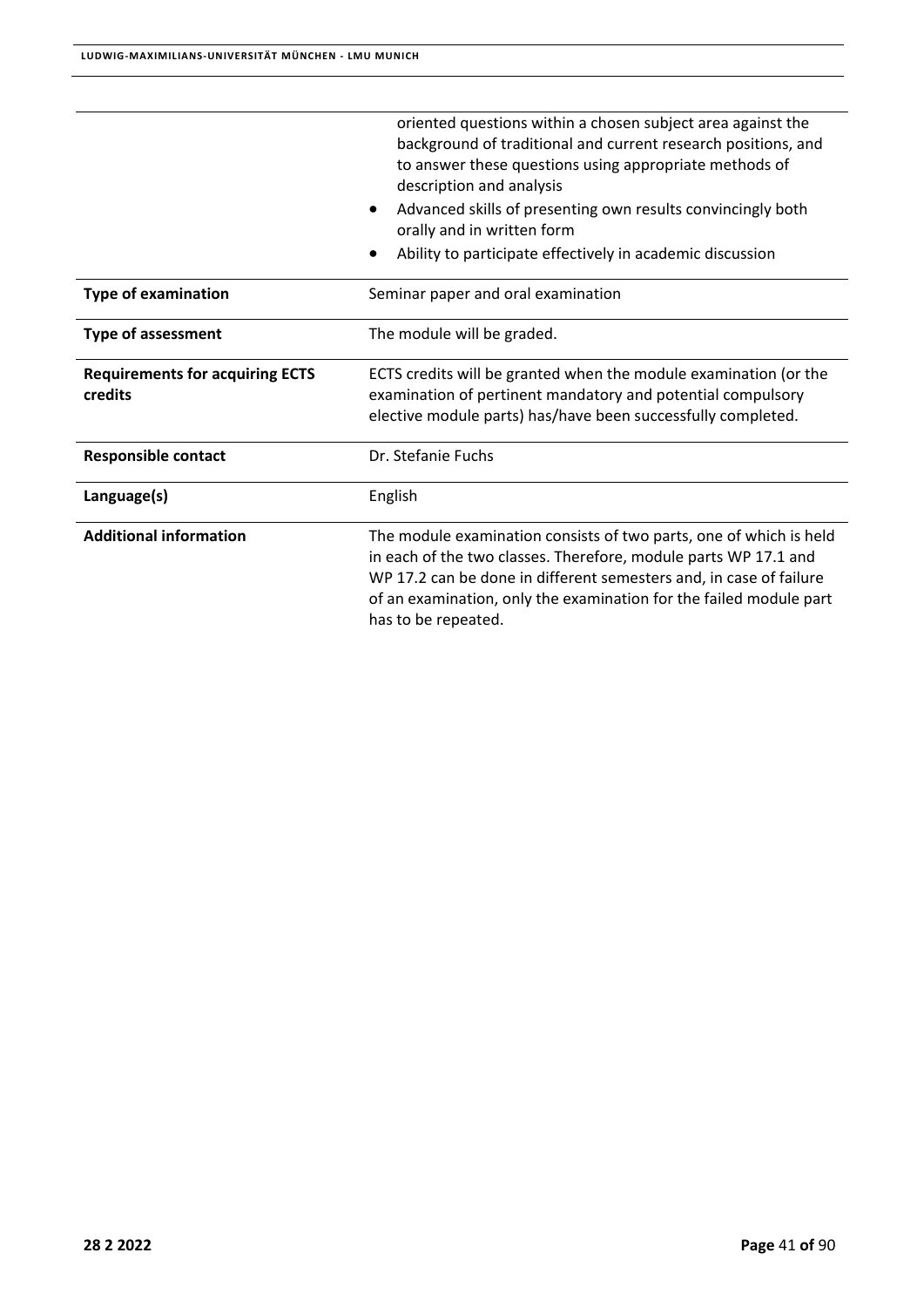| | |
|---|---|
| | oriented questions within a chosen subject area against the background of traditional and current research positions, and to answer these questions using appropriate methods of description and analysis<br>• Advanced skills of presenting own results convincingly both orally and in written form<br>• Ability to participate effectively in academic discussion |
| **Type of examination** | Seminar paper and oral examination |
| **Type of assessment** | The module will be graded. |
| **Requirements for acquiring ECTS credits** | ECTS credits will be granted when the module examination (or the examination of pertinent mandatory and potential compulsory elective module parts) has/have been successfully completed. |
| **Responsible contact** | Dr. Stefanie Fuchs |
| **Language(s)** | English |
| **Additional information** | The module examination consists of two parts, one of which is held in each of the two classes. Therefore, module parts WP 17.1 and WP 17.2 can be done in different semesters and, in case of failure of an examination, only the examination for the failed module part has to be repeated. |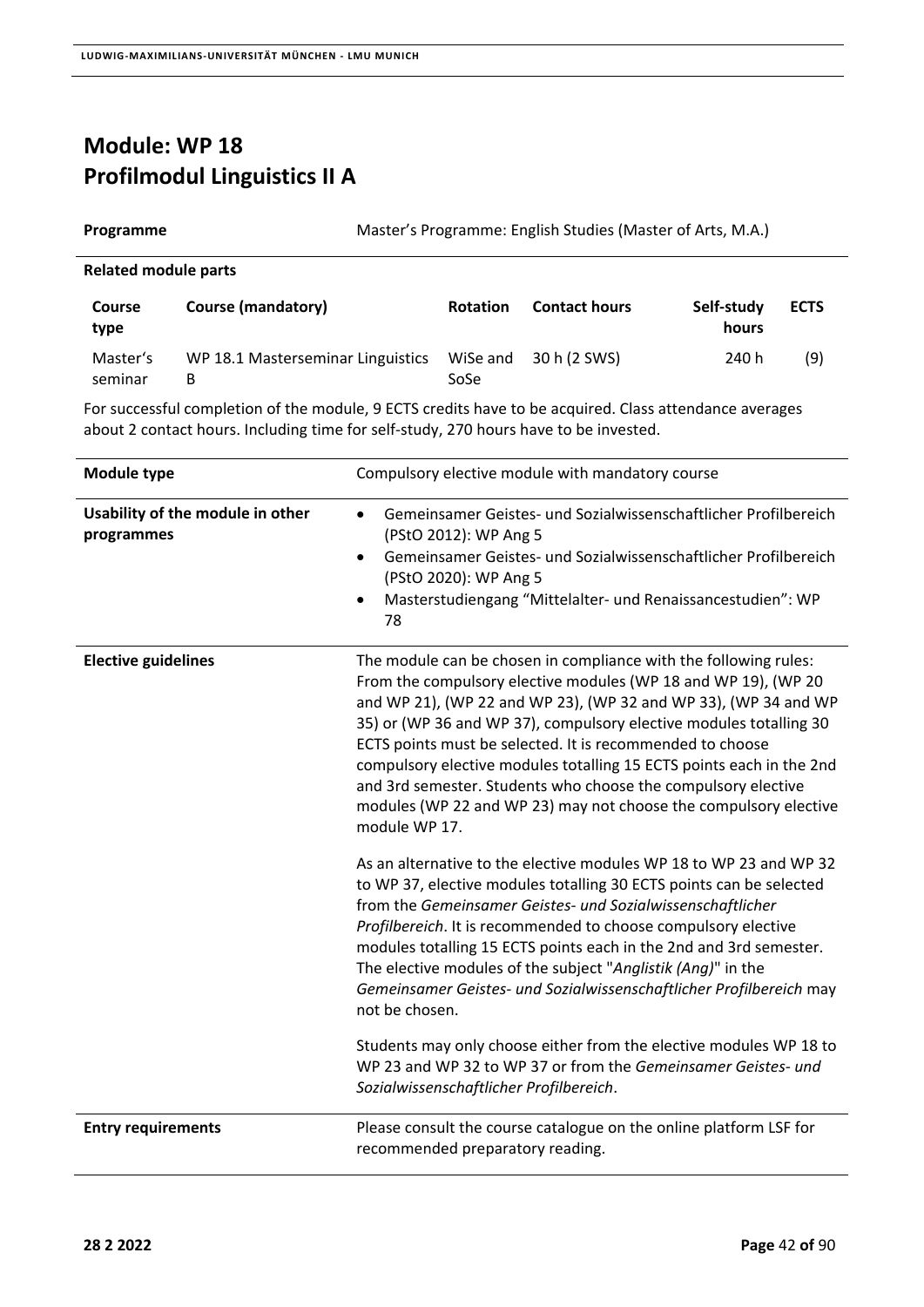# Module: WP 18
# Profilmodul Linguistics II A

| **Programme** | Master's Programme: English Studies (Master of Arts, M.A.) |
|---|---|

**Related module parts**

| Course type | Course (mandatory) | Rotation | Contact hours | Self-study hours | ECTS |
|---|---|---|---|---|---|
| Master's seminar | WP 18.1 Masterseminar Linguistics B | WiSe and SoSe | 30 h (2 SWS) | 240 h | (9) |

For successful completion of the module, 9 ECTS credits have to be acquired. Class attendance averages about 2 contact hours. Including time for self-study, 270 hours have to be invested.

| | |
|---|---|
| **Module type** | Compulsory elective module with mandatory course |
| **Usability of the module in other programmes** | • Gemeinsamer Geistes- und Sozialwissenschaftlicher Profilbereich (PStO 2012): WP Ang 5<br>• Gemeinsamer Geistes- und Sozialwissenschaftlicher Profilbereich (PStO 2020): WP Ang 5<br>• Masterstudiengang "Mittelalter- und Renaissancestudien": WP 78 |
| **Elective guidelines** | The module can be chosen in compliance with the following rules: From the compulsory elective modules (WP 18 and WP 19), (WP 20 and WP 21), (WP 22 and WP 23), (WP 32 and WP 33), (WP 34 and WP 35) or (WP 36 and WP 37), compulsory elective modules totalling 30 ECTS points must be selected. It is recommended to choose compulsory elective modules totalling 15 ECTS points each in the 2nd and 3rd semester. Students who choose the compulsory elective modules (WP 22 and WP 23) may not choose the compulsory elective module WP 17.<br><br>As an alternative to the elective modules WP 18 to WP 23 and WP 32 to WP 37, elective modules totalling 30 ECTS points can be selected from the *Gemeinsamer Geistes- und Sozialwissenschaftlicher Profilbereich*. It is recommended to choose compulsory elective modules totalling 15 ECTS points each in the 2nd and 3rd semester. The elective modules of the subject "*Anglistik (Ang)*" in the *Gemeinsamer Geistes- und Sozialwissenschaftlicher Profilbereich* may not be chosen.<br><br>Students may only choose either from the elective modules WP 18 to WP 23 and WP 32 to WP 37 or from the *Gemeinsamer Geistes- und Sozialwissenschaftlicher Profilbereich*. |
| **Entry requirements** | Please consult the course catalogue on the online platform LSF for recommended preparatory reading. |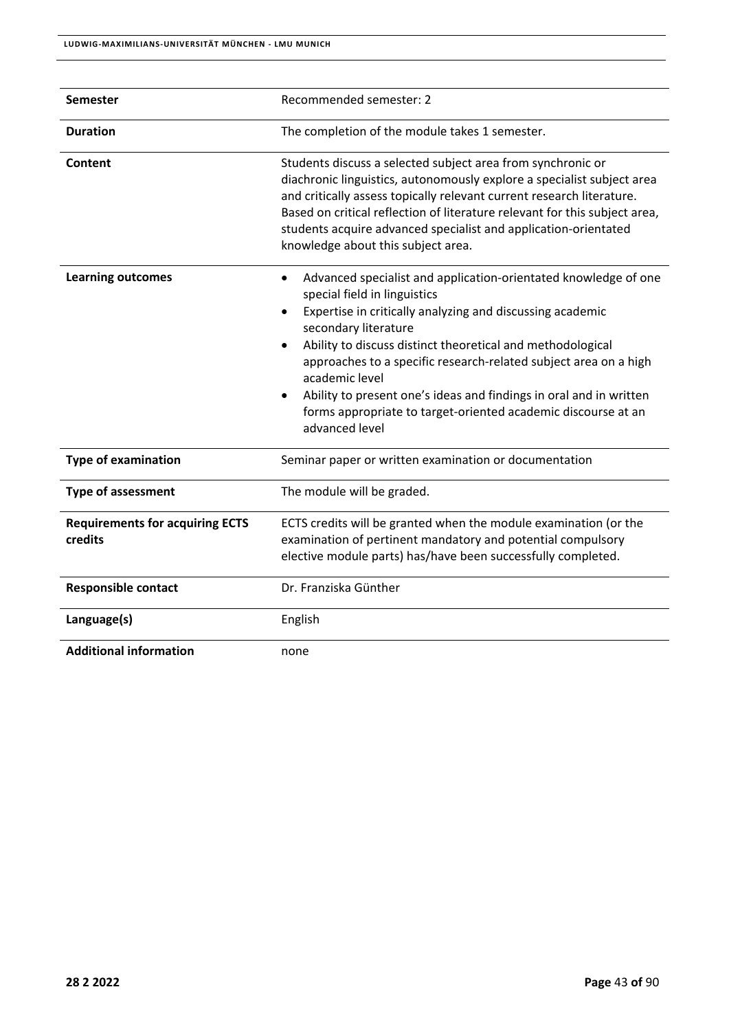| | |
|---|---|
| **Semester** | Recommended semester: 2 |
| **Duration** | The completion of the module takes 1 semester. |
| **Content** | Students discuss a selected subject area from synchronic or diachronic linguistics, autonomously explore a specialist subject area and critically assess topically relevant current research literature. Based on critical reflection of literature relevant for this subject area, students acquire advanced specialist and application-orientated knowledge about this subject area. |
| **Learning outcomes** | • Advanced specialist and application-orientated knowledge of one special field in linguistics<br>• Expertise in critically analyzing and discussing academic secondary literature<br>• Ability to discuss distinct theoretical and methodological approaches to a specific research-related subject area on a high academic level<br>• Ability to present one's ideas and findings in oral and in written forms appropriate to target-oriented academic discourse at an advanced level |
| **Type of examination** | Seminar paper or written examination or documentation |
| **Type of assessment** | The module will be graded. |
| **Requirements for acquiring ECTS credits** | ECTS credits will be granted when the module examination (or the examination of pertinent mandatory and potential compulsory elective module parts) has/have been successfully completed. |
| **Responsible contact** | Dr. Franziska Günther |
| **Language(s)** | English |
| **Additional information** | none |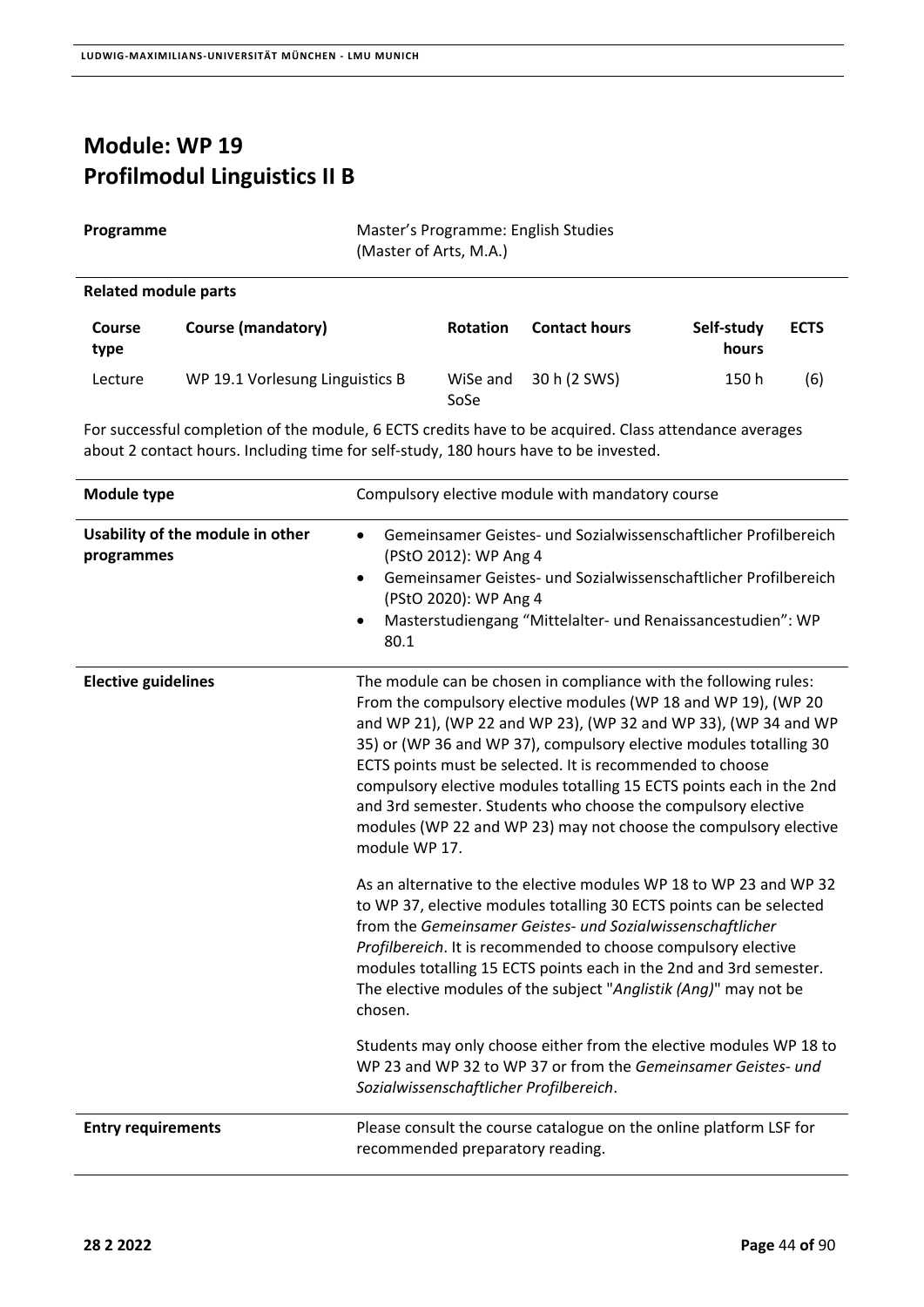# Module: WP 19
# Profilmodul Linguistics II B

| **Programme** | Master's Programme: English Studies (Master of Arts, M.A.) |
|---|---|

**Related module parts**

| Course type | Course (mandatory) | Rotation | Contact hours | Self-study hours | ECTS |
|---|---|---|---|---|---|
| Lecture | WP 19.1 Vorlesung Linguistics B | WiSe and SoSe | 30 h (2 SWS) | 150 h | (6) |

For successful completion of the module, 6 ECTS credits have to be acquired. Class attendance averages about 2 contact hours. Including time for self-study, 180 hours have to be invested.

| | |
|---|---|
| **Module type** | Compulsory elective module with mandatory course |
| **Usability of the module in other programmes** | • Gemeinsamer Geistes- und Sozialwissenschaftlicher Profilbereich (PStO 2012): WP Ang 4<br>• Gemeinsamer Geistes- und Sozialwissenschaftlicher Profilbereich (PStO 2020): WP Ang 4<br>• Masterstudiengang "Mittelalter- und Renaissancestudien": WP 80.1 |
| **Elective guidelines** | The module can be chosen in compliance with the following rules: From the compulsory elective modules (WP 18 and WP 19), (WP 20 and WP 21), (WP 22 and WP 23), (WP 32 and WP 33), (WP 34 and WP 35) or (WP 36 and WP 37), compulsory elective modules totalling 30 ECTS points must be selected. It is recommended to choose compulsory elective modules totalling 15 ECTS points each in the 2nd and 3rd semester. Students who choose the compulsory elective modules (WP 22 and WP 23) may not choose the compulsory elective module WP 17.<br><br>As an alternative to the elective modules WP 18 to WP 23 and WP 32 to WP 37, elective modules totalling 30 ECTS points can be selected from the *Gemeinsamer Geistes- und Sozialwissenschaftlicher Profilbereich*. It is recommended to choose compulsory elective modules totalling 15 ECTS points each in the 2nd and 3rd semester. The elective modules of the subject "*Anglistik (Ang)*" may not be chosen.<br><br>Students may only choose either from the elective modules WP 18 to WP 23 and WP 32 to WP 37 or from the *Gemeinsamer Geistes- und Sozialwissenschaftlicher Profilbereich*. |
| **Entry requirements** | Please consult the course catalogue on the online platform LSF for recommended preparatory reading. |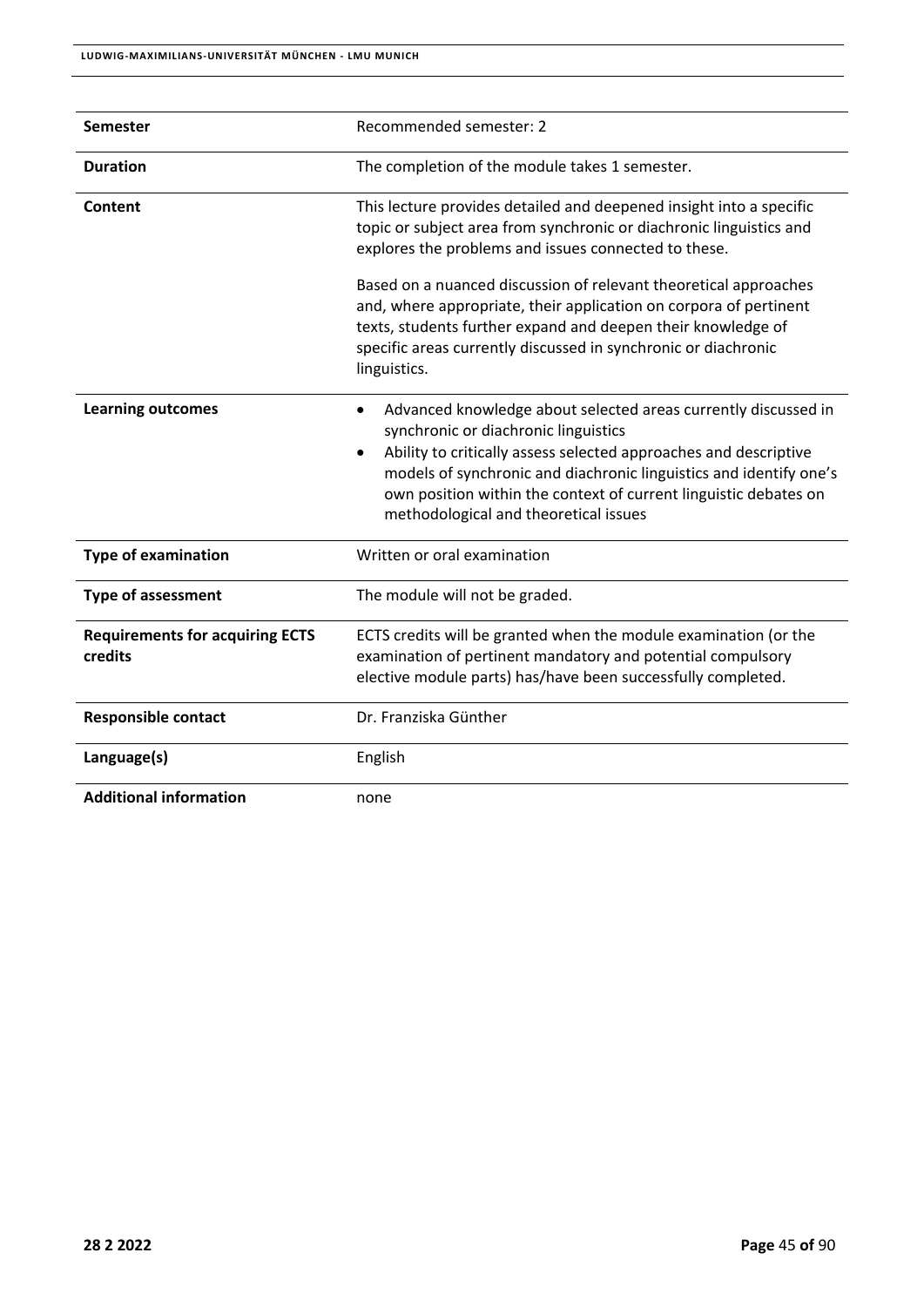| | |
|---|---|
| **Semester** | Recommended semester: 2 |
| **Duration** | The completion of the module takes 1 semester. |
| **Content** | This lecture provides detailed and deepened insight into a specific topic or subject area from synchronic or diachronic linguistics and explores the problems and issues connected to these.<br><br>Based on a nuanced discussion of relevant theoretical approaches and, where appropriate, their application on corpora of pertinent texts, students further expand and deepen their knowledge of specific areas currently discussed in synchronic or diachronic linguistics. |
| **Learning outcomes** | • Advanced knowledge about selected areas currently discussed in synchronic or diachronic linguistics<br>• Ability to critically assess selected approaches and descriptive models of synchronic and diachronic linguistics and identify one's own position within the context of current linguistic debates on methodological and theoretical issues |
| **Type of examination** | Written or oral examination |
| **Type of assessment** | The module will not be graded. |
| **Requirements for acquiring ECTS credits** | ECTS credits will be granted when the module examination (or the examination of pertinent mandatory and potential compulsory elective module parts) has/have been successfully completed. |
| **Responsible contact** | Dr. Franziska Günther |
| **Language(s)** | English |
| **Additional information** | none |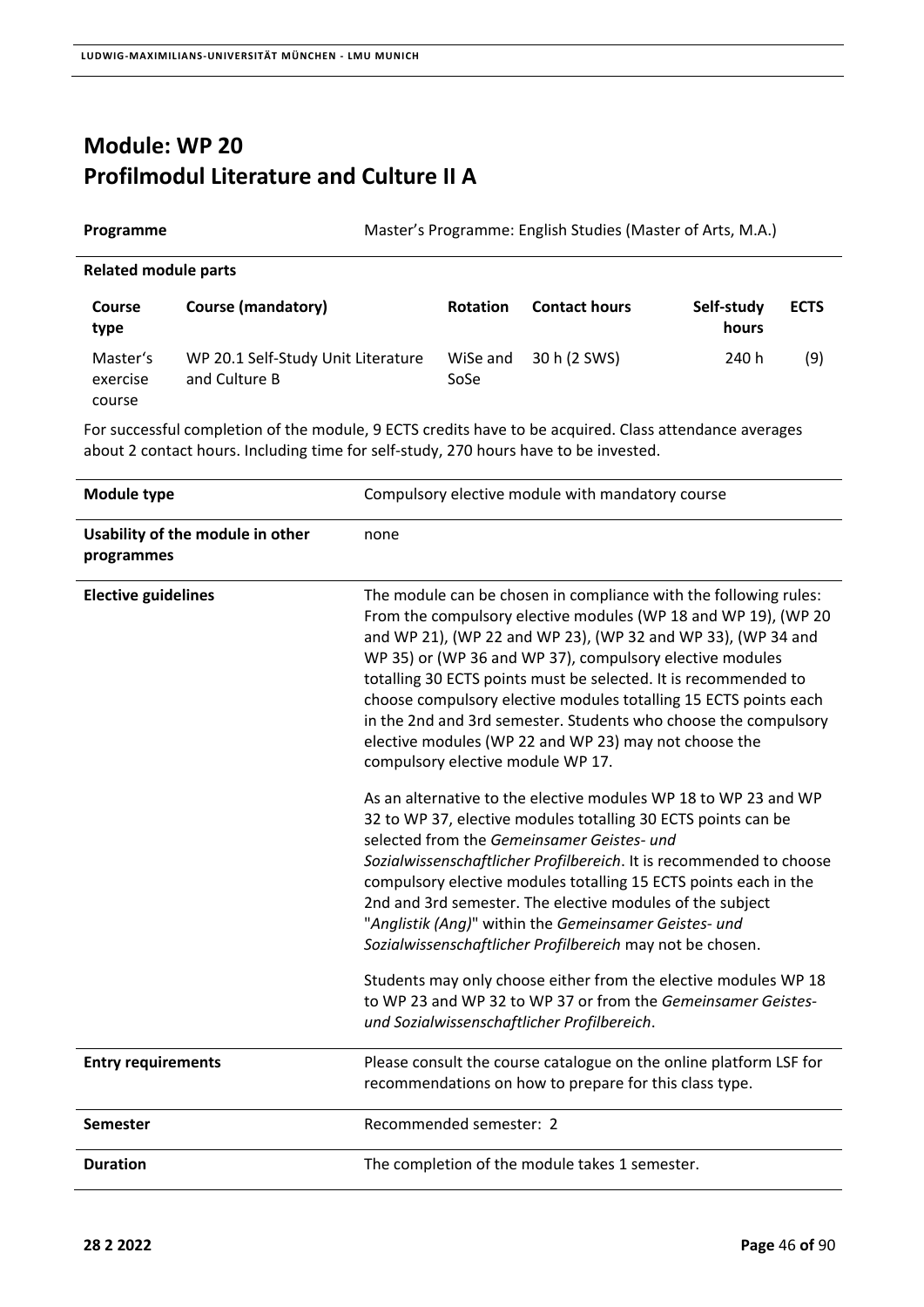# Module: WP 20
# Profilmodul Literature and Culture II A

| **Programme** | Master's Programme: English Studies (Master of Arts, M.A.) |
|---|---|

**Related module parts**

| Course type | Course (mandatory) | Rotation | Contact hours | Self-study hours | ECTS |
|---|---|---|---|---|---|
| Master's exercise course | WP 20.1 Self-Study Unit Literature and Culture B | WiSe and SoSe | 30 h (2 SWS) | 240 h | (9) |

For successful completion of the module, 9 ECTS credits have to be acquired. Class attendance averages about 2 contact hours. Including time for self-study, 270 hours have to be invested.

| | |
|---|---|
| **Module type** | Compulsory elective module with mandatory course |
| **Usability of the module in other programmes** | none |
| **Elective guidelines** | The module can be chosen in compliance with the following rules: From the compulsory elective modules (WP 18 and WP 19), (WP 20 and WP 21), (WP 22 and WP 23), (WP 32 and WP 33), (WP 34 and WP 35) or (WP 36 and WP 37), compulsory elective modules totalling 30 ECTS points must be selected. It is recommended to choose compulsory elective modules totalling 15 ECTS points each in the 2nd and 3rd semester. Students who choose the compulsory elective modules (WP 22 and WP 23) may not choose the compulsory elective module WP 17.<br><br>As an alternative to the elective modules WP 18 to WP 23 and WP 32 to WP 37, elective modules totalling 30 ECTS points can be selected from the *Gemeinsamer Geistes- und Sozialwissenschaftlicher Profilbereich*. It is recommended to choose compulsory elective modules totalling 15 ECTS points each in the 2nd and 3rd semester. The elective modules of the subject "*Anglistik (Ang)*" within the *Gemeinsamer Geistes- und Sozialwissenschaftlicher Profilbereich* may not be chosen.<br><br>Students may only choose either from the elective modules WP 18 to WP 23 and WP 32 to WP 37 or from the *Gemeinsamer Geistes- und Sozialwissenschaftlicher Profilbereich*. |
| **Entry requirements** | Please consult the course catalogue on the online platform LSF for recommendations on how to prepare for this class type. |
| **Semester** | Recommended semester: 2 |
| **Duration** | The completion of the module takes 1 semester. |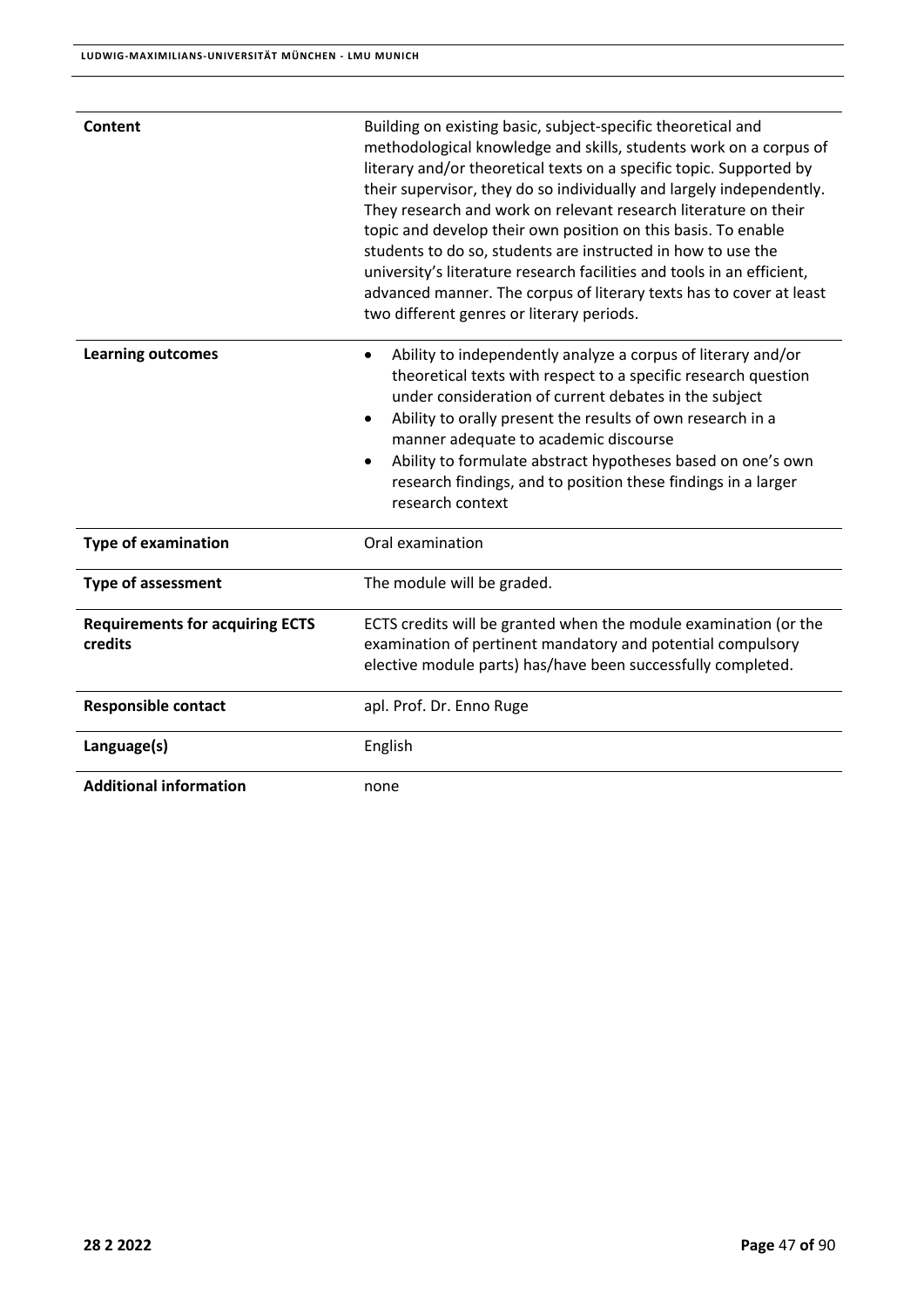| | |
|---|---|
| **Content** | Building on existing basic, subject-specific theoretical and methodological knowledge and skills, students work on a corpus of literary and/or theoretical texts on a specific topic. Supported by their supervisor, they do so individually and largely independently. They research and work on relevant research literature on their topic and develop their own position on this basis. To enable students to do so, students are instructed in how to use the university's literature research facilities and tools in an efficient, advanced manner. The corpus of literary texts has to cover at least two different genres or literary periods. |
| **Learning outcomes** | • Ability to independently analyze a corpus of literary and/or theoretical texts with respect to a specific research question under consideration of current debates in the subject<br>• Ability to orally present the results of own research in a manner adequate to academic discourse<br>• Ability to formulate abstract hypotheses based on one's own research findings, and to position these findings in a larger research context |
| **Type of examination** | Oral examination |
| **Type of assessment** | The module will be graded. |
| **Requirements for acquiring ECTS credits** | ECTS credits will be granted when the module examination (or the examination of pertinent mandatory and potential compulsory elective module parts) has/have been successfully completed. |
| **Responsible contact** | apl. Prof. Dr. Enno Ruge |
| **Language(s)** | English |
| **Additional information** | none |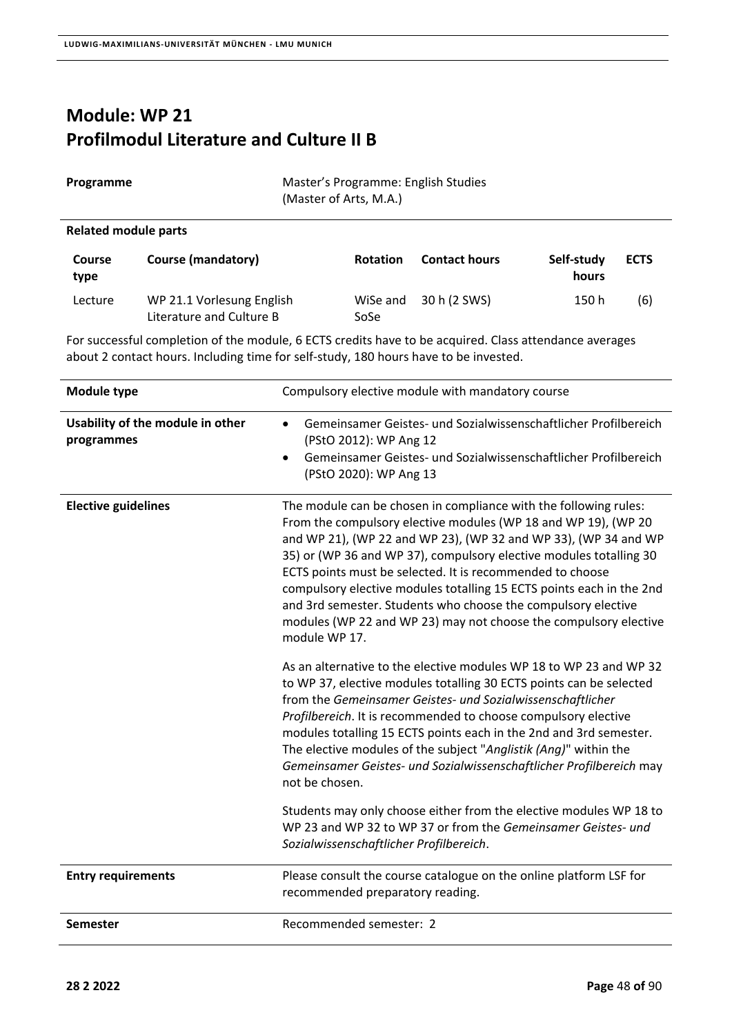# Module: WP 21
# Profilmodul Literature and Culture II B

| **Programme** | Master's Programme: English Studies (Master of Arts, M.A.) |
|---|---|

**Related module parts**

| Course type | Course (mandatory) | Rotation | Contact hours | Self-study hours | ECTS |
|---|---|---|---|---|---|
| Lecture | WP 21.1 Vorlesung English Literature and Culture B | WiSe and SoSe | 30 h (2 SWS) | 150 h | (6) |

For successful completion of the module, 6 ECTS credits have to be acquired. Class attendance averages about 2 contact hours. Including time for self-study, 180 hours have to be invested.

| | |
|---|---|
| **Module type** | Compulsory elective module with mandatory course |
| **Usability of the module in other programmes** | • Gemeinsamer Geistes- und Sozialwissenschaftlicher Profilbereich (PStO 2012): WP Ang 12<br>• Gemeinsamer Geistes- und Sozialwissenschaftlicher Profilbereich (PStO 2020): WP Ang 13 |
| **Elective guidelines** | The module can be chosen in compliance with the following rules: From the compulsory elective modules (WP 18 and WP 19), (WP 20 and WP 21), (WP 22 and WP 23), (WP 32 and WP 33), (WP 34 and WP 35) or (WP 36 and WP 37), compulsory elective modules totalling 30 ECTS points must be selected. It is recommended to choose compulsory elective modules totalling 15 ECTS points each in the 2nd and 3rd semester. Students who choose the compulsory elective modules (WP 22 and WP 23) may not choose the compulsory elective module WP 17.<br><br>As an alternative to the elective modules WP 18 to WP 23 and WP 32 to WP 37, elective modules totalling 30 ECTS points can be selected from the *Gemeinsamer Geistes- und Sozialwissenschaftlicher Profilbereich*. It is recommended to choose compulsory elective modules totalling 15 ECTS points each in the 2nd and 3rd semester. The elective modules of the subject "*Anglistik (Ang)*" within the *Gemeinsamer Geistes- und Sozialwissenschaftlicher Profilbereich* may not be chosen.<br><br>Students may only choose either from the elective modules WP 18 to WP 23 and WP 32 to WP 37 or from the *Gemeinsamer Geistes- und Sozialwissenschaftlicher Profilbereich*. |
| **Entry requirements** | Please consult the course catalogue on the online platform LSF for recommended preparatory reading. |
| **Semester** | Recommended semester: 2 |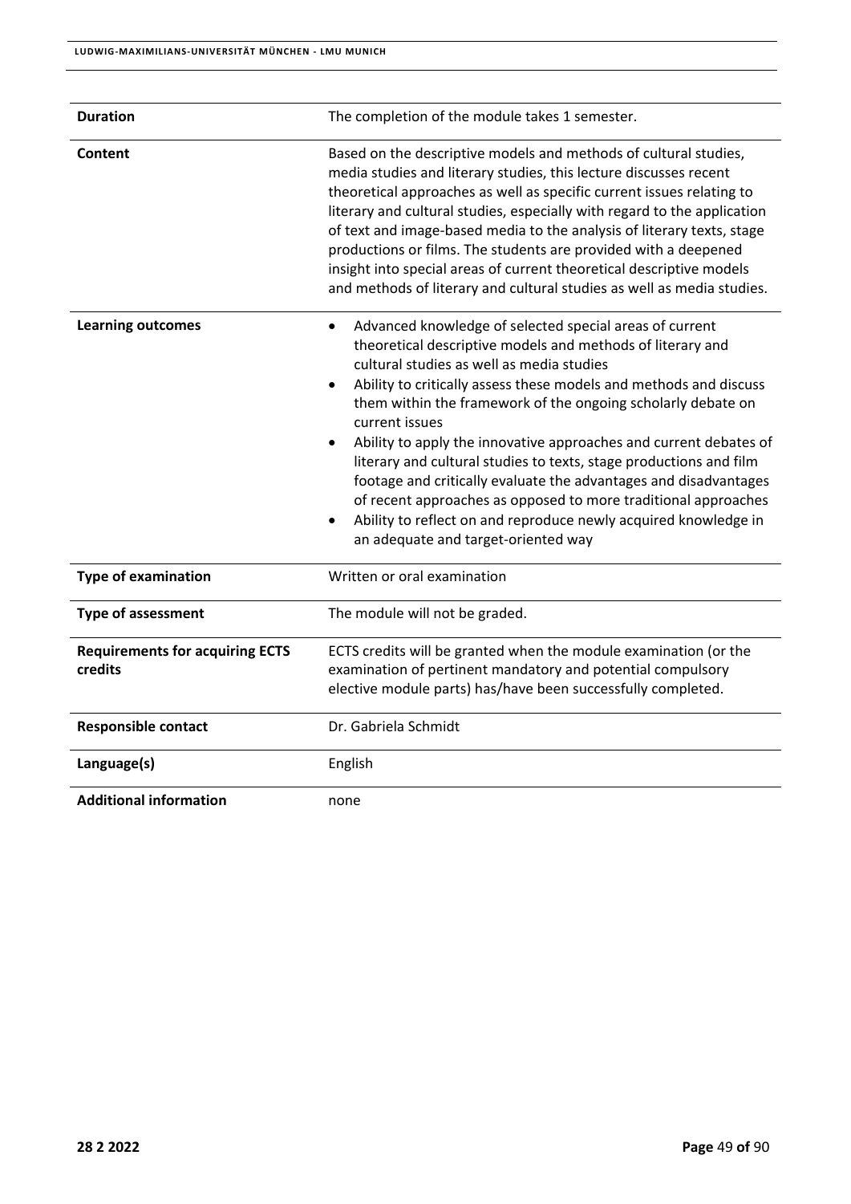| | |
|---|---|
| **Duration** | The completion of the module takes 1 semester. |
| **Content** | Based on the descriptive models and methods of cultural studies, media studies and literary studies, this lecture discusses recent theoretical approaches as well as specific current issues relating to literary and cultural studies, especially with regard to the application of text and image-based media to the analysis of literary texts, stage productions or films. The students are provided with a deepened insight into special areas of current theoretical descriptive models and methods of literary and cultural studies as well as media studies. |
| **Learning outcomes** | • Advanced knowledge of selected special areas of current theoretical descriptive models and methods of literary and cultural studies as well as media studies<br>• Ability to critically assess these models and methods and discuss them within the framework of the ongoing scholarly debate on current issues<br>• Ability to apply the innovative approaches and current debates of literary and cultural studies to texts, stage productions and film footage and critically evaluate the advantages and disadvantages of recent approaches as opposed to more traditional approaches<br>• Ability to reflect on and reproduce newly acquired knowledge in an adequate and target-oriented way |
| **Type of examination** | Written or oral examination |
| **Type of assessment** | The module will not be graded. |
| **Requirements for acquiring ECTS credits** | ECTS credits will be granted when the module examination (or the examination of pertinent mandatory and potential compulsory elective module parts) has/have been successfully completed. |
| **Responsible contact** | Dr. Gabriela Schmidt |
| **Language(s)** | English |
| **Additional information** | none |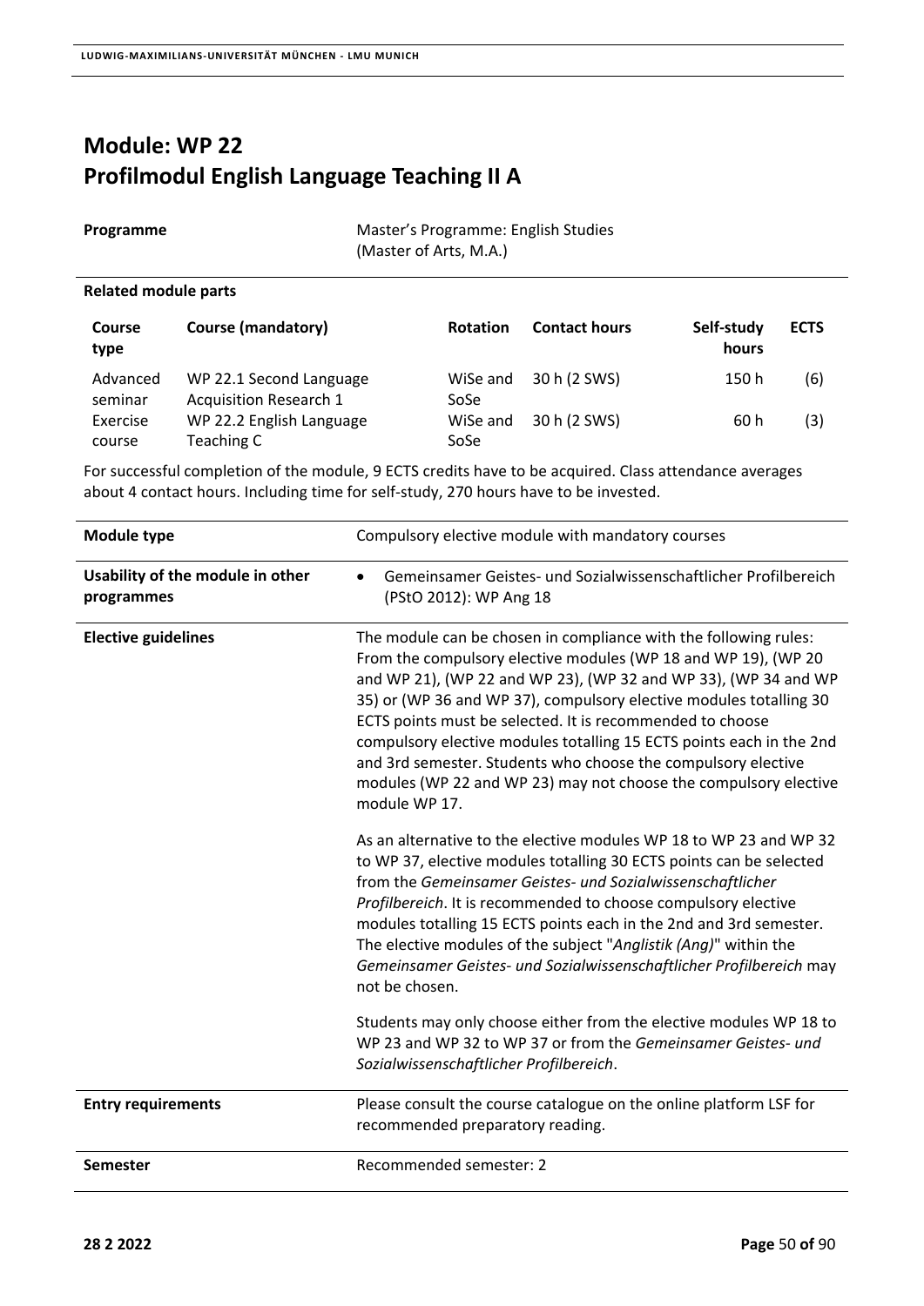# Module: WP 22
# Profilmodul English Language Teaching II A

| | |
|---|---|
| **Programme** | Master's Programme: English Studies (Master of Arts, M.A.) |

**Related module parts**

| Course type | Course (mandatory) | Rotation | Contact hours | Self-study hours | ECTS |
|---|---|---|---|---|---|
| Advanced seminar | WP 22.1 Second Language Acquisition Research 1 | WiSe and SoSe | 30 h (2 SWS) | 150 h | (6) |
| Exercise course | WP 22.2 English Language Teaching C | WiSe and SoSe | 30 h (2 SWS) | 60 h | (3) |

For successful completion of the module, 9 ECTS credits have to be acquired. Class attendance averages about 4 contact hours. Including time for self-study, 270 hours have to be invested.

| | |
|---|---|
| **Module type** | Compulsory elective module with mandatory courses |
| **Usability of the module in other programmes** | • Gemeinsamer Geistes- und Sozialwissenschaftlicher Profilbereich (PStO 2012): WP Ang 18 |
| **Elective guidelines** | The module can be chosen in compliance with the following rules: From the compulsory elective modules (WP 18 and WP 19), (WP 20 and WP 21), (WP 22 and WP 23), (WP 32 and WP 33), (WP 34 and WP 35) or (WP 36 and WP 37), compulsory elective modules totalling 30 ECTS points must be selected. It is recommended to choose compulsory elective modules totalling 15 ECTS points each in the 2nd and 3rd semester. Students who choose the compulsory elective modules (WP 22 and WP 23) may not choose the compulsory elective module WP 17.<br><br>As an alternative to the elective modules WP 18 to WP 23 and WP 32 to WP 37, elective modules totalling 30 ECTS points can be selected from the *Gemeinsamer Geistes- und Sozialwissenschaftlicher Profilbereich*. It is recommended to choose compulsory elective modules totalling 15 ECTS points each in the 2nd and 3rd semester. The elective modules of the subject "*Anglistik (Ang)*" within the *Gemeinsamer Geistes- und Sozialwissenschaftlicher Profilbereich* may not be chosen.<br><br>Students may only choose either from the elective modules WP 18 to WP 23 and WP 32 to WP 37 or from the *Gemeinsamer Geistes- und Sozialwissenschaftlicher Profilbereich*. |
| **Entry requirements** | Please consult the course catalogue on the online platform LSF for recommended preparatory reading. |
| **Semester** | Recommended semester: 2 |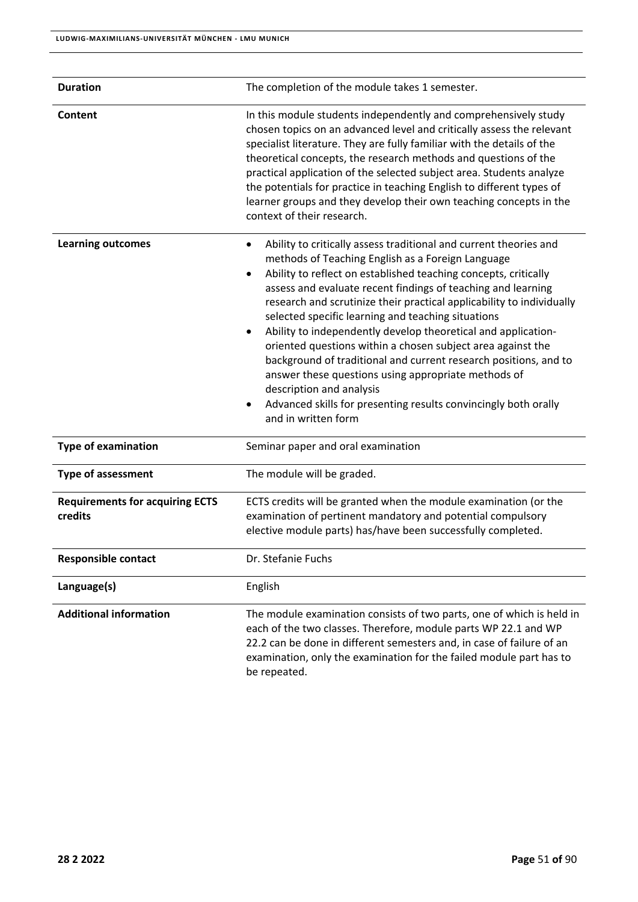| | |
|---|---|
| **Duration** | The completion of the module takes 1 semester. |
| **Content** | In this module students independently and comprehensively study chosen topics on an advanced level and critically assess the relevant specialist literature. They are fully familiar with the details of the theoretical concepts, the research methods and questions of the practical application of the selected subject area. Students analyze the potentials for practice in teaching English to different types of learner groups and they develop their own teaching concepts in the context of their research. |
| **Learning outcomes** | • Ability to critically assess traditional and current theories and methods of Teaching English as a Foreign Language<br>• Ability to reflect on established teaching concepts, critically assess and evaluate recent findings of teaching and learning research and scrutinize their practical applicability to individually selected specific learning and teaching situations<br>• Ability to independently develop theoretical and application-oriented questions within a chosen subject area against the background of traditional and current research positions, and to answer these questions using appropriate methods of description and analysis<br>• Advanced skills for presenting results convincingly both orally and in written form |
| **Type of examination** | Seminar paper and oral examination |
| **Type of assessment** | The module will be graded. |
| **Requirements for acquiring ECTS credits** | ECTS credits will be granted when the module examination (or the examination of pertinent mandatory and potential compulsory elective module parts) has/have been successfully completed. |
| **Responsible contact** | Dr. Stefanie Fuchs |
| **Language(s)** | English |
| **Additional information** | The module examination consists of two parts, one of which is held in each of the two classes. Therefore, module parts WP 22.1 and WP 22.2 can be done in different semesters and, in case of failure of an examination, only the examination for the failed module part has to be repeated. |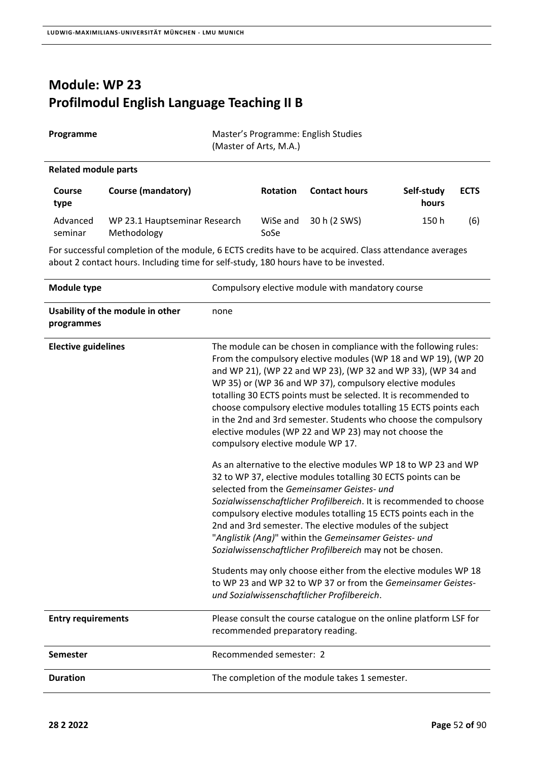# Module: WP 23
# Profilmodul English Language Teaching II B

| | |
|---|---|
| **Programme** | Master's Programme: English Studies (Master of Arts, M.A.) |

**Related module parts**

| Course type | Course (mandatory) | Rotation | Contact hours | Self-study hours | ECTS |
|---|---|---|---|---|---|
| Advanced seminar | WP 23.1 Hauptseminar Research Methodology | WiSe and SoSe | 30 h (2 SWS) | 150 h | (6) |

For successful completion of the module, 6 ECTS credits have to be acquired. Class attendance averages about 2 contact hours. Including time for self-study, 180 hours have to be invested.

| | |
|---|---|
| **Module type** | Compulsory elective module with mandatory course |
| **Usability of the module in other programmes** | none |
| **Elective guidelines** | The module can be chosen in compliance with the following rules: From the compulsory elective modules (WP 18 and WP 19), (WP 20 and WP 21), (WP 22 and WP 23), (WP 32 and WP 33), (WP 34 and WP 35) or (WP 36 and WP 37), compulsory elective modules totalling 30 ECTS points must be selected. It is recommended to choose compulsory elective modules totalling 15 ECTS points each in the 2nd and 3rd semester. Students who choose the compulsory elective modules (WP 22 and WP 23) may not choose the compulsory elective module WP 17.<br><br>As an alternative to the elective modules WP 18 to WP 23 and WP 32 to WP 37, elective modules totalling 30 ECTS points can be selected from the *Gemeinsamer Geistes- und Sozialwissenschaftlicher Profilbereich*. It is recommended to choose compulsory elective modules totalling 15 ECTS points each in the 2nd and 3rd semester. The elective modules of the subject "*Anglistik (Ang)*" within the *Gemeinsamer Geistes- und Sozialwissenschaftlicher Profilbereich* may not be chosen.<br><br>Students may only choose either from the elective modules WP 18 to WP 23 and WP 32 to WP 37 or from the *Gemeinsamer Geistes- und Sozialwissenschaftlicher Profilbereich*. |
| **Entry requirements** | Please consult the course catalogue on the online platform LSF for recommended preparatory reading. |
| **Semester** | Recommended semester: 2 |
| **Duration** | The completion of the module takes 1 semester. |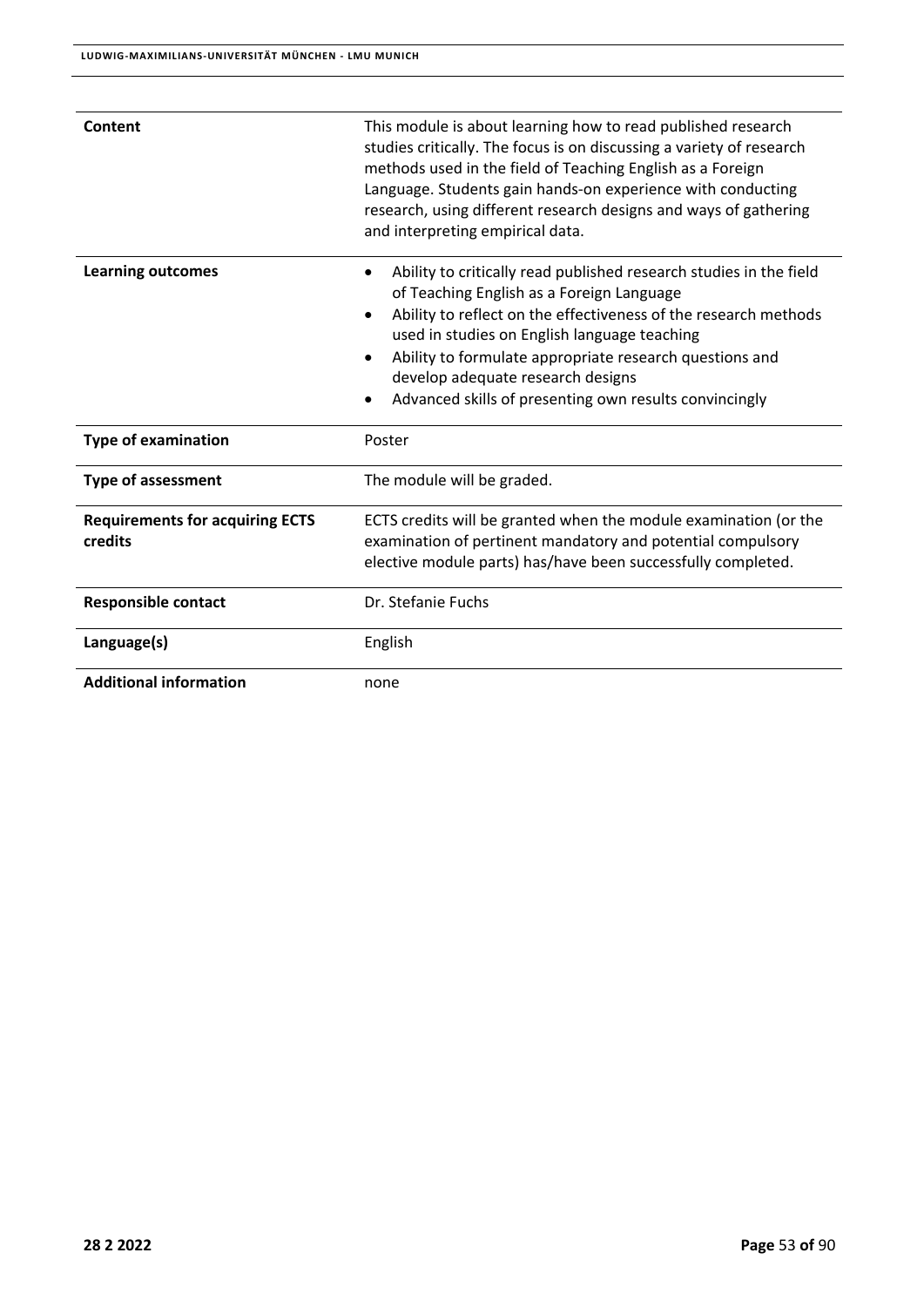| | |
|---|---|
| **Content** | This module is about learning how to read published research studies critically. The focus is on discussing a variety of research methods used in the field of Teaching English as a Foreign Language. Students gain hands-on experience with conducting research, using different research designs and ways of gathering and interpreting empirical data. |
| **Learning outcomes** | • Ability to critically read published research studies in the field of Teaching English as a Foreign Language<br>• Ability to reflect on the effectiveness of the research methods used in studies on English language teaching<br>• Ability to formulate appropriate research questions and develop adequate research designs<br>• Advanced skills of presenting own results convincingly |
| **Type of examination** | Poster |
| **Type of assessment** | The module will be graded. |
| **Requirements for acquiring ECTS credits** | ECTS credits will be granted when the module examination (or the examination of pertinent mandatory and potential compulsory elective module parts) has/have been successfully completed. |
| **Responsible contact** | Dr. Stefanie Fuchs |
| **Language(s)** | English |
| **Additional information** | none |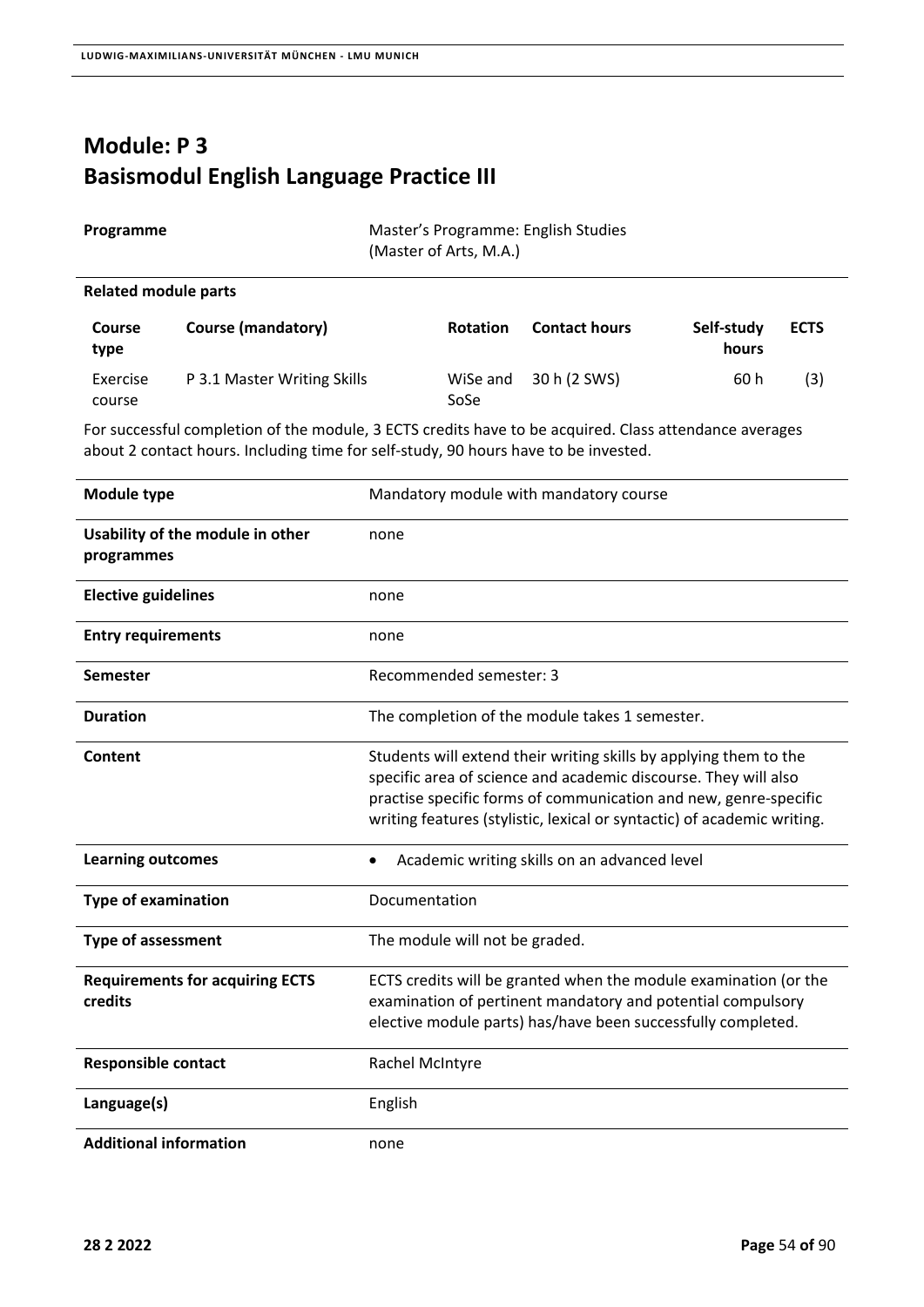# Module: P 3
# Basismodul English Language Practice III

| | |
|---|---|
| **Programme** | Master's Programme: English Studies (Master of Arts, M.A.) |

**Related module parts**

| Course type | Course (mandatory) | Rotation | Contact hours | Self-study hours | ECTS |
|---|---|---|---|---|---|
| Exercise course | P 3.1 Master Writing Skills | WiSe and SoSe | 30 h (2 SWS) | 60 h | (3) |

For successful completion of the module, 3 ECTS credits have to be acquired. Class attendance averages about 2 contact hours. Including time for self-study, 90 hours have to be invested.

| | |
|---|---|
| **Module type** | Mandatory module with mandatory course |
| **Usability of the module in other programmes** | none |
| **Elective guidelines** | none |
| **Entry requirements** | none |
| **Semester** | Recommended semester: 3 |
| **Duration** | The completion of the module takes 1 semester. |
| **Content** | Students will extend their writing skills by applying them to the specific area of science and academic discourse. They will also practise specific forms of communication and new, genre-specific writing features (stylistic, lexical or syntactic) of academic writing. |
| **Learning outcomes** | • Academic writing skills on an advanced level |
| **Type of examination** | Documentation |
| **Type of assessment** | The module will not be graded. |
| **Requirements for acquiring ECTS credits** | ECTS credits will be granted when the module examination (or the examination of pertinent mandatory and potential compulsory elective module parts) has/have been successfully completed. |
| **Responsible contact** | Rachel McIntyre |
| **Language(s)** | English |
| **Additional information** | none |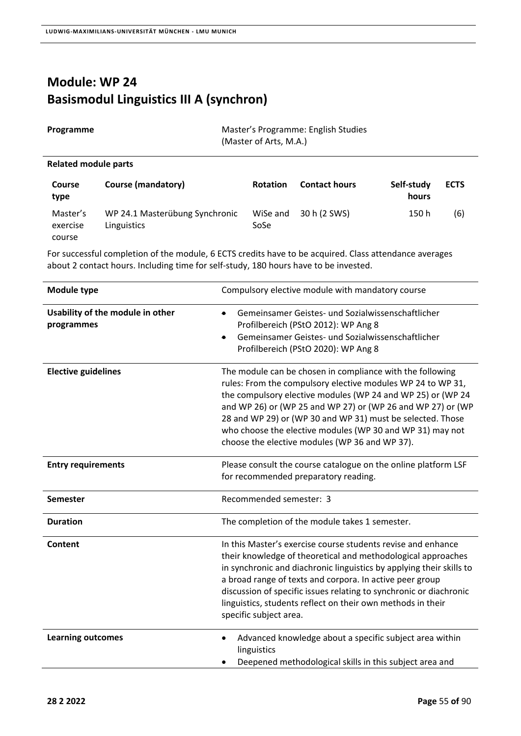# Module: WP 24
# Basismodul Linguistics III A (synchron)

| | |
|---|---|
| **Programme** | Master's Programme: English Studies (Master of Arts, M.A.) |

**Related module parts**

| Course type | Course (mandatory) | Rotation | Contact hours | Self-study hours | ECTS |
|---|---|---|---|---|---|
| Master's exercise course | WP 24.1 Masterübung Synchronic Linguistics | WiSe and SoSe | 30 h (2 SWS) | 150 h | (6) |

For successful completion of the module, 6 ECTS credits have to be acquired. Class attendance averages about 2 contact hours. Including time for self-study, 180 hours have to be invested.

| | |
|---|---|
| **Module type** | Compulsory elective module with mandatory course |
| **Usability of the module in other programmes** | • Gemeinsamer Geistes- und Sozialwissenschaftlicher Profilbereich (PStO 2012): WP Ang 8<br>• Gemeinsamer Geistes- und Sozialwissenschaftlicher Profilbereich (PStO 2020): WP Ang 8 |
| **Elective guidelines** | The module can be chosen in compliance with the following rules: From the compulsory elective modules WP 24 to WP 31, the compulsory elective modules (WP 24 and WP 25) or (WP 24 and WP 26) or (WP 25 and WP 27) or (WP 26 and WP 27) or (WP 28 and WP 29) or (WP 30 and WP 31) must be selected. Those who choose the elective modules (WP 30 and WP 31) may not choose the elective modules (WP 36 and WP 37). |
| **Entry requirements** | Please consult the course catalogue on the online platform LSF for recommended preparatory reading. |
| **Semester** | Recommended semester: 3 |
| **Duration** | The completion of the module takes 1 semester. |
| **Content** | In this Master's exercise course students revise and enhance their knowledge of theoretical and methodological approaches in synchronic and diachronic linguistics by applying their skills to a broad range of texts and corpora. In active peer group discussion of specific issues relating to synchronic or diachronic linguistics, students reflect on their own methods in their specific subject area. |
| **Learning outcomes** | • Advanced knowledge about a specific subject area within linguistics<br>• Deepened methodological skills in this subject area and |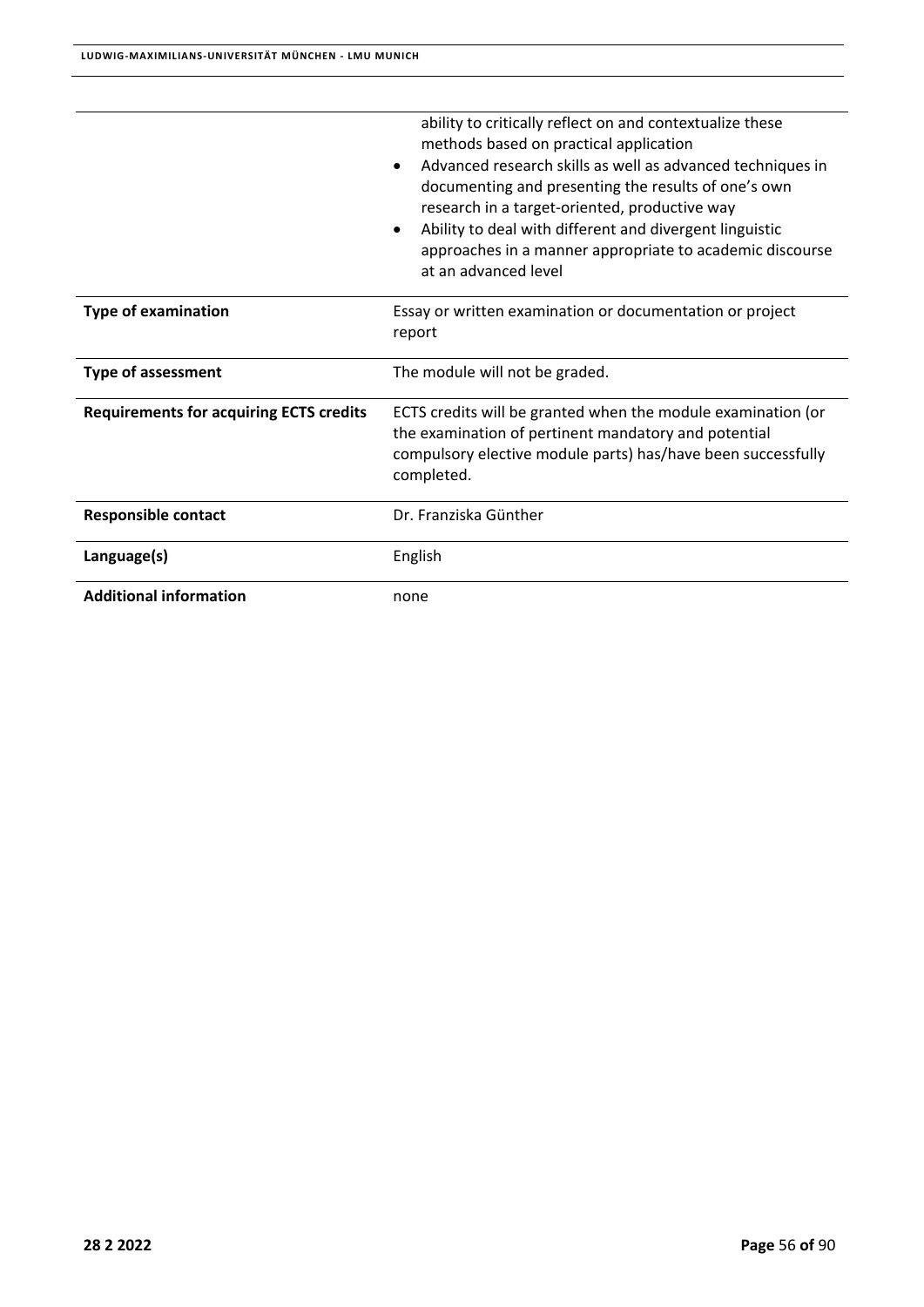| | |
|---|---|
| | ability to critically reflect on and contextualize these methods based on practical application<br>• Advanced research skills as well as advanced techniques in documenting and presenting the results of one's own research in a target-oriented, productive way<br>• Ability to deal with different and divergent linguistic approaches in a manner appropriate to academic discourse at an advanced level |
| **Type of examination** | Essay or written examination or documentation or project report |
| **Type of assessment** | The module will not be graded. |
| **Requirements for acquiring ECTS credits** | ECTS credits will be granted when the module examination (or the examination of pertinent mandatory and potential compulsory elective module parts) has/have been successfully completed. |
| **Responsible contact** | Dr. Franziska Günther |
| **Language(s)** | English |
| **Additional information** | none |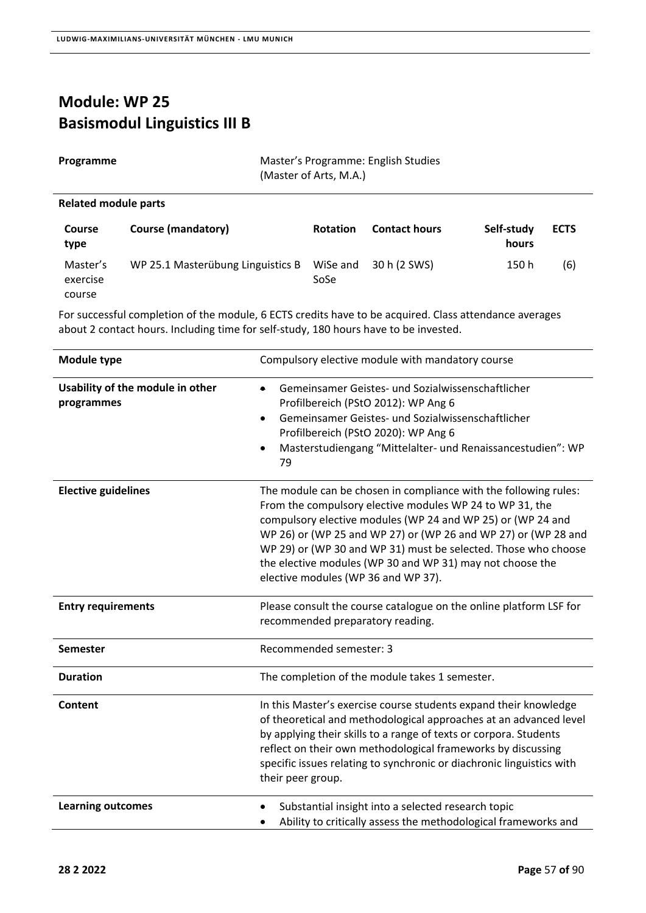# Module: WP 25
# Basismodul Linguistics III B

| **Programme** | Master's Programme: English Studies (Master of Arts, M.A.) |
|---|---|

**Related module parts**

| Course type | Course (mandatory) | Rotation | Contact hours | Self-study hours | ECTS |
|---|---|---|---|---|---|
| Master's exercise course | WP 25.1 Masterübung Linguistics B | WiSe and SoSe | 30 h (2 SWS) | 150 h | (6) |

For successful completion of the module, 6 ECTS credits have to be acquired. Class attendance averages about 2 contact hours. Including time for self-study, 180 hours have to be invested.

| | |
|---|---|
| **Module type** | Compulsory elective module with mandatory course |
| **Usability of the module in other programmes** | • Gemeinsamer Geistes- und Sozialwissenschaftlicher Profilbereich (PStO 2012): WP Ang 6<br>• Gemeinsamer Geistes- und Sozialwissenschaftlicher Profilbereich (PStO 2020): WP Ang 6<br>• Masterstudiengang "Mittelalter- und Renaissancestudien": WP 79 |
| **Elective guidelines** | The module can be chosen in compliance with the following rules: From the compulsory elective modules WP 24 to WP 31, the compulsory elective modules (WP 24 and WP 25) or (WP 24 and WP 26) or (WP 25 and WP 27) or (WP 26 and WP 27) or (WP 28 and WP 29) or (WP 30 and WP 31) must be selected. Those who choose the elective modules (WP 30 and WP 31) may not choose the elective modules (WP 36 and WP 37). |
| **Entry requirements** | Please consult the course catalogue on the online platform LSF for recommended preparatory reading. |
| **Semester** | Recommended semester: 3 |
| **Duration** | The completion of the module takes 1 semester. |
| **Content** | In this Master's exercise course students expand their knowledge of theoretical and methodological approaches at an advanced level by applying their skills to a range of texts or corpora. Students reflect on their own methodological frameworks by discussing specific issues relating to synchronic or diachronic linguistics with their peer group. |
| **Learning outcomes** | • Substantial insight into a selected research topic<br>• Ability to critically assess the methodological frameworks and |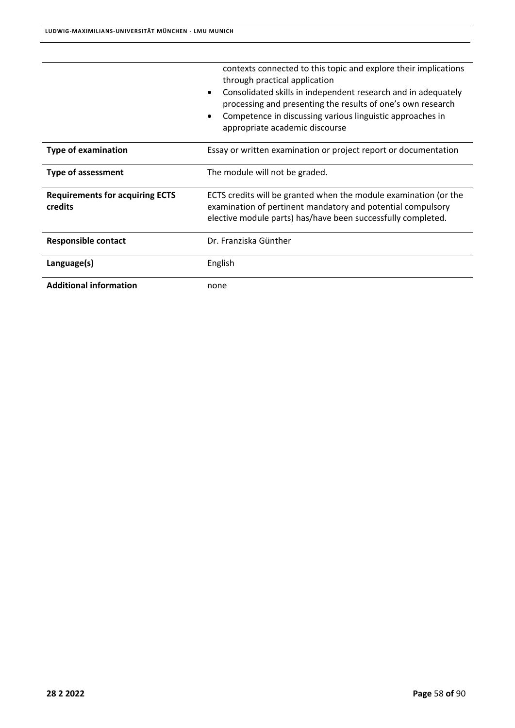| | |
|---|---|
| | contexts connected to this topic and explore their implications through practical application<br>• Consolidated skills in independent research and in adequately processing and presenting the results of one's own research<br>• Competence in discussing various linguistic approaches in appropriate academic discourse |
| **Type of examination** | Essay or written examination or project report or documentation |
| **Type of assessment** | The module will not be graded. |
| **Requirements for acquiring ECTS credits** | ECTS credits will be granted when the module examination (or the examination of pertinent mandatory and potential compulsory elective module parts) has/have been successfully completed. |
| **Responsible contact** | Dr. Franziska Günther |
| **Language(s)** | English |
| **Additional information** | none |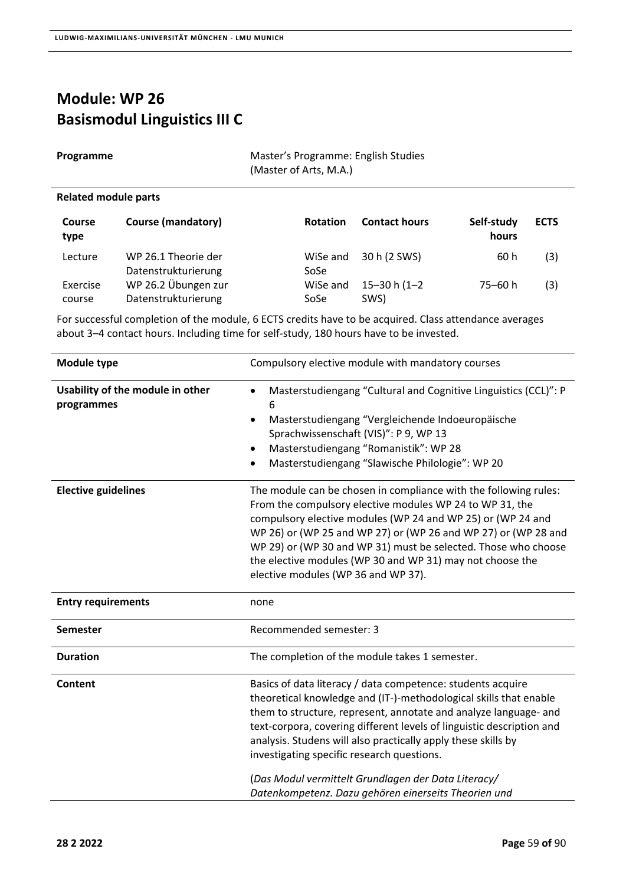# Module: WP 26
# Basismodul Linguistics III C

| | |
|---|---|
| **Programme** | Master's Programme: English Studies (Master of Arts, M.A.) |

**Related module parts**

| Course type | Course (mandatory) | Rotation | Contact hours | Self-study hours | ECTS |
|---|---|---|---|---|---|
| Lecture | WP 26.1 Theorie der Datenstrukturierung | WiSe and SoSe | 30 h (2 SWS) | 60 h | (3) |
| Exercise course | WP 26.2 Übungen zur Datenstrukturierung | WiSe and SoSe | 15–30 h (1–2 SWS) | 75–60 h | (3) |

For successful completion of the module, 6 ECTS credits have to be acquired. Class attendance averages about 3–4 contact hours. Including time for self-study, 180 hours have to be invested.

| | |
|---|---|
| **Module type** | Compulsory elective module with mandatory courses |
| **Usability of the module in other programmes** | • Masterstudiengang "Cultural and Cognitive Linguistics (CCL)": P 6<br>• Masterstudiengang "Vergleichende Indoeuropäische Sprachwissenschaft (VIS)": P 9, WP 13<br>• Masterstudiengang "Romanistik": WP 28<br>• Masterstudiengang "Slawische Philologie": WP 20 |
| **Elective guidelines** | The module can be chosen in compliance with the following rules: From the compulsory elective modules WP 24 to WP 31, the compulsory elective modules (WP 24 and WP 25) or (WP 24 and WP 26) or (WP 25 and WP 27) or (WP 26 and WP 27) or (WP 28 and WP 29) or (WP 30 and WP 31) must be selected. Those who choose the elective modules (WP 30 and WP 31) may not choose the elective modules (WP 36 and WP 37). |
| **Entry requirements** | none |
| **Semester** | Recommended semester: 3 |
| **Duration** | The completion of the module takes 1 semester. |
| **Content** | Basics of data literacy / data competence: students acquire theoretical knowledge and (IT-)-methodological skills that enable them to structure, represent, annotate and analyze language- and text-corpora, covering different levels of linguistic description and analysis. Studens will also practically apply these skills by investigating specific research questions.<br><br>(*Das Modul vermittelt Grundlagen der Data Literacy/ Datenkompetenz. Dazu gehören einerseits Theorien und* |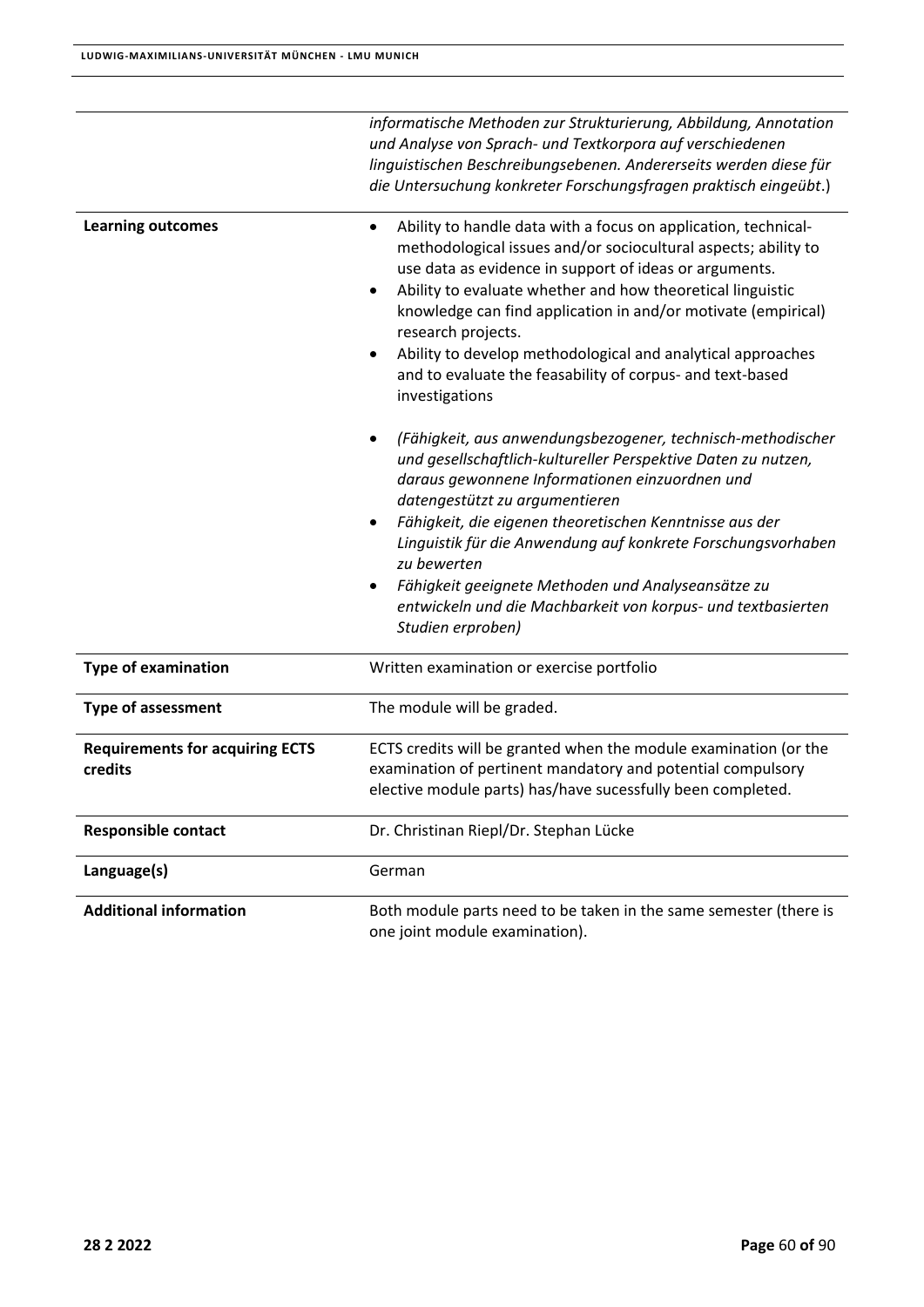| | |
|---|---|
| | *informatische Methoden zur Strukturierung, Abbildung, Annotation und Analyse von Sprach- und Textkorpora auf verschiedenen linguistischen Beschreibungsebenen. Andererseits werden diese für die Untersuchung konkreter Forschungsfragen praktisch eingeübt*.) |
| **Learning outcomes** | • Ability to handle data with a focus on application, technical-methodological issues and/or sociocultural aspects; ability to use data as evidence in support of ideas or arguments.<br>• Ability to evaluate whether and how theoretical linguistic knowledge can find application in and/or motivate (empirical) research projects.<br>• Ability to develop methodological and analytical approaches and to evaluate the feasability of corpus- and text-based investigations<br><br>• *(Fähigkeit, aus anwendungsbezogener, technisch-methodischer und gesellschaftlich-kultureller Perspektive Daten zu nutzen, daraus gewonnene Informationen einzuordnen und datengestützt zu argumentieren*<br>• *Fähigkeit, die eigenen theoretischen Kenntnisse aus der Linguistik für die Anwendung auf konkrete Forschungsvorhaben zu bewerten*<br>• *Fähigkeit geeignete Methoden und Analyseansätze zu entwickeln und die Machbarkeit von korpus- und textbasierten Studien erproben)* |
| **Type of examination** | Written examination or exercise portfolio |
| **Type of assessment** | The module will be graded. |
| **Requirements for acquiring ECTS credits** | ECTS credits will be granted when the module examination (or the examination of pertinent mandatory and potential compulsory elective module parts) has/have sucessfully been completed. |
| **Responsible contact** | Dr. Christinan Riepl/Dr. Stephan Lücke |
| **Language(s)** | German |
| **Additional information** | Both module parts need to be taken in the same semester (there is one joint module examination). |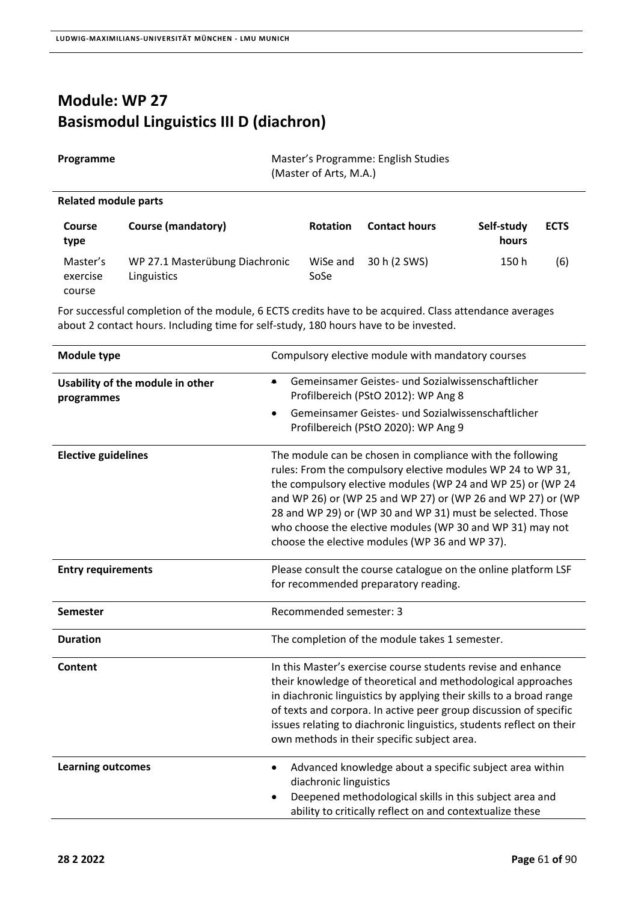# Module: WP 27
# Basismodul Linguistics III D (diachron)

| | |
|---|---|
| **Programme** | Master's Programme: English Studies (Master of Arts, M.A.) |

**Related module parts**

| Course type | Course (mandatory) | Rotation | Contact hours | Self-study hours | ECTS |
|---|---|---|---|---|---|
| Master's exercise course | WP 27.1 Masterübung Diachronic Linguistics | WiSe and SoSe | 30 h (2 SWS) | 150 h | (6) |

For successful completion of the module, 6 ECTS credits have to be acquired. Class attendance averages about 2 contact hours. Including time for self-study, 180 hours have to be invested.

| | |
|---|---|
| **Module type** | Compulsory elective module with mandatory courses |
| **Usability of the module in other programmes** | • Gemeinsamer Geistes- und Sozialwissenschaftlicher Profilbereich (PStO 2012): WP Ang 8<br>• Gemeinsamer Geistes- und Sozialwissenschaftlicher Profilbereich (PStO 2020): WP Ang 9 |
| **Elective guidelines** | The module can be chosen in compliance with the following rules: From the compulsory elective modules WP 24 to WP 31, the compulsory elective modules (WP 24 and WP 25) or (WP 24 and WP 26) or (WP 25 and WP 27) or (WP 26 and WP 27) or (WP 28 and WP 29) or (WP 30 and WP 31) must be selected. Those who choose the elective modules (WP 30 and WP 31) may not choose the elective modules (WP 36 and WP 37). |
| **Entry requirements** | Please consult the course catalogue on the online platform LSF for recommended preparatory reading. |
| **Semester** | Recommended semester: 3 |
| **Duration** | The completion of the module takes 1 semester. |
| **Content** | In this Master's exercise course students revise and enhance their knowledge of theoretical and methodological approaches in diachronic linguistics by applying their skills to a broad range of texts and corpora. In active peer group discussion of specific issues relating to diachronic linguistics, students reflect on their own methods in their specific subject area. |
| **Learning outcomes** | • Advanced knowledge about a specific subject area within diachronic linguistics<br>• Deepened methodological skills in this subject area and ability to critically reflect on and contextualize these |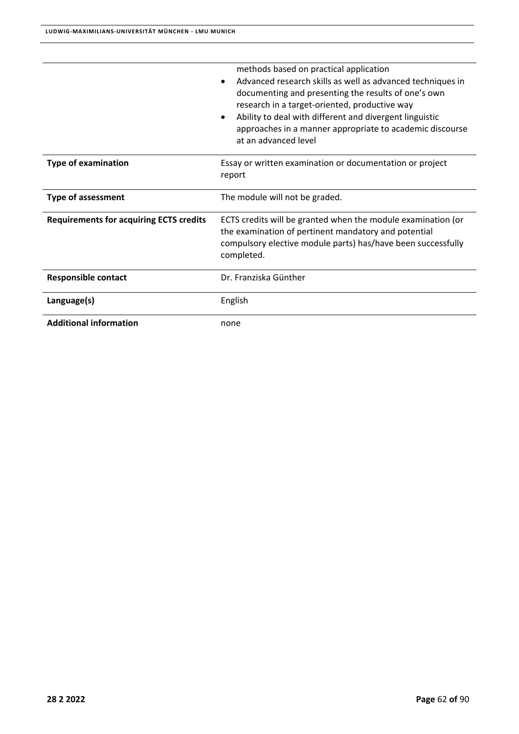| | |
|---|---|
| | methods based on practical application<br>• Advanced research skills as well as advanced techniques in documenting and presenting the results of one's own research in a target-oriented, productive way<br>• Ability to deal with different and divergent linguistic approaches in a manner appropriate to academic discourse at an advanced level |
| **Type of examination** | Essay or written examination or documentation or project report |
| **Type of assessment** | The module will not be graded. |
| **Requirements for acquiring ECTS credits** | ECTS credits will be granted when the module examination (or the examination of pertinent mandatory and potential compulsory elective module parts) has/have been successfully completed. |
| **Responsible contact** | Dr. Franziska Günther |
| **Language(s)** | English |
| **Additional information** | none |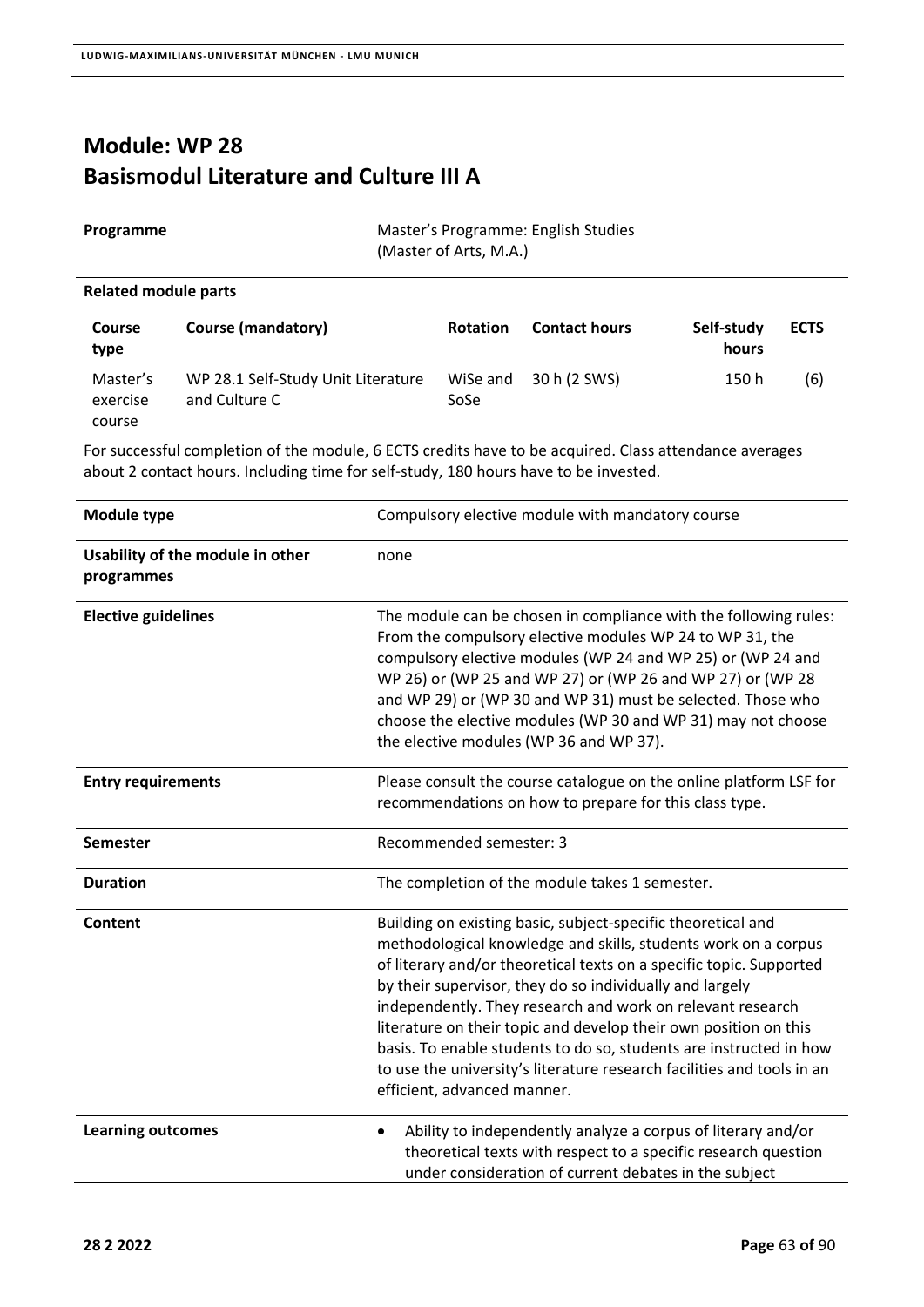# Module: WP 28
# Basismodul Literature and Culture III A

| | |
|---|---|
| **Programme** | Master's Programme: English Studies (Master of Arts, M.A.) |

**Related module parts**

| Course type | Course (mandatory) | Rotation | Contact hours | Self-study hours | ECTS |
|---|---|---|---|---|---|
| Master's exercise course | WP 28.1 Self-Study Unit Literature and Culture C | WiSe and SoSe | 30 h (2 SWS) | 150 h | (6) |

For successful completion of the module, 6 ECTS credits have to be acquired. Class attendance averages about 2 contact hours. Including time for self-study, 180 hours have to be invested.

| | |
|---|---|
| **Module type** | Compulsory elective module with mandatory course |
| **Usability of the module in other programmes** | none |
| **Elective guidelines** | The module can be chosen in compliance with the following rules: From the compulsory elective modules WP 24 to WP 31, the compulsory elective modules (WP 24 and WP 25) or (WP 24 and WP 26) or (WP 25 and WP 27) or (WP 26 and WP 27) or (WP 28 and WP 29) or (WP 30 and WP 31) must be selected. Those who choose the elective modules (WP 30 and WP 31) may not choose the elective modules (WP 36 and WP 37). |
| **Entry requirements** | Please consult the course catalogue on the online platform LSF for recommendations on how to prepare for this class type. |
| **Semester** | Recommended semester: 3 |
| **Duration** | The completion of the module takes 1 semester. |
| **Content** | Building on existing basic, subject-specific theoretical and methodological knowledge and skills, students work on a corpus of literary and/or theoretical texts on a specific topic. Supported by their supervisor, they do so individually and largely independently. They research and work on relevant research literature on their topic and develop their own position on this basis. To enable students to do so, students are instructed in how to use the university's literature research facilities and tools in an efficient, advanced manner. |
| **Learning outcomes** | • Ability to independently analyze a corpus of literary and/or theoretical texts with respect to a specific research question under consideration of current debates in the subject |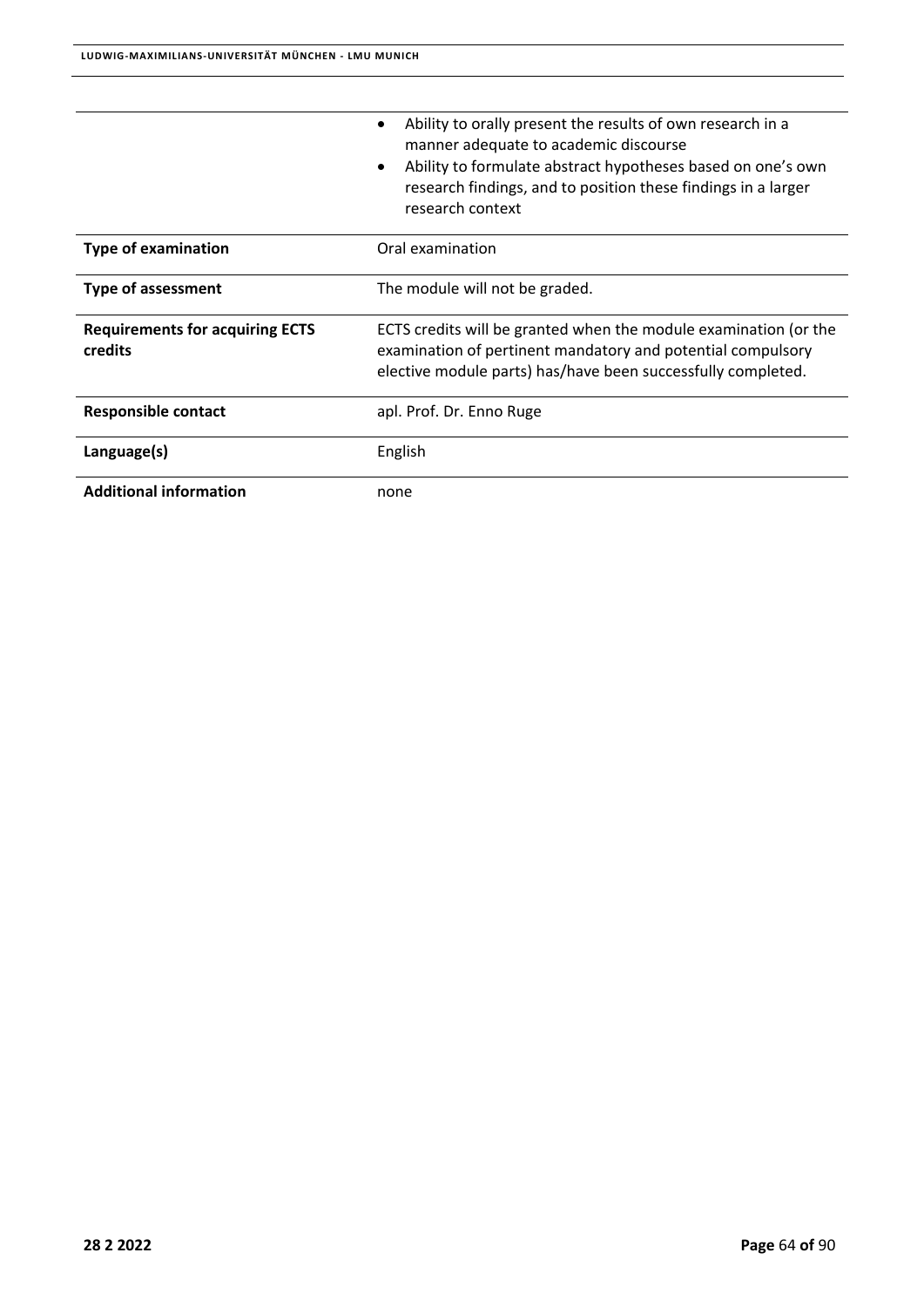| | |
|---|---|
| | • Ability to orally present the results of own research in a manner adequate to academic discourse<br>• Ability to formulate abstract hypotheses based on one's own research findings, and to position these findings in a larger research context |
| **Type of examination** | Oral examination |
| **Type of assessment** | The module will not be graded. |
| **Requirements for acquiring ECTS credits** | ECTS credits will be granted when the module examination (or the examination of pertinent mandatory and potential compulsory elective module parts) has/have been successfully completed. |
| **Responsible contact** | apl. Prof. Dr. Enno Ruge |
| **Language(s)** | English |
| **Additional information** | none |

**28 2 2022**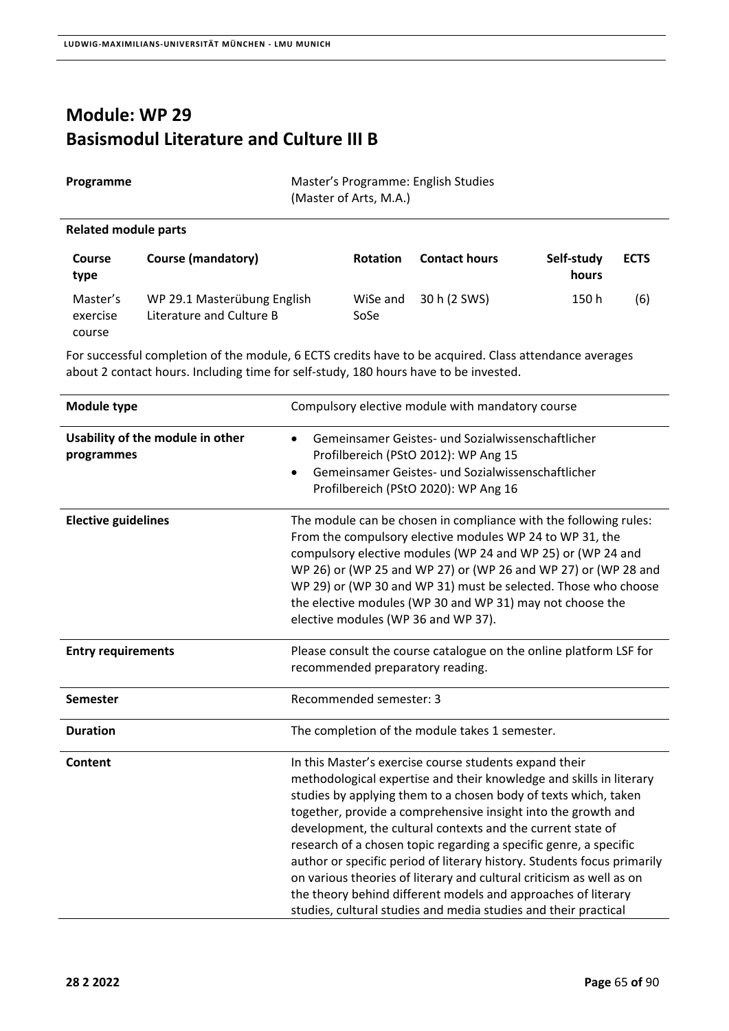# Module: WP 29
# Basismodul Literature and Culture III B

**Programme** Master's Programme: English Studies (Master of Arts, M.A.)

**Related module parts**

| Course type | Course (mandatory) | Rotation | Contact hours | Self-study hours | ECTS |
|---|---|---|---|---|---|
| Master's exercise course | WP 29.1 Masterübung English Literature and Culture B | WiSe and SoSe | 30 h (2 SWS) | 150 h | (6) |

For successful completion of the module, 6 ECTS credits have to be acquired. Class attendance averages about 2 contact hours. Including time for self-study, 180 hours have to be invested.

| | |
|---|---|
| **Module type** | Compulsory elective module with mandatory course |
| **Usability of the module in other programmes** | • Gemeinsamer Geistes- und Sozialwissenschaftlicher Profilbereich (PStO 2012): WP Ang 15<br>• Gemeinsamer Geistes- und Sozialwissenschaftlicher Profilbereich (PStO 2020): WP Ang 16 |
| **Elective guidelines** | The module can be chosen in compliance with the following rules: From the compulsory elective modules WP 24 to WP 31, the compulsory elective modules (WP 24 and WP 25) or (WP 24 and WP 26) or (WP 25 and WP 27) or (WP 26 and WP 27) or (WP 28 and WP 29) or (WP 30 and WP 31) must be selected. Those who choose the elective modules (WP 30 and WP 31) may not choose the elective modules (WP 36 and WP 37). |
| **Entry requirements** | Please consult the course catalogue on the online platform LSF for recommended preparatory reading. |
| **Semester** | Recommended semester: 3 |
| **Duration** | The completion of the module takes 1 semester. |
| **Content** | In this Master's exercise course students expand their methodological expertise and their knowledge and skills in literary studies by applying them to a chosen body of texts which, taken together, provide a comprehensive insight into the growth and development, the cultural contexts and the current state of research of a chosen topic regarding a specific genre, a specific author or specific period of literary history. Students focus primarily on various theories of literary and cultural criticism as well as on the theory behind different models and approaches of literary studies, cultural studies and media studies and their practical |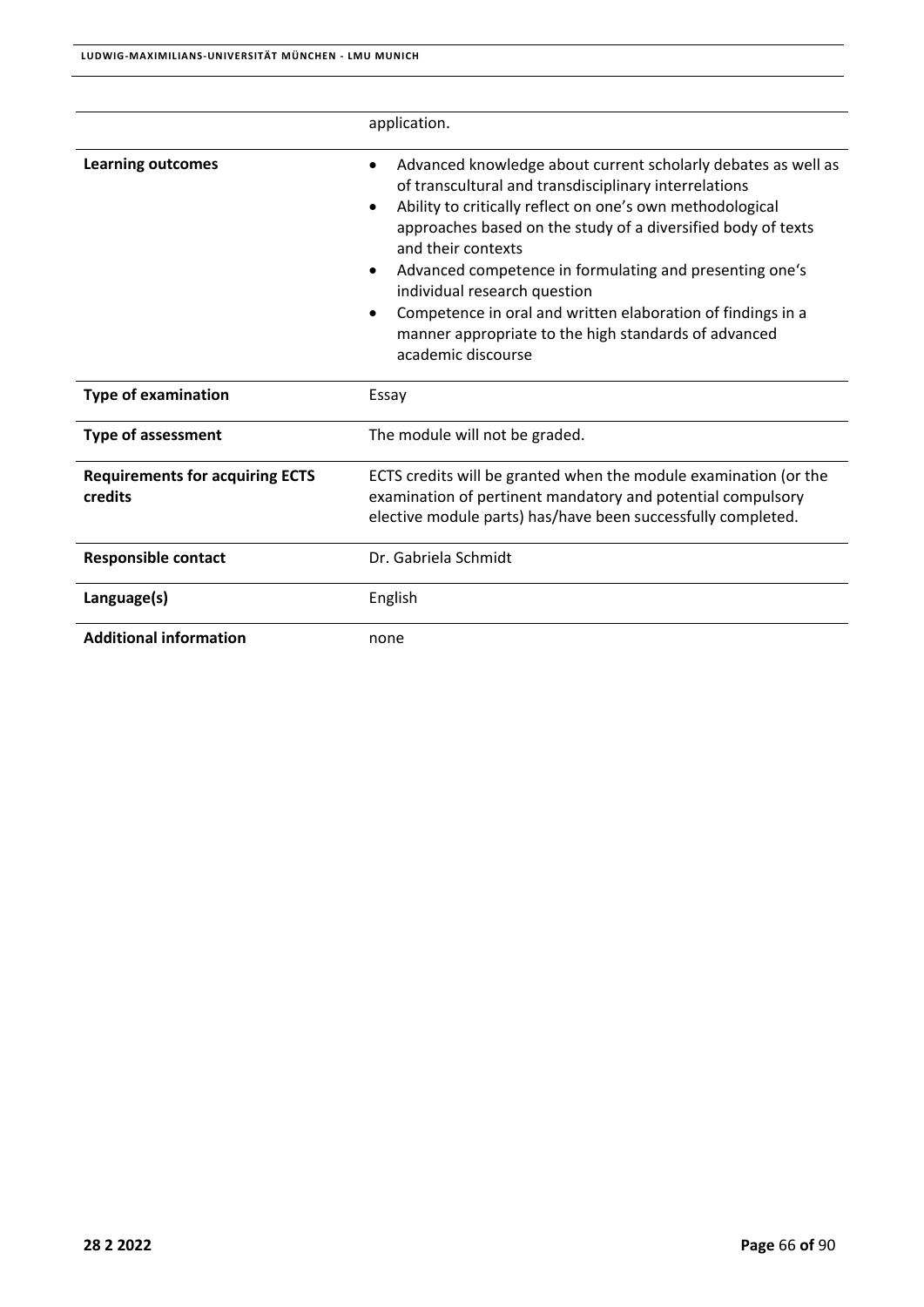| | |
|---|---|
| | application. |
| **Learning outcomes** | • Advanced knowledge about current scholarly debates as well as of transcultural and transdisciplinary interrelations<br>• Ability to critically reflect on one's own methodological approaches based on the study of a diversified body of texts and their contexts<br>• Advanced competence in formulating and presenting one's individual research question<br>• Competence in oral and written elaboration of findings in a manner appropriate to the high standards of advanced academic discourse |
| **Type of examination** | Essay |
| **Type of assessment** | The module will not be graded. |
| **Requirements for acquiring ECTS credits** | ECTS credits will be granted when the module examination (or the examination of pertinent mandatory and potential compulsory elective module parts) has/have been successfully completed. |
| **Responsible contact** | Dr. Gabriela Schmidt |
| **Language(s)** | English |
| **Additional information** | none |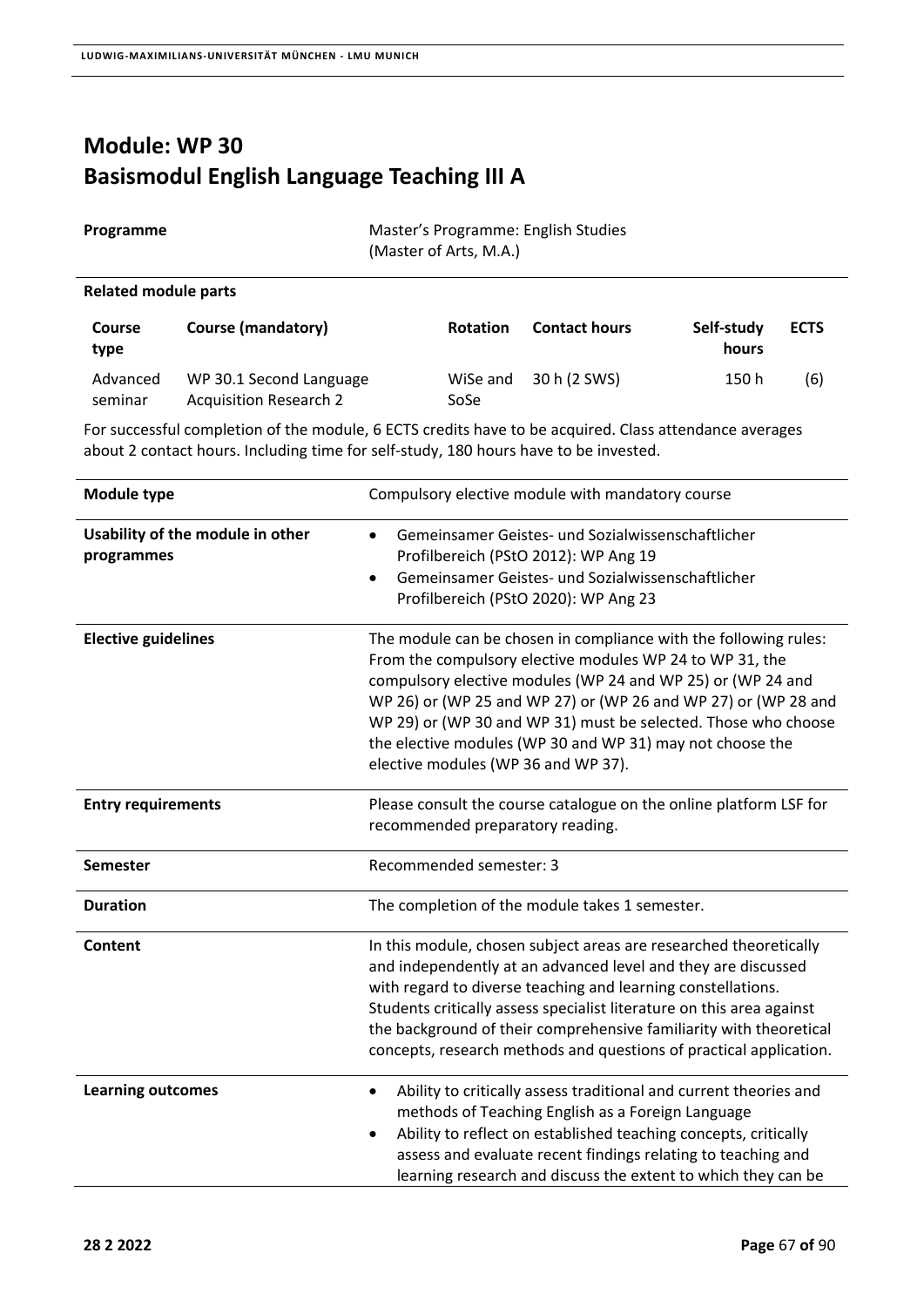# Module: WP 30
# Basismodul English Language Teaching III A

| | |
|---|---|
| **Programme** | Master's Programme: English Studies (Master of Arts, M.A.) |

**Related module parts**

| Course type | Course (mandatory) | Rotation | Contact hours | Self-study hours | ECTS |
|---|---|---|---|---|---|
| Advanced seminar | WP 30.1 Second Language Acquisition Research 2 | WiSe and SoSe | 30 h (2 SWS) | 150 h | (6) |

For successful completion of the module, 6 ECTS credits have to be acquired. Class attendance averages about 2 contact hours. Including time for self-study, 180 hours have to be invested.

| | |
|---|---|
| **Module type** | Compulsory elective module with mandatory course |
| **Usability of the module in other programmes** | • Gemeinsamer Geistes- und Sozialwissenschaftlicher Profilbereich (PStO 2012): WP Ang 19<br>• Gemeinsamer Geistes- und Sozialwissenschaftlicher Profilbereich (PStO 2020): WP Ang 23 |
| **Elective guidelines** | The module can be chosen in compliance with the following rules: From the compulsory elective modules WP 24 to WP 31, the compulsory elective modules (WP 24 and WP 25) or (WP 24 and WP 26) or (WP 25 and WP 27) or (WP 26 and WP 27) or (WP 28 and WP 29) or (WP 30 and WP 31) must be selected. Those who choose the elective modules (WP 30 and WP 31) may not choose the elective modules (WP 36 and WP 37). |
| **Entry requirements** | Please consult the course catalogue on the online platform LSF for recommended preparatory reading. |
| **Semester** | Recommended semester: 3 |
| **Duration** | The completion of the module takes 1 semester. |
| **Content** | In this module, chosen subject areas are researched theoretically and independently at an advanced level and they are discussed with regard to diverse teaching and learning constellations. Students critically assess specialist literature on this area against the background of their comprehensive familiarity with theoretical concepts, research methods and questions of practical application. |
| **Learning outcomes** | • Ability to critically assess traditional and current theories and methods of Teaching English as a Foreign Language<br>• Ability to reflect on established teaching concepts, critically assess and evaluate recent findings relating to teaching and learning research and discuss the extent to which they can be |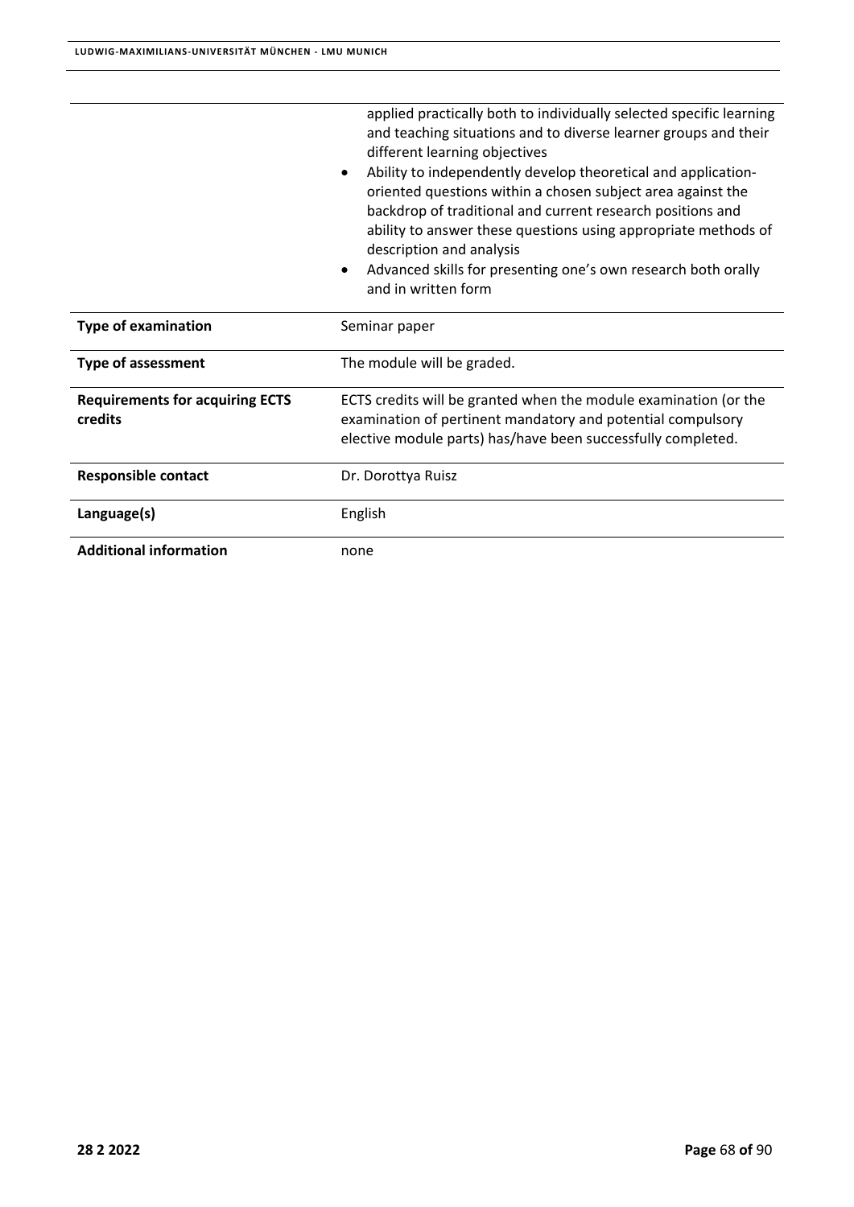| | |
|---|---|
| | applied practically both to individually selected specific learning and teaching situations and to diverse learner groups and their different learning objectives<br>• Ability to independently develop theoretical and application-oriented questions within a chosen subject area against the backdrop of traditional and current research positions and ability to answer these questions using appropriate methods of description and analysis<br>• Advanced skills for presenting one's own research both orally and in written form |
| **Type of examination** | Seminar paper |
| **Type of assessment** | The module will be graded. |
| **Requirements for acquiring ECTS credits** | ECTS credits will be granted when the module examination (or the examination of pertinent mandatory and potential compulsory elective module parts) has/have been successfully completed. |
| **Responsible contact** | Dr. Dorottya Ruisz |
| **Language(s)** | English |
| **Additional information** | none |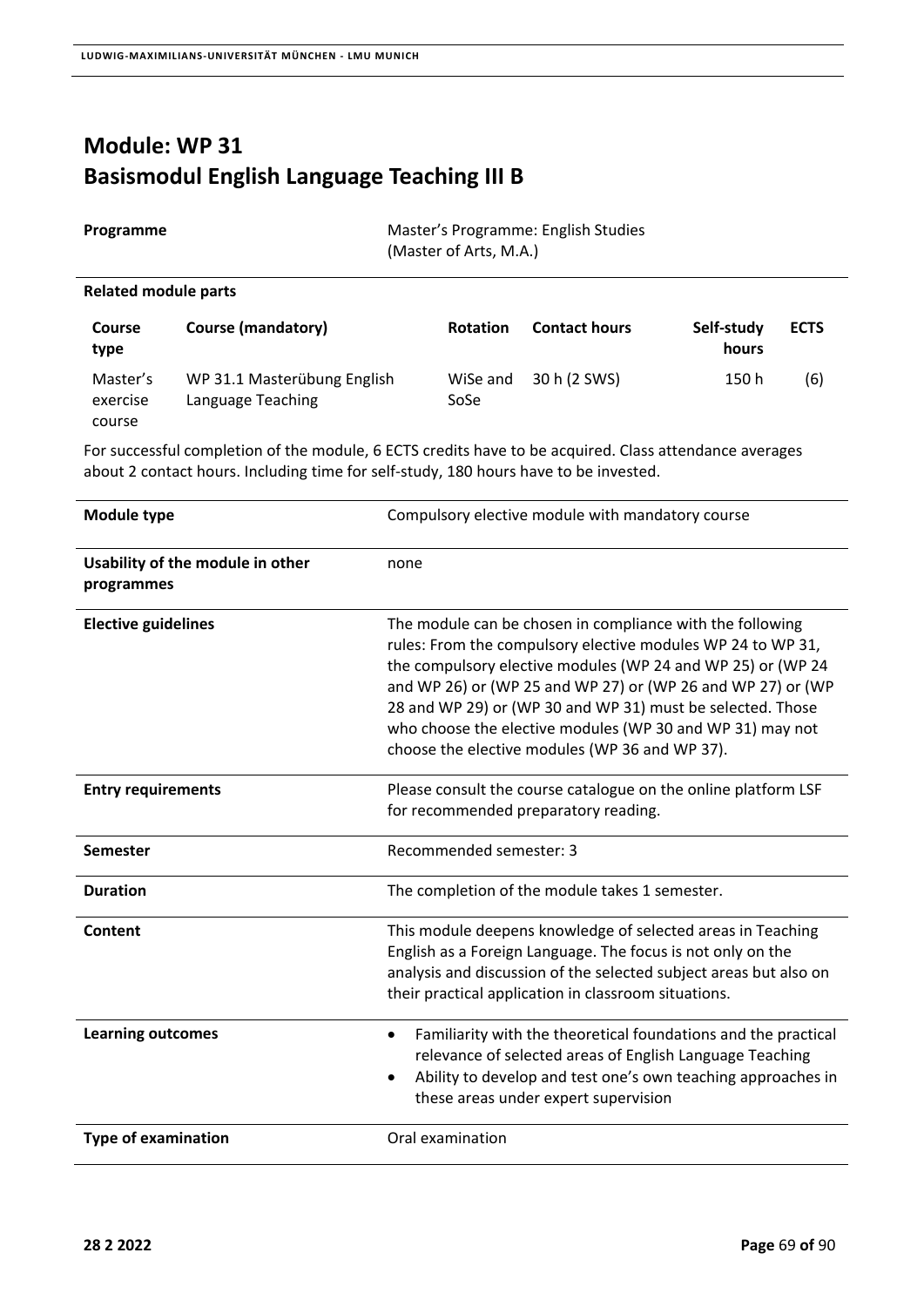# Module: WP 31
# Basismodul English Language Teaching III B

| | |
|---|---|
| **Programme** | Master's Programme: English Studies (Master of Arts, M.A.) |

**Related module parts**

| Course type | Course (mandatory) | Rotation | Contact hours | Self-study hours | ECTS |
|---|---|---|---|---|---|
| Master's exercise course | WP 31.1 Masterübung English Language Teaching | WiSe and SoSe | 30 h (2 SWS) | 150 h | (6) |

For successful completion of the module, 6 ECTS credits have to be acquired. Class attendance averages about 2 contact hours. Including time for self-study, 180 hours have to be invested.

| | |
|---|---|
| **Module type** | Compulsory elective module with mandatory course |
| **Usability of the module in other programmes** | none |
| **Elective guidelines** | The module can be chosen in compliance with the following rules: From the compulsory elective modules WP 24 to WP 31, the compulsory elective modules (WP 24 and WP 25) or (WP 24 and WP 26) or (WP 25 and WP 27) or (WP 26 and WP 27) or (WP 28 and WP 29) or (WP 30 and WP 31) must be selected. Those who choose the elective modules (WP 30 and WP 31) may not choose the elective modules (WP 36 and WP 37). |
| **Entry requirements** | Please consult the course catalogue on the online platform LSF for recommended preparatory reading. |
| **Semester** | Recommended semester: 3 |
| **Duration** | The completion of the module takes 1 semester. |
| **Content** | This module deepens knowledge of selected areas in Teaching English as a Foreign Language. The focus is not only on the analysis and discussion of the selected subject areas but also on their practical application in classroom situations. |
| **Learning outcomes** | • Familiarity with the theoretical foundations and the practical relevance of selected areas of English Language Teaching<br>• Ability to develop and test one's own teaching approaches in these areas under expert supervision |
| **Type of examination** | Oral examination |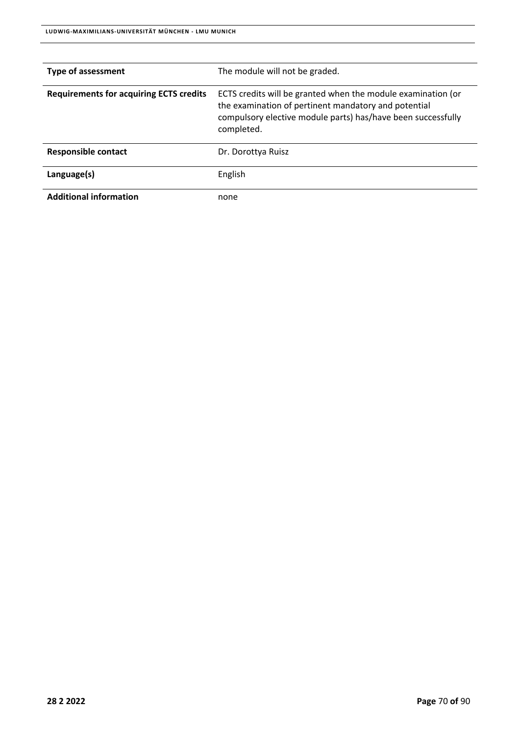| | |
|---|---|
| **Type of assessment** | The module will not be graded. |
| **Requirements for acquiring ECTS credits** | ECTS credits will be granted when the module examination (or the examination of pertinent mandatory and potential compulsory elective module parts) has/have been successfully completed. |
| **Responsible contact** | Dr. Dorottya Ruisz |
| **Language(s)** | English |
| **Additional information** | none |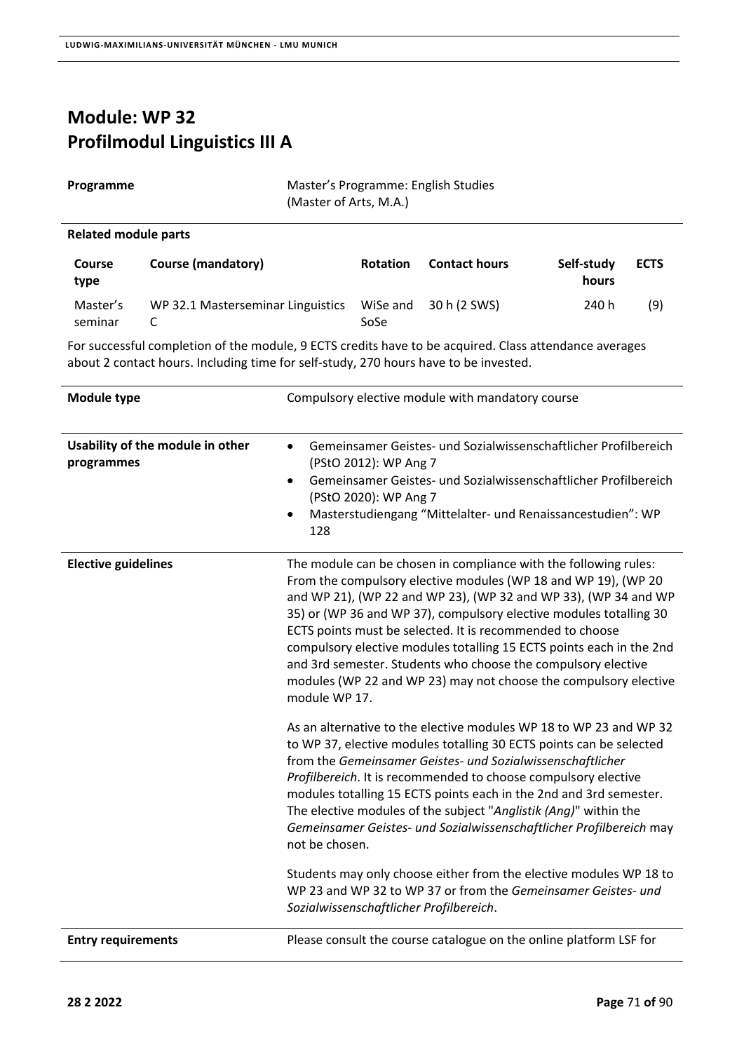# Module: WP 32
# Profilmodul Linguistics III A

| | |
|---|---|
| **Programme** | Master's Programme: English Studies (Master of Arts, M.A.) |

**Related module parts**

| Course type | Course (mandatory) | Rotation | Contact hours | Self-study hours | ECTS |
|---|---|---|---|---|---|
| Master's seminar | WP 32.1 Masterseminar Linguistics C | WiSe and SoSe | 30 h (2 SWS) | 240 h | (9) |

For successful completion of the module, 9 ECTS credits have to be acquired. Class attendance averages about 2 contact hours. Including time for self-study, 270 hours have to be invested.

| | |
|---|---|
| **Module type** | Compulsory elective module with mandatory course |
| **Usability of the module in other programmes** | • Gemeinsamer Geistes- und Sozialwissenschaftlicher Profilbereich (PStO 2012): WP Ang 7<br>• Gemeinsamer Geistes- und Sozialwissenschaftlicher Profilbereich (PStO 2020): WP Ang 7<br>• Masterstudiengang "Mittelalter- und Renaissancestudien": WP 128 |
| **Elective guidelines** | The module can be chosen in compliance with the following rules: From the compulsory elective modules (WP 18 and WP 19), (WP 20 and WP 21), (WP 22 and WP 23), (WP 32 and WP 33), (WP 34 and WP 35) or (WP 36 and WP 37), compulsory elective modules totalling 30 ECTS points must be selected. It is recommended to choose compulsory elective modules totalling 15 ECTS points each in the 2nd and 3rd semester. Students who choose the compulsory elective modules (WP 22 and WP 23) may not choose the compulsory elective module WP 17.<br><br>As an alternative to the elective modules WP 18 to WP 23 and WP 32 to WP 37, elective modules totalling 30 ECTS points can be selected from the *Gemeinsamer Geistes- und Sozialwissenschaftlicher Profilbereich*. It is recommended to choose compulsory elective modules totalling 15 ECTS points each in the 2nd and 3rd semester. The elective modules of the subject "*Anglistik (Ang)*" within the *Gemeinsamer Geistes- und Sozialwissenschaftlicher Profilbereich* may not be chosen.<br><br>Students may only choose either from the elective modules WP 18 to WP 23 and WP 32 to WP 37 or from the *Gemeinsamer Geistes- und Sozialwissenschaftlicher Profilbereich*. |
| **Entry requirements** | Please consult the course catalogue on the online platform LSF for |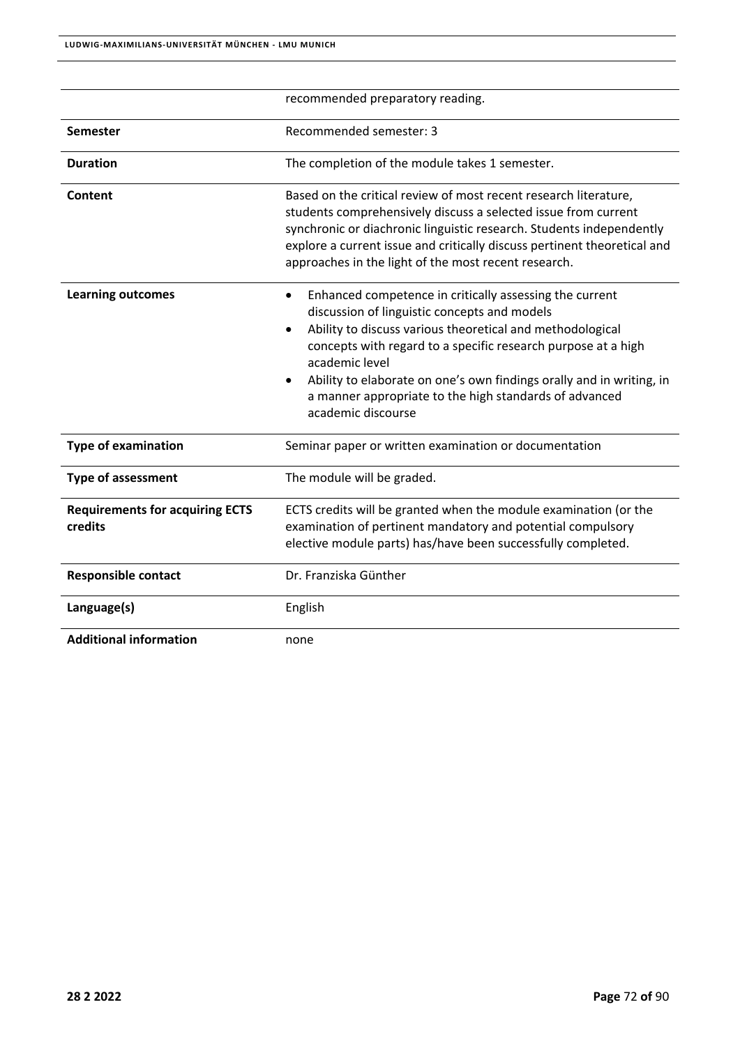| | |
|---|---|
| | recommended preparatory reading. |
| **Semester** | Recommended semester: 3 |
| **Duration** | The completion of the module takes 1 semester. |
| **Content** | Based on the critical review of most recent research literature, students comprehensively discuss a selected issue from current synchronic or diachronic linguistic research. Students independently explore a current issue and critically discuss pertinent theoretical and approaches in the light of the most recent research. |
| **Learning outcomes** | • Enhanced competence in critically assessing the current discussion of linguistic concepts and models<br>• Ability to discuss various theoretical and methodological concepts with regard to a specific research purpose at a high academic level<br>• Ability to elaborate on one's own findings orally and in writing, in a manner appropriate to the high standards of advanced academic discourse |
| **Type of examination** | Seminar paper or written examination or documentation |
| **Type of assessment** | The module will be graded. |
| **Requirements for acquiring ECTS credits** | ECTS credits will be granted when the module examination (or the examination of pertinent mandatory and potential compulsory elective module parts) has/have been successfully completed. |
| **Responsible contact** | Dr. Franziska Günther |
| **Language(s)** | English |
| **Additional information** | none |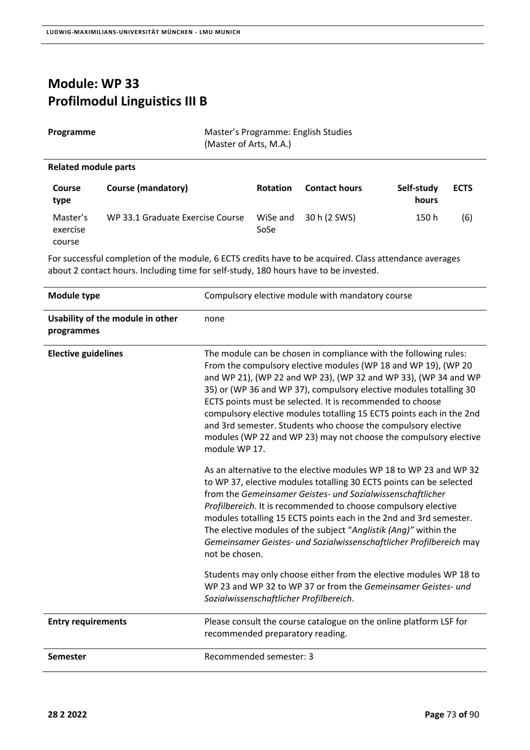# Module: WP 33
# Profilmodul Linguistics III B

| | |
|---|---|
| **Programme** | Master's Programme: English Studies (Master of Arts, M.A.) |

**Related module parts**

| Course type | Course (mandatory) | Rotation | Contact hours | Self-study hours | ECTS |
|---|---|---|---|---|---|
| Master's exercise course | WP 33.1 Graduate Exercise Course | WiSe and SoSe | 30 h (2 SWS) | 150 h | (6) |

For successful completion of the module, 6 ECTS credits have to be acquired. Class attendance averages about 2 contact hours. Including time for self-study, 180 hours have to be invested.

| | |
|---|---|
| **Module type** | Compulsory elective module with mandatory course |
| **Usability of the module in other programmes** | none |
| **Elective guidelines** | The module can be chosen in compliance with the following rules: From the compulsory elective modules (WP 18 and WP 19), (WP 20 and WP 21), (WP 22 and WP 23), (WP 32 and WP 33), (WP 34 and WP 35) or (WP 36 and WP 37), compulsory elective modules totalling 30 ECTS points must be selected. It is recommended to choose compulsory elective modules totalling 15 ECTS points each in the 2nd and 3rd semester. Students who choose the compulsory elective modules (WP 22 and WP 23) may not choose the compulsory elective module WP 17.<br><br>As an alternative to the elective modules WP 18 to WP 23 and WP 32 to WP 37, elective modules totalling 30 ECTS points can be selected from the *Gemeinsamer Geistes- und Sozialwissenschaftlicher Profilbereich*. It is recommended to choose compulsory elective modules totalling 15 ECTS points each in the 2nd and 3rd semester. The elective modules of the subject "*Anglistik (Ang)"* within the *Gemeinsamer Geistes- und Sozialwissenschaftlicher Profilbereich* may not be chosen.<br><br>Students may only choose either from the elective modules WP 18 to WP 23 and WP 32 to WP 37 or from the *Gemeinsamer Geistes- und Sozialwissenschaftlicher Profilbereich*. |
| **Entry requirements** | Please consult the course catalogue on the online platform LSF for recommended preparatory reading. |
| **Semester** | Recommended semester: 3 |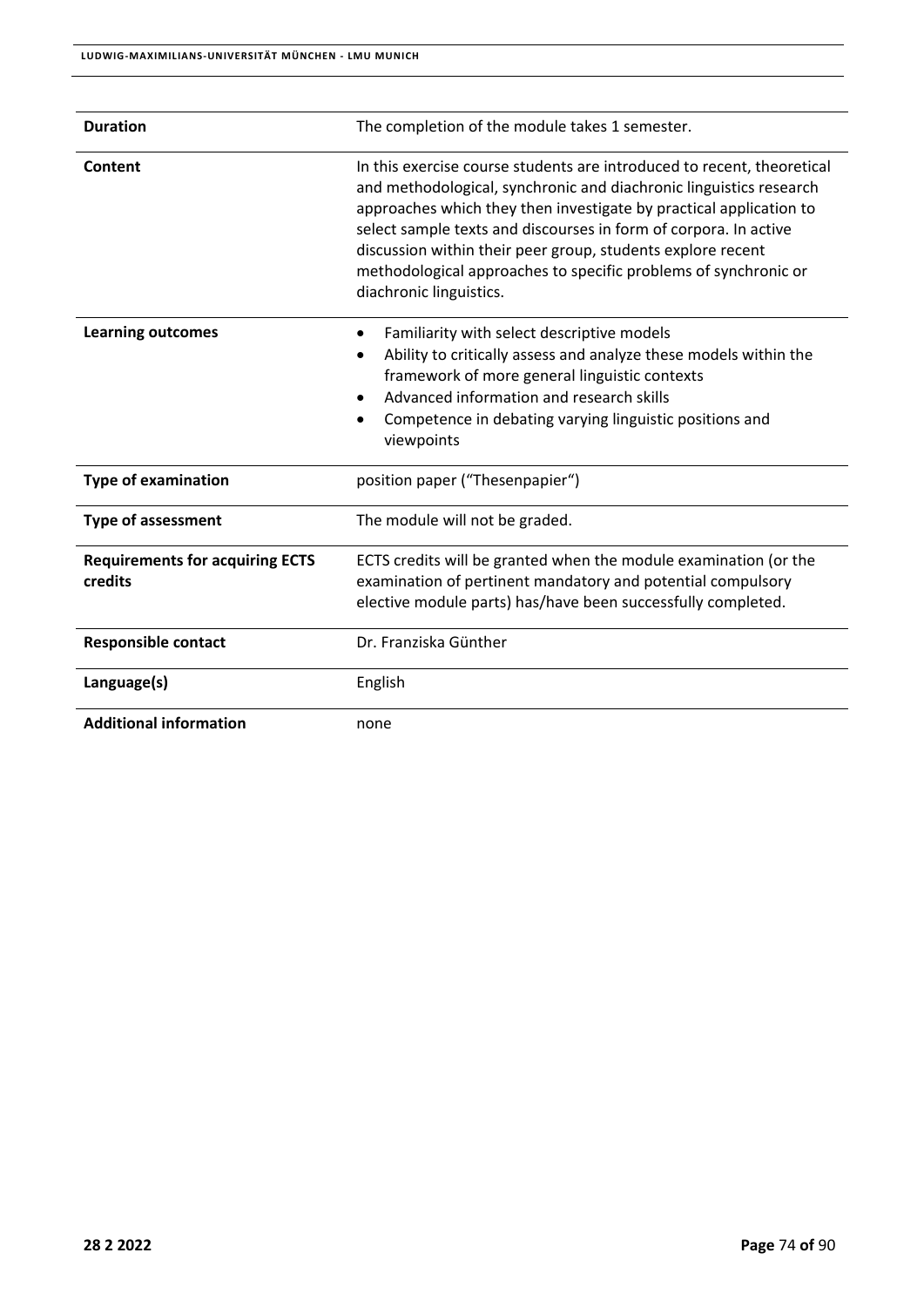| | |
|---|---|
| **Duration** | The completion of the module takes 1 semester. |
| **Content** | In this exercise course students are introduced to recent, theoretical and methodological, synchronic and diachronic linguistics research approaches which they then investigate by practical application to select sample texts and discourses in form of corpora. In active discussion within their peer group, students explore recent methodological approaches to specific problems of synchronic or diachronic linguistics. |
| **Learning outcomes** | • Familiarity with select descriptive models<br>• Ability to critically assess and analyze these models within the framework of more general linguistic contexts<br>• Advanced information and research skills<br>• Competence in debating varying linguistic positions and viewpoints |
| **Type of examination** | position paper ("Thesenpapier") |
| **Type of assessment** | The module will not be graded. |
| **Requirements for acquiring ECTS credits** | ECTS credits will be granted when the module examination (or the examination of pertinent mandatory and potential compulsory elective module parts) has/have been successfully completed. |
| **Responsible contact** | Dr. Franziska Günther |
| **Language(s)** | English |
| **Additional information** | none |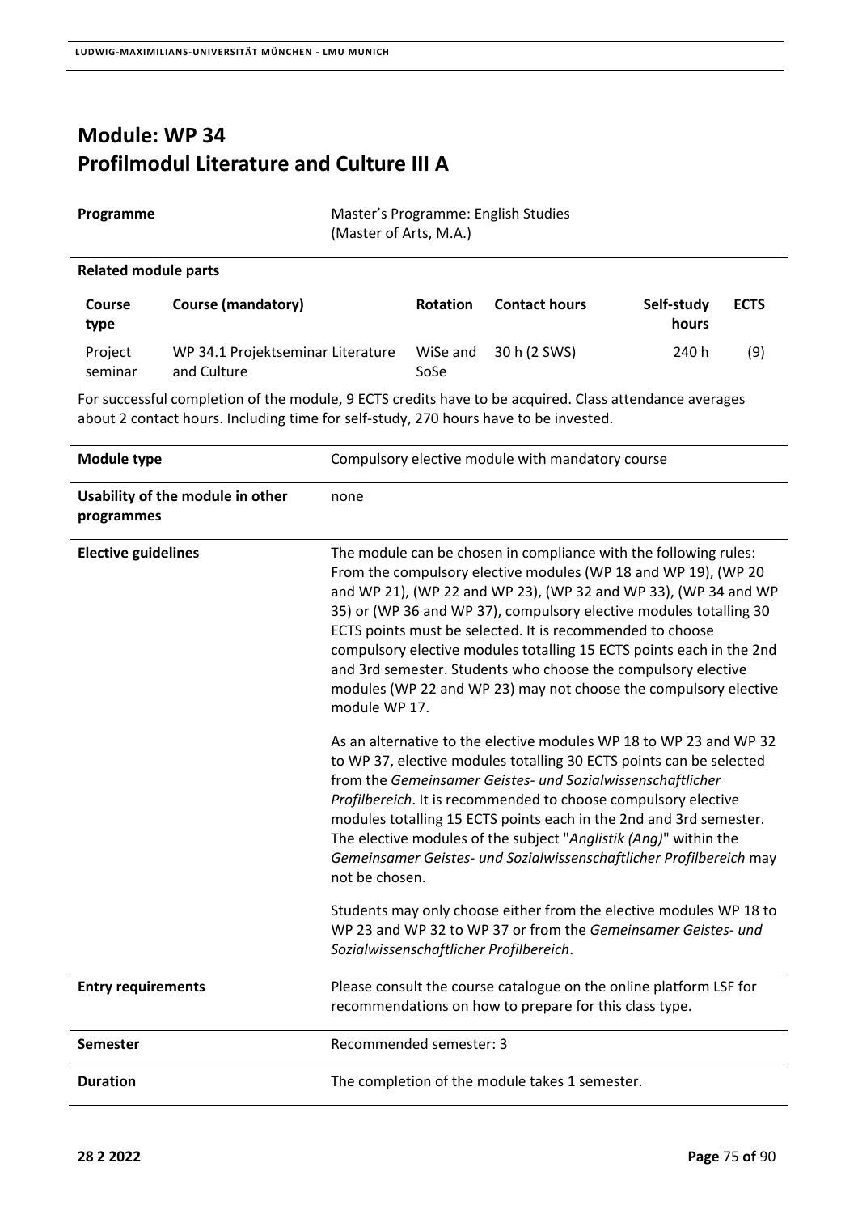# Module: WP 34
# Profilmodul Literature and Culture III A

| **Programme** | Master's Programme: English Studies (Master of Arts, M.A.) |
|---|---|

**Related module parts**

| Course type | Course (mandatory) | Rotation | Contact hours | Self-study hours | ECTS |
|---|---|---|---|---|---|
| Project seminar | WP 34.1 Projektseminar Literature and Culture | WiSe and SoSe | 30 h (2 SWS) | 240 h | (9) |

For successful completion of the module, 9 ECTS credits have to be acquired. Class attendance averages about 2 contact hours. Including time for self-study, 270 hours have to be invested.

| | |
|---|---|
| **Module type** | Compulsory elective module with mandatory course |
| **Usability of the module in other programmes** | none |
| **Elective guidelines** | The module can be chosen in compliance with the following rules: From the compulsory elective modules (WP 18 and WP 19), (WP 20 and WP 21), (WP 22 and WP 23), (WP 32 and WP 33), (WP 34 and WP 35) or (WP 36 and WP 37), compulsory elective modules totalling 30 ECTS points must be selected. It is recommended to choose compulsory elective modules totalling 15 ECTS points each in the 2nd and 3rd semester. Students who choose the compulsory elective modules (WP 22 and WP 23) may not choose the compulsory elective module WP 17.<br><br>As an alternative to the elective modules WP 18 to WP 23 and WP 32 to WP 37, elective modules totalling 30 ECTS points can be selected from the *Gemeinsamer Geistes- und Sozialwissenschaftlicher Profilbereich*. It is recommended to choose compulsory elective modules totalling 15 ECTS points each in the 2nd and 3rd semester. The elective modules of the subject "*Anglistik (Ang)*" within the *Gemeinsamer Geistes- und Sozialwissenschaftlicher Profilbereich* may not be chosen.<br><br>Students may only choose either from the elective modules WP 18 to WP 23 and WP 32 to WP 37 or from the *Gemeinsamer Geistes- und Sozialwissenschaftlicher Profilbereich*. |
| **Entry requirements** | Please consult the course catalogue on the online platform LSF for recommendations on how to prepare for this class type. |
| **Semester** | Recommended semester: 3 |
| **Duration** | The completion of the module takes 1 semester. |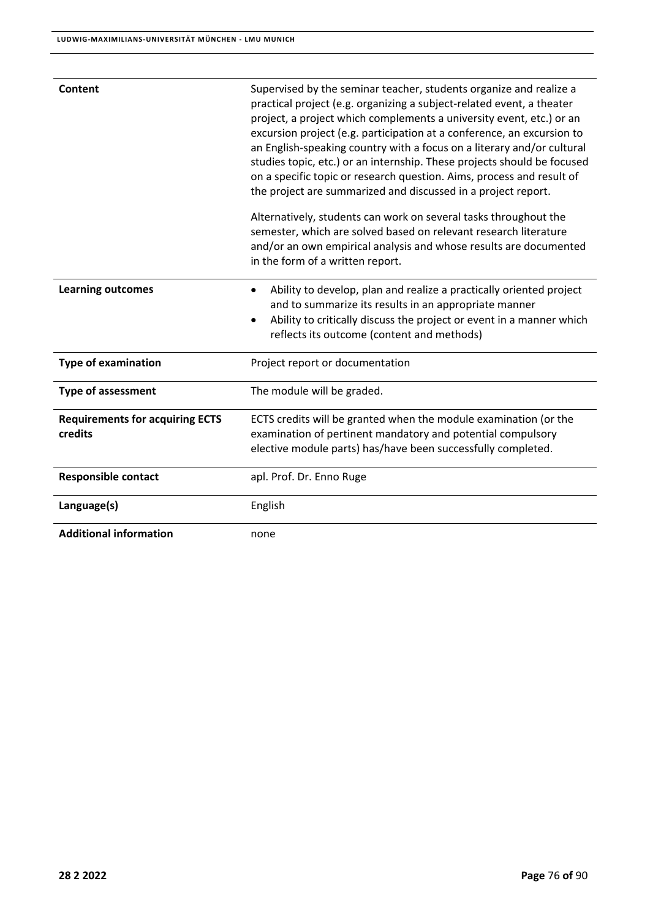| | |
|---|---|
| **Content** | Supervised by the seminar teacher, students organize and realize a practical project (e.g. organizing a subject-related event, a theater project, a project which complements a university event, etc.) or an excursion project (e.g. participation at a conference, an excursion to an English-speaking country with a focus on a literary and/or cultural studies topic, etc.) or an internship. These projects should be focused on a specific topic or research question. Aims, process and result of the project are summarized and discussed in a project report.<br><br>Alternatively, students can work on several tasks throughout the semester, which are solved based on relevant research literature and/or an own empirical analysis and whose results are documented in the form of a written report. |
| **Learning outcomes** | • Ability to develop, plan and realize a practically oriented project and to summarize its results in an appropriate manner<br>• Ability to critically discuss the project or event in a manner which reflects its outcome (content and methods) |
| **Type of examination** | Project report or documentation |
| **Type of assessment** | The module will be graded. |
| **Requirements for acquiring ECTS credits** | ECTS credits will be granted when the module examination (or the examination of pertinent mandatory and potential compulsory elective module parts) has/have been successfully completed. |
| **Responsible contact** | apl. Prof. Dr. Enno Ruge |
| **Language(s)** | English |
| **Additional information** | none |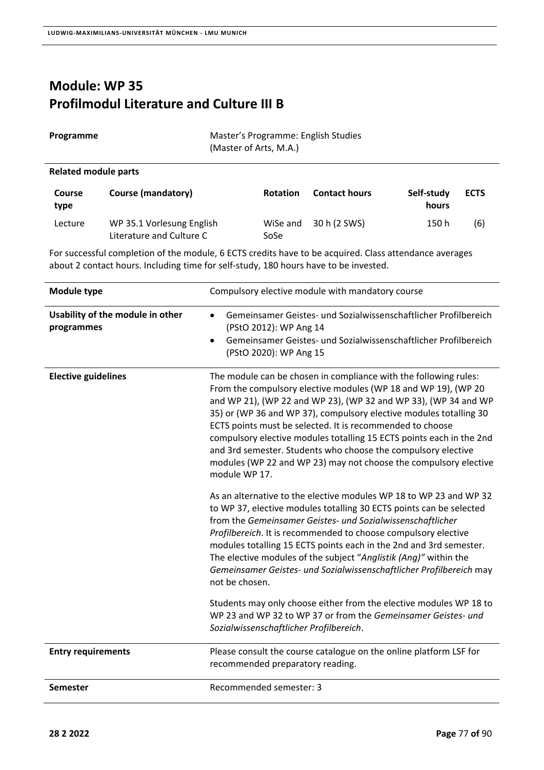# Module: WP 35
# Profilmodul Literature and Culture III B

| **Programme** | Master's Programme: English Studies (Master of Arts, M.A.) |
|---|---|

**Related module parts**

| Course type | Course (mandatory) | Rotation | Contact hours | Self-study hours | ECTS |
|---|---|---|---|---|---|
| Lecture | WP 35.1 Vorlesung English Literature and Culture C | WiSe and SoSe | 30 h (2 SWS) | 150 h | (6) |

For successful completion of the module, 6 ECTS credits have to be acquired. Class attendance averages about 2 contact hours. Including time for self-study, 180 hours have to be invested.

| | |
|---|---|
| **Module type** | Compulsory elective module with mandatory course |
| **Usability of the module in other programmes** | • Gemeinsamer Geistes- und Sozialwissenschaftlicher Profilbereich (PStO 2012): WP Ang 14<br>• Gemeinsamer Geistes- und Sozialwissenschaftlicher Profilbereich (PStO 2020): WP Ang 15 |
| **Elective guidelines** | The module can be chosen in compliance with the following rules: From the compulsory elective modules (WP 18 and WP 19), (WP 20 and WP 21), (WP 22 and WP 23), (WP 32 and WP 33), (WP 34 and WP 35) or (WP 36 and WP 37), compulsory elective modules totalling 30 ECTS points must be selected. It is recommended to choose compulsory elective modules totalling 15 ECTS points each in the 2nd and 3rd semester. Students who choose the compulsory elective modules (WP 22 and WP 23) may not choose the compulsory elective module WP 17.<br><br>As an alternative to the elective modules WP 18 to WP 23 and WP 32 to WP 37, elective modules totalling 30 ECTS points can be selected from the *Gemeinsamer Geistes- und Sozialwissenschaftlicher Profilbereich*. It is recommended to choose compulsory elective modules totalling 15 ECTS points each in the 2nd and 3rd semester. The elective modules of the subject "*Anglistik (Ang)"* within the *Gemeinsamer Geistes- und Sozialwissenschaftlicher Profilbereich* may not be chosen.<br><br>Students may only choose either from the elective modules WP 18 to WP 23 and WP 32 to WP 37 or from the *Gemeinsamer Geistes- und Sozialwissenschaftlicher Profilbereich*. |
| **Entry requirements** | Please consult the course catalogue on the online platform LSF for recommended preparatory reading. |
| **Semester** | Recommended semester: 3 |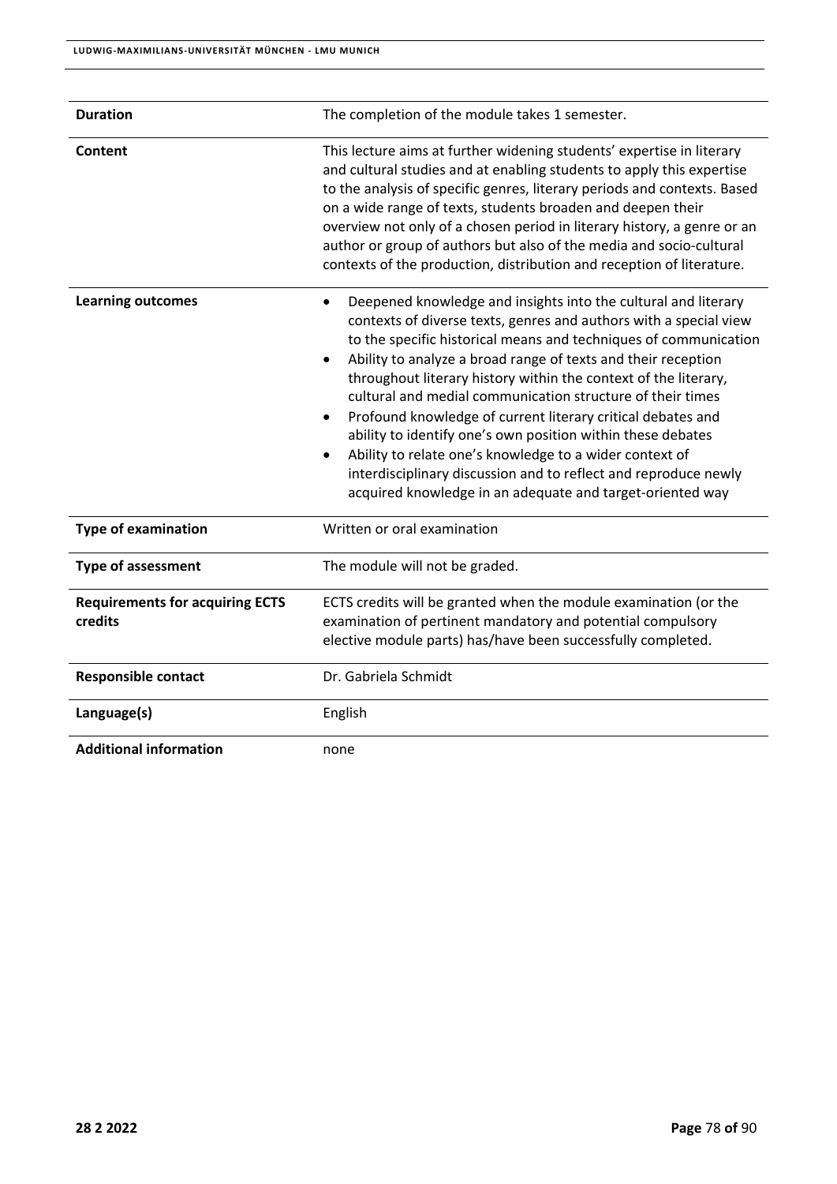| | |
|---|---|
| **Duration** | The completion of the module takes 1 semester. |
| **Content** | This lecture aims at further widening students' expertise in literary and cultural studies and at enabling students to apply this expertise to the analysis of specific genres, literary periods and contexts. Based on a wide range of texts, students broaden and deepen their overview not only of a chosen period in literary history, a genre or an author or group of authors but also of the media and socio-cultural contexts of the production, distribution and reception of literature. |
| **Learning outcomes** | • Deepened knowledge and insights into the cultural and literary contexts of diverse texts, genres and authors with a special view to the specific historical means and techniques of communication<br>• Ability to analyze a broad range of texts and their reception throughout literary history within the context of the literary, cultural and medial communication structure of their times<br>• Profound knowledge of current literary critical debates and ability to identify one's own position within these debates<br>• Ability to relate one's knowledge to a wider context of interdisciplinary discussion and to reflect and reproduce newly acquired knowledge in an adequate and target-oriented way |
| **Type of examination** | Written or oral examination |
| **Type of assessment** | The module will not be graded. |
| **Requirements for acquiring ECTS credits** | ECTS credits will be granted when the module examination (or the examination of pertinent mandatory and potential compulsory elective module parts) has/have been successfully completed. |
| **Responsible contact** | Dr. Gabriela Schmidt |
| **Language(s)** | English |
| **Additional information** | none |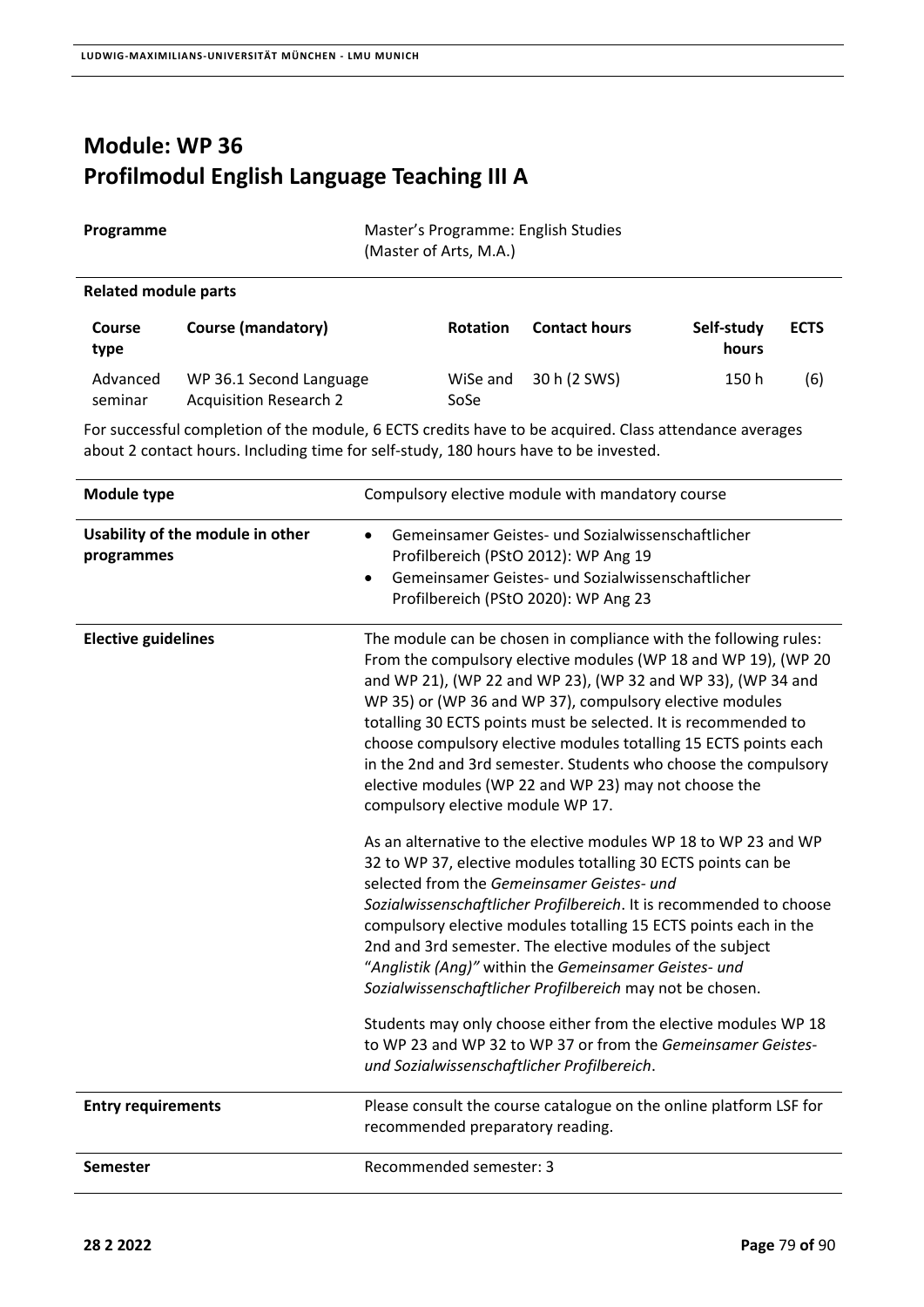# Module: WP 36
# Profilmodul English Language Teaching III A

| | |
|---|---|
| **Programme** | Master's Programme: English Studies (Master of Arts, M.A.) |

**Related module parts**

| Course type | Course (mandatory) | Rotation | Contact hours | Self-study hours | ECTS |
|---|---|---|---|---|---|
| Advanced seminar | WP 36.1 Second Language Acquisition Research 2 | WiSe and SoSe | 30 h (2 SWS) | 150 h | (6) |

For successful completion of the module, 6 ECTS credits have to be acquired. Class attendance averages about 2 contact hours. Including time for self-study, 180 hours have to be invested.

| | |
|---|---|
| **Module type** | Compulsory elective module with mandatory course |
| **Usability of the module in other programmes** | • Gemeinsamer Geistes- und Sozialwissenschaftlicher Profilbereich (PStO 2012): WP Ang 19<br>• Gemeinsamer Geistes- und Sozialwissenschaftlicher Profilbereich (PStO 2020): WP Ang 23 |
| **Elective guidelines** | The module can be chosen in compliance with the following rules: From the compulsory elective modules (WP 18 and WP 19), (WP 20 and WP 21), (WP 22 and WP 23), (WP 32 and WP 33), (WP 34 and WP 35) or (WP 36 and WP 37), compulsory elective modules totalling 30 ECTS points must be selected. It is recommended to choose compulsory elective modules totalling 15 ECTS points each in the 2nd and 3rd semester. Students who choose the compulsory elective modules (WP 22 and WP 23) may not choose the compulsory elective module WP 17.<br><br>As an alternative to the elective modules WP 18 to WP 23 and WP 32 to WP 37, elective modules totalling 30 ECTS points can be selected from the *Gemeinsamer Geistes- und Sozialwissenschaftlicher Profilbereich*. It is recommended to choose compulsory elective modules totalling 15 ECTS points each in the 2nd and 3rd semester. The elective modules of the subject "*Anglistik (Ang)"* within the *Gemeinsamer Geistes- und Sozialwissenschaftlicher Profilbereich* may not be chosen.<br><br>Students may only choose either from the elective modules WP 18 to WP 23 and WP 32 to WP 37 or from the *Gemeinsamer Geistes- und Sozialwissenschaftlicher Profilbereich*. |
| **Entry requirements** | Please consult the course catalogue on the online platform LSF for recommended preparatory reading. |
| **Semester** | Recommended semester: 3 |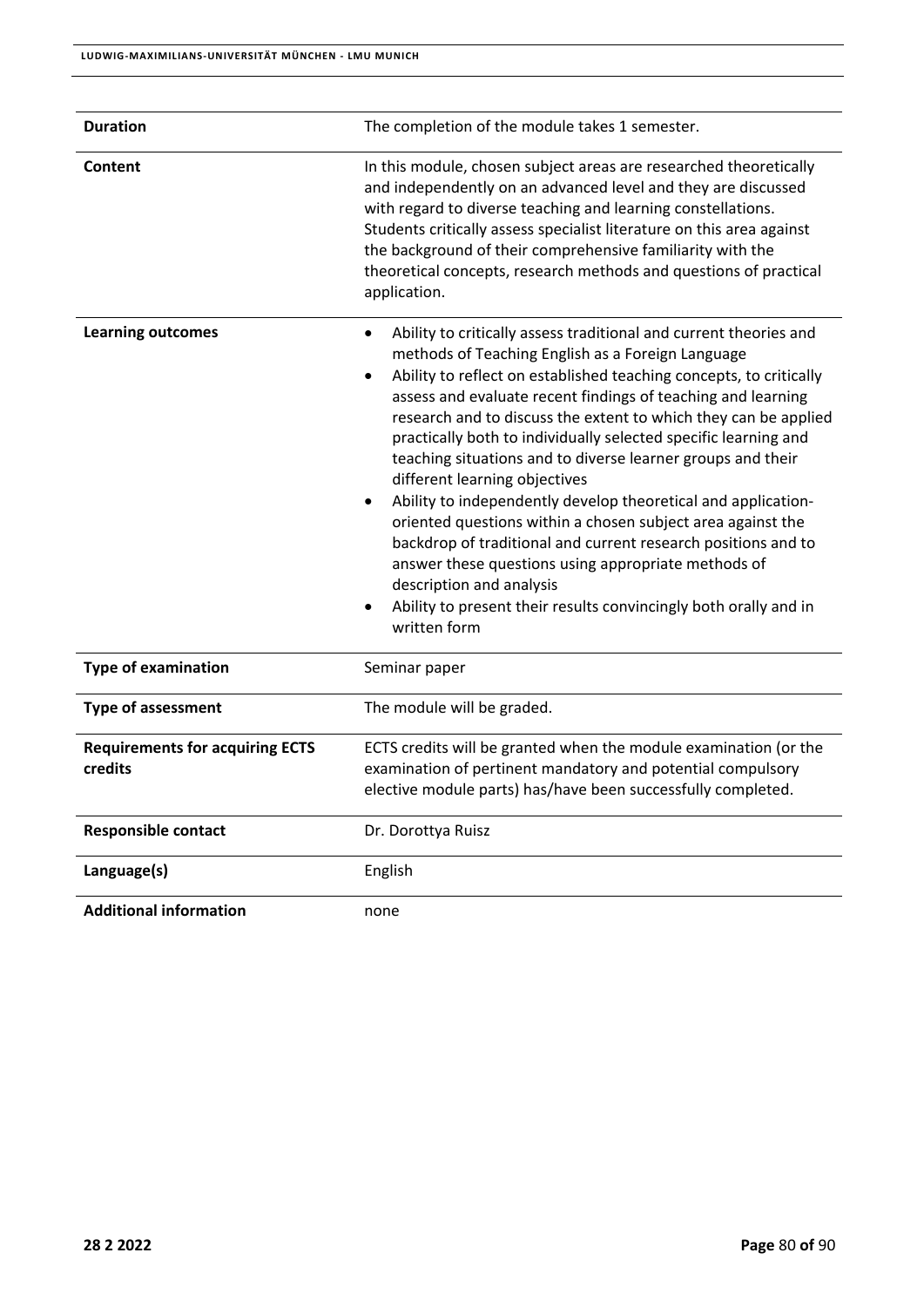| | |
|---|---|
| **Duration** | The completion of the module takes 1 semester. |
| **Content** | In this module, chosen subject areas are researched theoretically and independently on an advanced level and they are discussed with regard to diverse teaching and learning constellations. Students critically assess specialist literature on this area against the background of their comprehensive familiarity with the theoretical concepts, research methods and questions of practical application. |
| **Learning outcomes** | • Ability to critically assess traditional and current theories and methods of Teaching English as a Foreign Language<br>• Ability to reflect on established teaching concepts, to critically assess and evaluate recent findings of teaching and learning research and to discuss the extent to which they can be applied practically both to individually selected specific learning and teaching situations and to diverse learner groups and their different learning objectives<br>• Ability to independently develop theoretical and application-oriented questions within a chosen subject area against the backdrop of traditional and current research positions and to answer these questions using appropriate methods of description and analysis<br>• Ability to present their results convincingly both orally and in written form |
| **Type of examination** | Seminar paper |
| **Type of assessment** | The module will be graded. |
| **Requirements for acquiring ECTS credits** | ECTS credits will be granted when the module examination (or the examination of pertinent mandatory and potential compulsory elective module parts) has/have been successfully completed. |
| **Responsible contact** | Dr. Dorottya Ruisz |
| **Language(s)** | English |
| **Additional information** | none |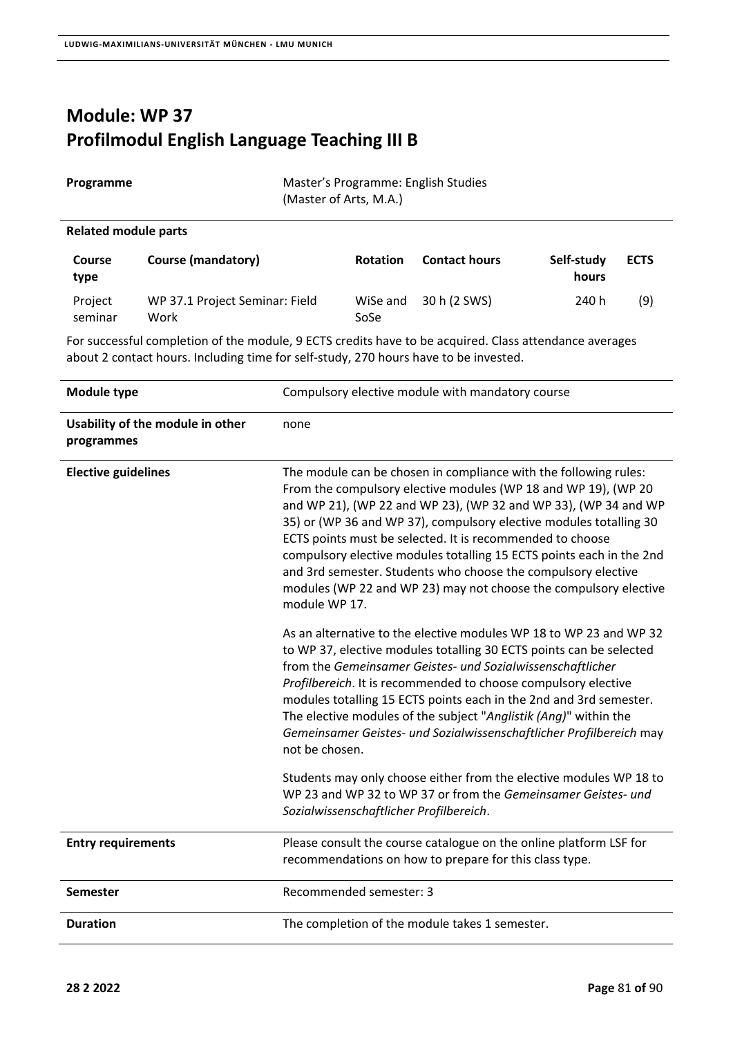# Module: WP 37
# Profilmodul English Language Teaching III B

| | |
|---|---|
| **Programme** | Master's Programme: English Studies (Master of Arts, M.A.) |

**Related module parts**

| Course type | Course (mandatory) | Rotation | Contact hours | Self-study hours | ECTS |
|---|---|---|---|---|---|
| Project seminar | WP 37.1 Project Seminar: Field Work | WiSe and SoSe | 30 h (2 SWS) | 240 h | (9) |

For successful completion of the module, 9 ECTS credits have to be acquired. Class attendance averages about 2 contact hours. Including time for self-study, 270 hours have to be invested.

| | |
|---|---|
| **Module type** | Compulsory elective module with mandatory course |
| **Usability of the module in other programmes** | none |
| **Elective guidelines** | The module can be chosen in compliance with the following rules: From the compulsory elective modules (WP 18 and WP 19), (WP 20 and WP 21), (WP 22 and WP 23), (WP 32 and WP 33), (WP 34 and WP 35) or (WP 36 and WP 37), compulsory elective modules totalling 30 ECTS points must be selected. It is recommended to choose compulsory elective modules totalling 15 ECTS points each in the 2nd and 3rd semester. Students who choose the compulsory elective modules (WP 22 and WP 23) may not choose the compulsory elective module WP 17.<br><br>As an alternative to the elective modules WP 18 to WP 23 and WP 32 to WP 37, elective modules totalling 30 ECTS points can be selected from the *Gemeinsamer Geistes- und Sozialwissenschaftlicher Profilbereich*. It is recommended to choose compulsory elective modules totalling 15 ECTS points each in the 2nd and 3rd semester. The elective modules of the subject "*Anglistik (Ang)*" within the *Gemeinsamer Geistes- und Sozialwissenschaftlicher Profilbereich* may not be chosen.<br><br>Students may only choose either from the elective modules WP 18 to WP 23 and WP 32 to WP 37 or from the *Gemeinsamer Geistes- und Sozialwissenschaftlicher Profilbereich*. |
| **Entry requirements** | Please consult the course catalogue on the online platform LSF for recommendations on how to prepare for this class type. |
| **Semester** | Recommended semester: 3 |
| **Duration** | The completion of the module takes 1 semester. |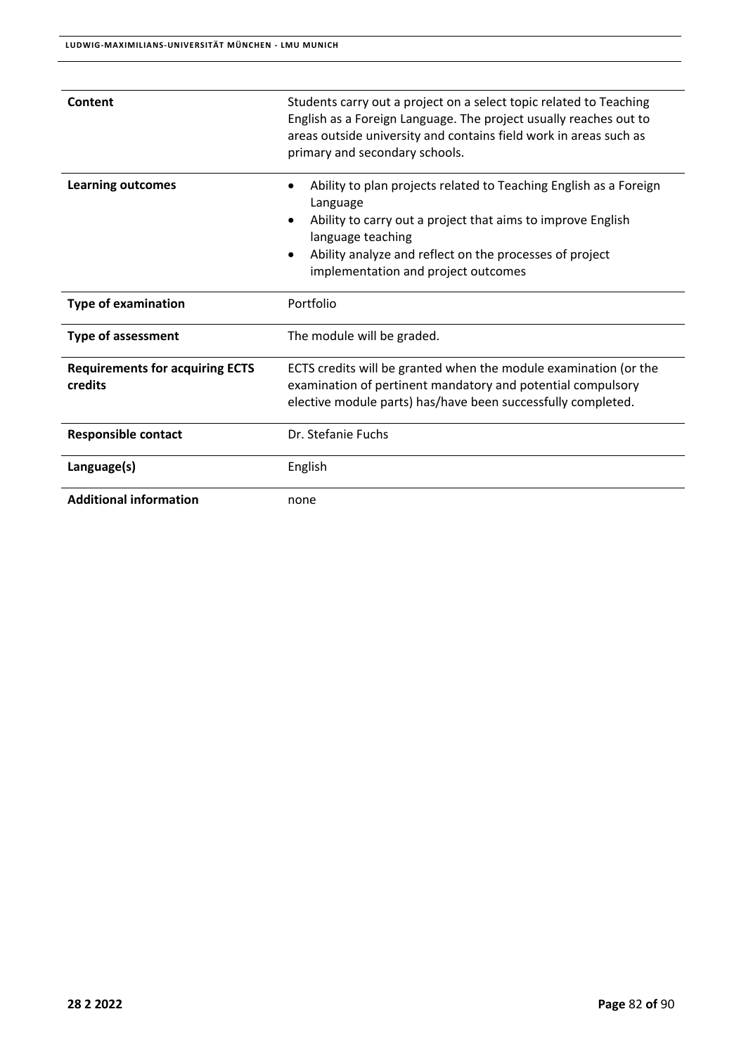| | |
|---|---|
| **Content** | Students carry out a project on a select topic related to Teaching English as a Foreign Language. The project usually reaches out to areas outside university and contains field work in areas such as primary and secondary schools. |
| **Learning outcomes** | • Ability to plan projects related to Teaching English as a Foreign Language<br>• Ability to carry out a project that aims to improve English language teaching<br>• Ability analyze and reflect on the processes of project implementation and project outcomes |
| **Type of examination** | Portfolio |
| **Type of assessment** | The module will be graded. |
| **Requirements for acquiring ECTS credits** | ECTS credits will be granted when the module examination (or the examination of pertinent mandatory and potential compulsory elective module parts) has/have been successfully completed. |
| **Responsible contact** | Dr. Stefanie Fuchs |
| **Language(s)** | English |
| **Additional information** | none |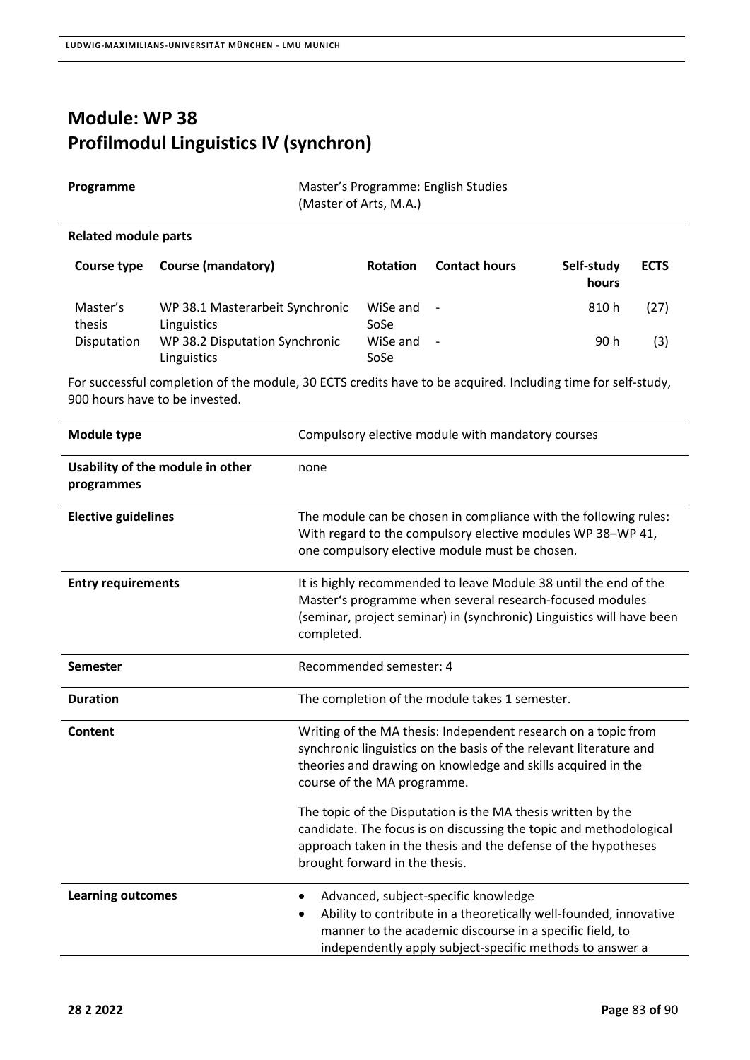# Module: WP 38
# Profilmodul Linguistics IV (synchron)

| | |
|---|---|
| **Programme** | Master's Programme: English Studies (Master of Arts, M.A.) |

**Related module parts**

| Course type | Course (mandatory) | Rotation | Contact hours | Self-study hours | ECTS |
|---|---|---|---|---|---|
| Master's thesis | WP 38.1 Masterarbeit Synchronic Linguistics | WiSe and SoSe | - | 810 h | (27) |
| Disputation | WP 38.2 Disputation Synchronic Linguistics | WiSe and SoSe | - | 90 h | (3) |

For successful completion of the module, 30 ECTS credits have to be acquired. Including time for self-study, 900 hours have to be invested.

| | |
|---|---|
| **Module type** | Compulsory elective module with mandatory courses |
| **Usability of the module in other programmes** | none |
| **Elective guidelines** | The module can be chosen in compliance with the following rules: With regard to the compulsory elective modules WP 38–WP 41, one compulsory elective module must be chosen. |
| **Entry requirements** | It is highly recommended to leave Module 38 until the end of the Master's programme when several research-focused modules (seminar, project seminar) in (synchronic) Linguistics will have been completed. |
| **Semester** | Recommended semester: 4 |
| **Duration** | The completion of the module takes 1 semester. |
| **Content** | Writing of the MA thesis: Independent research on a topic from synchronic linguistics on the basis of the relevant literature and theories and drawing on knowledge and skills acquired in the course of the MA programme.<br><br>The topic of the Disputation is the MA thesis written by the candidate. The focus is on discussing the topic and methodological approach taken in the thesis and the defense of the hypotheses brought forward in the thesis. |
| **Learning outcomes** | • Advanced, subject-specific knowledge<br>• Ability to contribute in a theoretically well-founded, innovative manner to the academic discourse in a specific field, to independently apply subject-specific methods to answer a |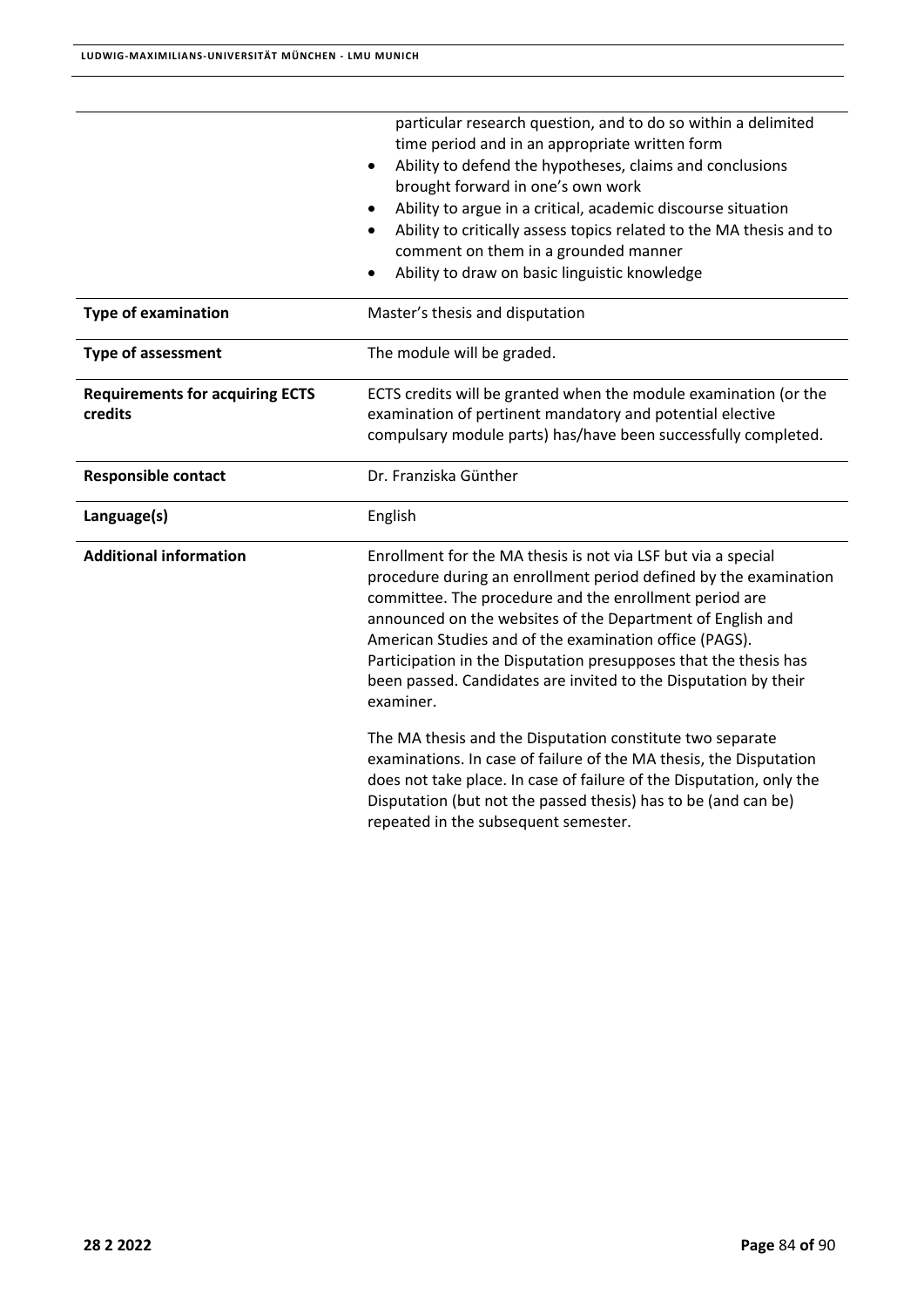| | |
|---|---|
| | particular research question, and to do so within a delimited time period and in an appropriate written form<br>• Ability to defend the hypotheses, claims and conclusions brought forward in one's own work<br>• Ability to argue in a critical, academic discourse situation<br>• Ability to critically assess topics related to the MA thesis and to comment on them in a grounded manner<br>• Ability to draw on basic linguistic knowledge |
| **Type of examination** | Master's thesis and disputation |
| **Type of assessment** | The module will be graded. |
| **Requirements for acquiring ECTS credits** | ECTS credits will be granted when the module examination (or the examination of pertinent mandatory and potential elective compulsary module parts) has/have been successfully completed. |
| **Responsible contact** | Dr. Franziska Günther |
| **Language(s)** | English |
| **Additional information** | Enrollment for the MA thesis is not via LSF but via a special procedure during an enrollment period defined by the examination committee. The procedure and the enrollment period are announced on the websites of the Department of English and American Studies and of the examination office (PAGS). Participation in the Disputation presupposes that the thesis has been passed. Candidates are invited to the Disputation by their examiner.<br><br>The MA thesis and the Disputation constitute two separate examinations. In case of failure of the MA thesis, the Disputation does not take place. In case of failure of the Disputation, only the Disputation (but not the passed thesis) has to be (and can be) repeated in the subsequent semester. |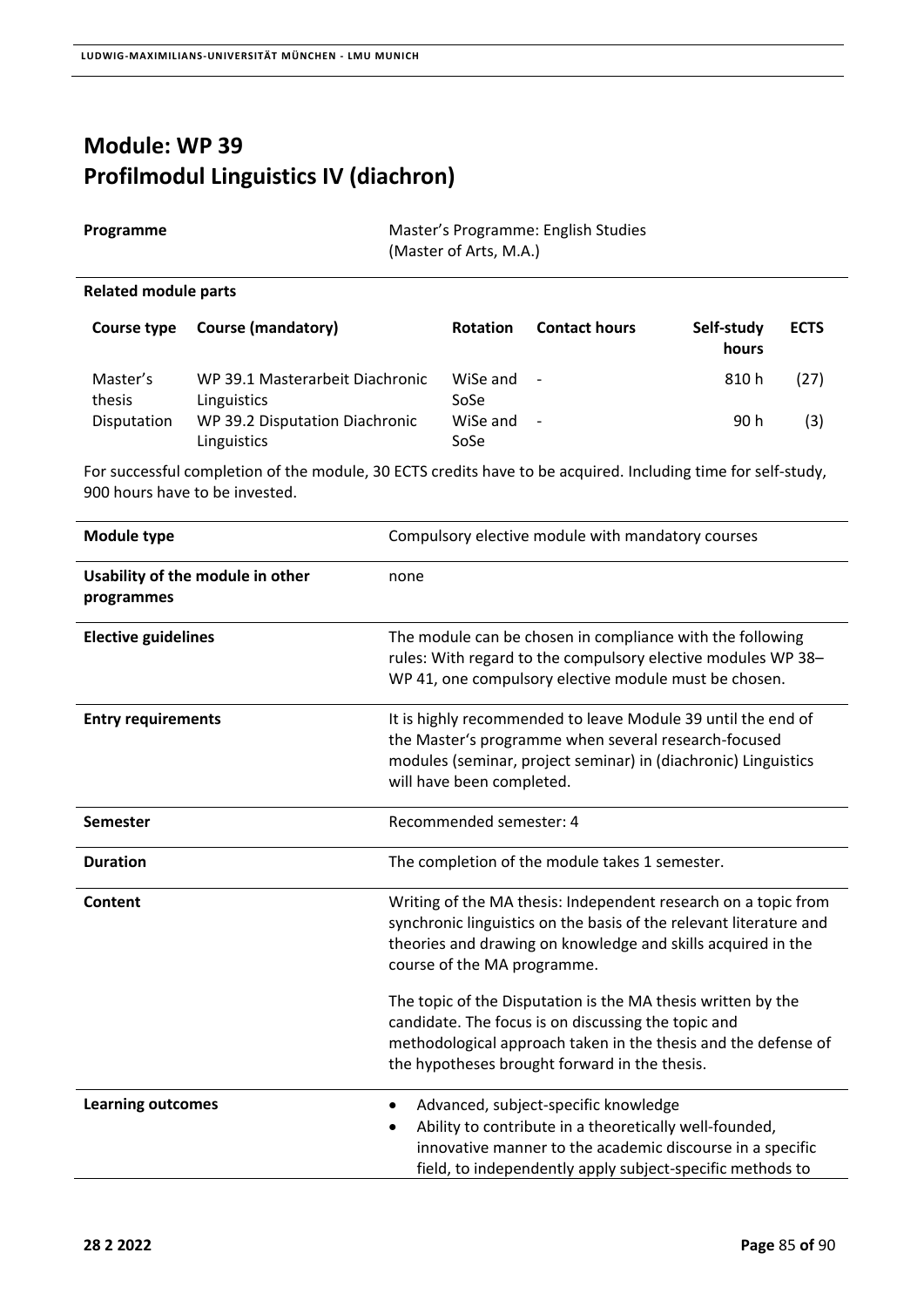# Module: WP 39
# Profilmodul Linguistics IV (diachron)

**Programme** Master's Programme: English Studies (Master of Arts, M.A.)

**Related module parts**

| Course type | Course (mandatory) | Rotation | Contact hours | Self-study hours | ECTS |
|---|---|---|---|---|---|
| Master's thesis | WP 39.1 Masterarbeit Diachronic Linguistics | WiSe and SoSe | - | 810 h | (27) |
| Disputation | WP 39.2 Disputation Diachronic Linguistics | WiSe and SoSe | - | 90 h | (3) |

For successful completion of the module, 30 ECTS credits have to be acquired. Including time for self-study, 900 hours have to be invested.

| | |
|---|---|
| **Module type** | Compulsory elective module with mandatory courses |
| **Usability of the module in other programmes** | none |
| **Elective guidelines** | The module can be chosen in compliance with the following rules: With regard to the compulsory elective modules WP 38–WP 41, one compulsory elective module must be chosen. |
| **Entry requirements** | It is highly recommended to leave Module 39 until the end of the Master's programme when several research-focused modules (seminar, project seminar) in (diachronic) Linguistics will have been completed. |
| **Semester** | Recommended semester: 4 |
| **Duration** | The completion of the module takes 1 semester. |
| **Content** | Writing of the MA thesis: Independent research on a topic from synchronic linguistics on the basis of the relevant literature and theories and drawing on knowledge and skills acquired in the course of the MA programme.<br><br>The topic of the Disputation is the MA thesis written by the candidate. The focus is on discussing the topic and methodological approach taken in the thesis and the defense of the hypotheses brought forward in the thesis. |
| **Learning outcomes** | • Advanced, subject-specific knowledge<br>• Ability to contribute in a theoretically well-founded, innovative manner to the academic discourse in a specific field, to independently apply subject-specific methods to |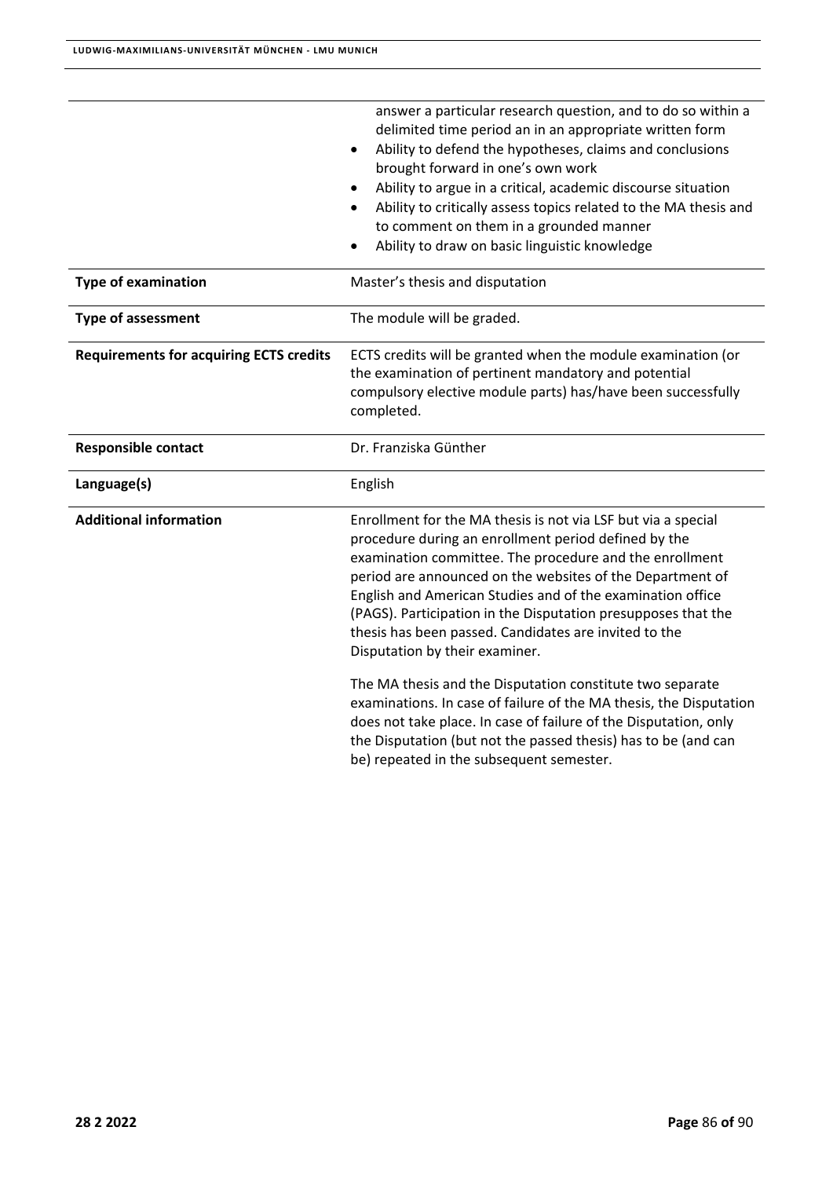| | |
|---|---|
| | answer a particular research question, and to do so within a delimited time period an in an appropriate written form<br>• Ability to defend the hypotheses, claims and conclusions brought forward in one's own work<br>• Ability to argue in a critical, academic discourse situation<br>• Ability to critically assess topics related to the MA thesis and to comment on them in a grounded manner<br>• Ability to draw on basic linguistic knowledge |
| **Type of examination** | Master's thesis and disputation |
| **Type of assessment** | The module will be graded. |
| **Requirements for acquiring ECTS credits** | ECTS credits will be granted when the module examination (or the examination of pertinent mandatory and potential compulsory elective module parts) has/have been successfully completed. |
| **Responsible contact** | Dr. Franziska Günther |
| **Language(s)** | English |
| **Additional information** | Enrollment for the MA thesis is not via LSF but via a special procedure during an enrollment period defined by the examination committee. The procedure and the enrollment period are announced on the websites of the Department of English and American Studies and of the examination office (PAGS). Participation in the Disputation presupposes that the thesis has been passed. Candidates are invited to the Disputation by their examiner.<br><br>The MA thesis and the Disputation constitute two separate examinations. In case of failure of the MA thesis, the Disputation does not take place. In case of failure of the Disputation, only the Disputation (but not the passed thesis) has to be (and can be) repeated in the subsequent semester. |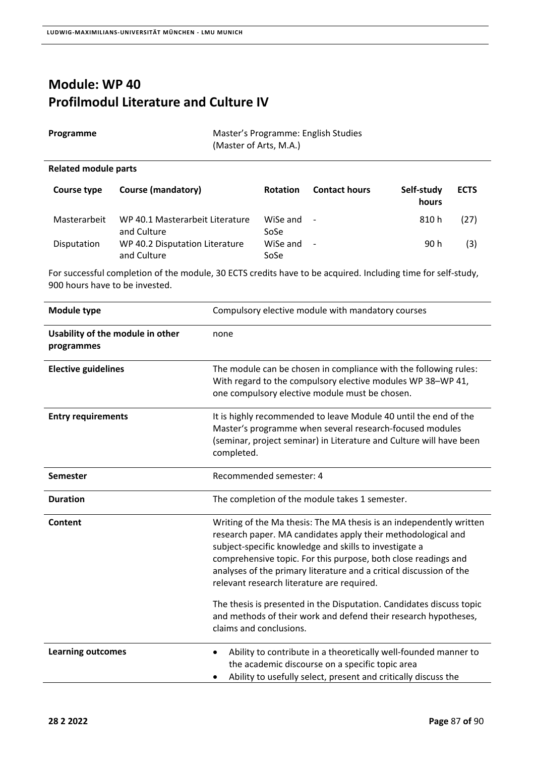# Module: WP 40
# Profilmodul Literature and Culture IV

| | |
|---|---|
| **Programme** | Master's Programme: English Studies (Master of Arts, M.A.) |

**Related module parts**

| Course type | Course (mandatory) | Rotation | Contact hours | Self-study hours | ECTS |
|---|---|---|---|---|---|
| Masterarbeit | WP 40.1 Masterarbeit Literature and Culture | WiSe and SoSe | - | 810 h | (27) |
| Disputation | WP 40.2 Disputation Literature and Culture | WiSe and SoSe | - | 90 h | (3) |

For successful completion of the module, 30 ECTS credits have to be acquired. Including time for self-study, 900 hours have to be invested.

| | |
|---|---|
| **Module type** | Compulsory elective module with mandatory courses |
| **Usability of the module in other programmes** | none |
| **Elective guidelines** | The module can be chosen in compliance with the following rules: With regard to the compulsory elective modules WP 38–WP 41, one compulsory elective module must be chosen. |
| **Entry requirements** | It is highly recommended to leave Module 40 until the end of the Master's programme when several research-focused modules (seminar, project seminar) in Literature and Culture will have been completed. |
| **Semester** | Recommended semester: 4 |
| **Duration** | The completion of the module takes 1 semester. |
| **Content** | Writing of the Ma thesis: The MA thesis is an independently written research paper. MA candidates apply their methodological and subject-specific knowledge and skills to investigate a comprehensive topic. For this purpose, both close readings and analyses of the primary literature and a critical discussion of the relevant research literature are required.<br><br>The thesis is presented in the Disputation. Candidates discuss topic and methods of their work and defend their research hypotheses, claims and conclusions. |
| **Learning outcomes** | • Ability to contribute in a theoretically well-founded manner to the academic discourse on a specific topic area<br>• Ability to usefully select, present and critically discuss the |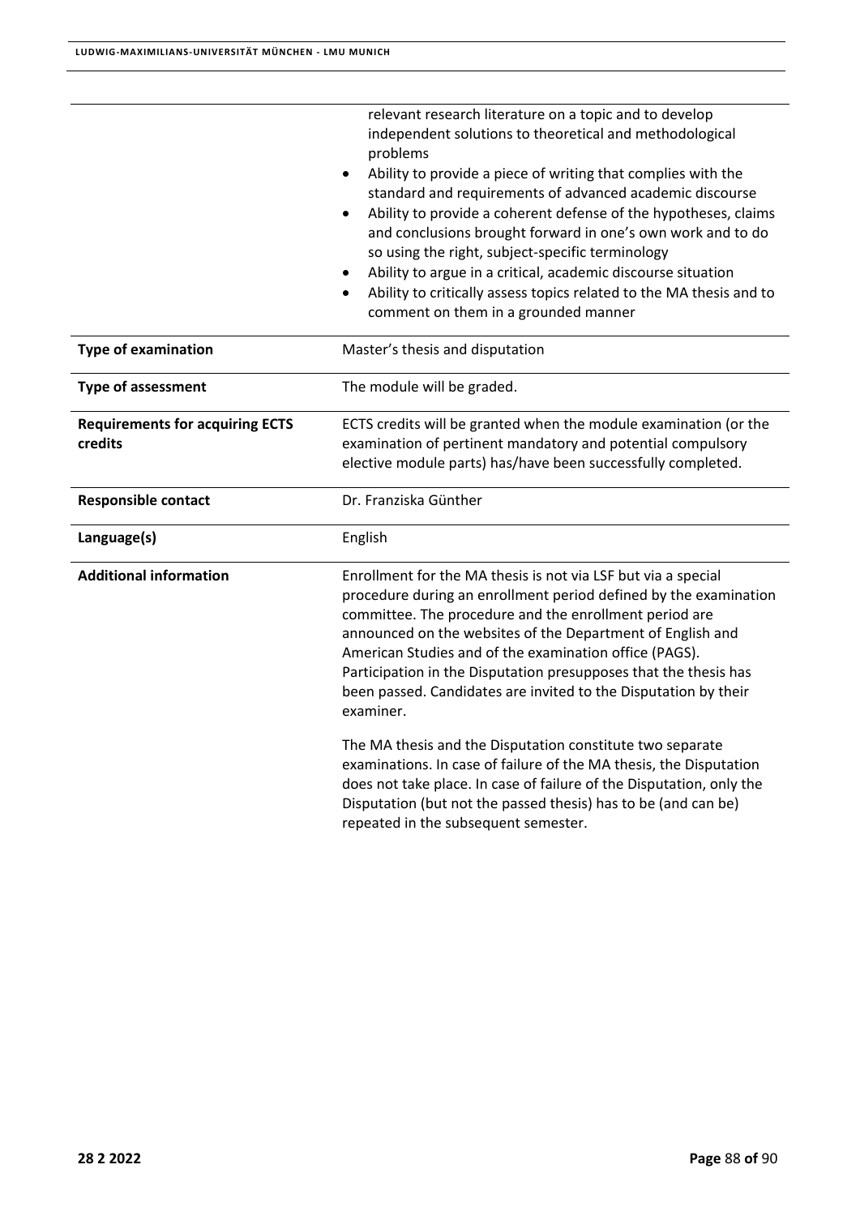| | |
|---|---|
| | relevant research literature on a topic and to develop independent solutions to theoretical and methodological problems<br>• Ability to provide a piece of writing that complies with the standard and requirements of advanced academic discourse<br>• Ability to provide a coherent defense of the hypotheses, claims and conclusions brought forward in one's own work and to do so using the right, subject-specific terminology<br>• Ability to argue in a critical, academic discourse situation<br>• Ability to critically assess topics related to the MA thesis and to comment on them in a grounded manner |
| **Type of examination** | Master's thesis and disputation |
| **Type of assessment** | The module will be graded. |
| **Requirements for acquiring ECTS credits** | ECTS credits will be granted when the module examination (or the examination of pertinent mandatory and potential compulsory elective module parts) has/have been successfully completed. |
| **Responsible contact** | Dr. Franziska Günther |
| **Language(s)** | English |
| **Additional information** | Enrollment for the MA thesis is not via LSF but via a special procedure during an enrollment period defined by the examination committee. The procedure and the enrollment period are announced on the websites of the Department of English and American Studies and of the examination office (PAGS). Participation in the Disputation presupposes that the thesis has been passed. Candidates are invited to the Disputation by their examiner.<br><br>The MA thesis and the Disputation constitute two separate examinations. In case of failure of the MA thesis, the Disputation does not take place. In case of failure of the Disputation, only the Disputation (but not the passed thesis) has to be (and can be) repeated in the subsequent semester. |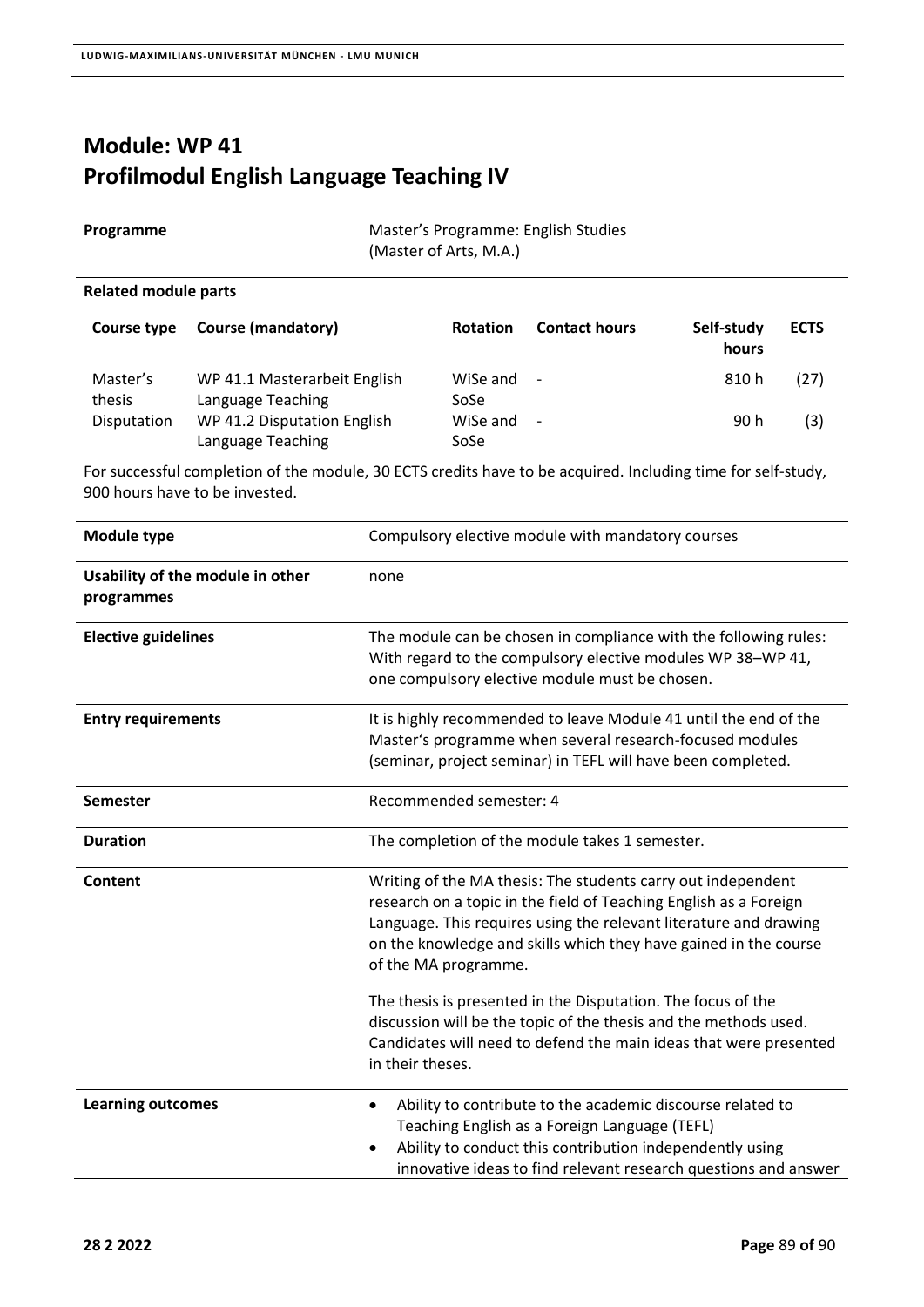# Module: WP 41
# Profilmodul English Language Teaching IV

| **Programme** | Master's Programme: English Studies (Master of Arts, M.A.) |
|---|---|

**Related module parts**

| Course type | Course (mandatory) | Rotation | Contact hours | Self-study hours | ECTS |
|---|---|---|---|---|---|
| Master's thesis | WP 41.1 Masterarbeit English Language Teaching | WiSe and SoSe | - | 810 h | (27) |
| Disputation | WP 41.2 Disputation English Language Teaching | WiSe and SoSe | - | 90 h | (3) |

For successful completion of the module, 30 ECTS credits have to be acquired. Including time for self-study, 900 hours have to be invested.

| | |
|---|---|
| **Module type** | Compulsory elective module with mandatory courses |
| **Usability of the module in other programmes** | none |
| **Elective guidelines** | The module can be chosen in compliance with the following rules: With regard to the compulsory elective modules WP 38–WP 41, one compulsory elective module must be chosen. |
| **Entry requirements** | It is highly recommended to leave Module 41 until the end of the Master's programme when several research-focused modules (seminar, project seminar) in TEFL will have been completed. |
| **Semester** | Recommended semester: 4 |
| **Duration** | The completion of the module takes 1 semester. |
| **Content** | Writing of the MA thesis: The students carry out independent research on a topic in the field of Teaching English as a Foreign Language. This requires using the relevant literature and drawing on the knowledge and skills which they have gained in the course of the MA programme.<br><br>The thesis is presented in the Disputation. The focus of the discussion will be the topic of the thesis and the methods used. Candidates will need to defend the main ideas that were presented in their theses. |
| **Learning outcomes** | • Ability to contribute to the academic discourse related to Teaching English as a Foreign Language (TEFL)<br>• Ability to conduct this contribution independently using innovative ideas to find relevant research questions and answer |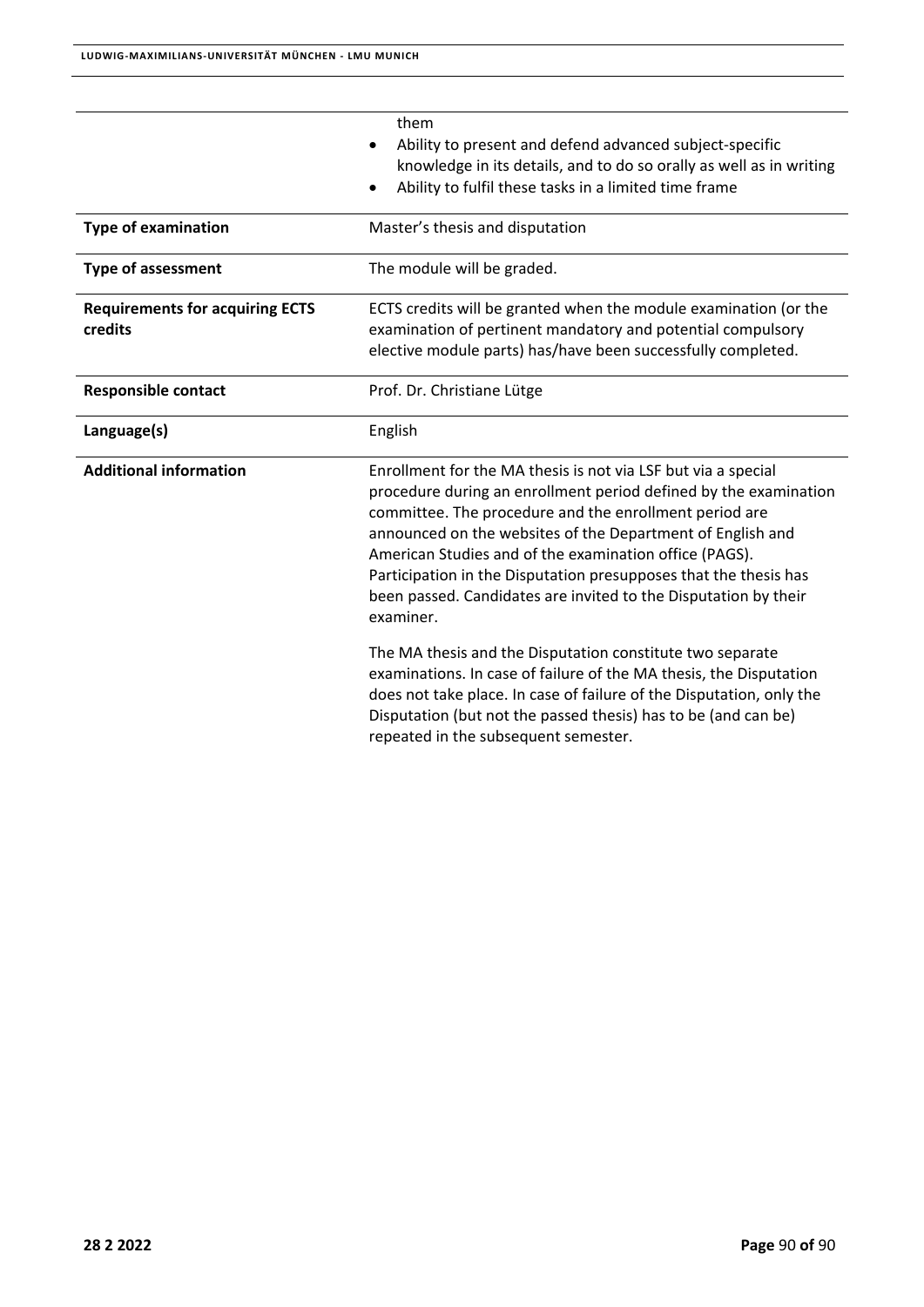| | |
|---|---|
| | them<br>• Ability to present and defend advanced subject-specific knowledge in its details, and to do so orally as well as in writing<br>• Ability to fulfil these tasks in a limited time frame |
| **Type of examination** | Master's thesis and disputation |
| **Type of assessment** | The module will be graded. |
| **Requirements for acquiring ECTS credits** | ECTS credits will be granted when the module examination (or the examination of pertinent mandatory and potential compulsory elective module parts) has/have been successfully completed. |
| **Responsible contact** | Prof. Dr. Christiane Lütge |
| **Language(s)** | English |
| **Additional information** | Enrollment for the MA thesis is not via LSF but via a special procedure during an enrollment period defined by the examination committee. The procedure and the enrollment period are announced on the websites of the Department of English and American Studies and of the examination office (PAGS). Participation in the Disputation presupposes that the thesis has been passed. Candidates are invited to the Disputation by their examiner.<br><br>The MA thesis and the Disputation constitute two separate examinations. In case of failure of the MA thesis, the Disputation does not take place. In case of failure of the Disputation, only the Disputation (but not the passed thesis) has to be (and can be) repeated in the subsequent semester. |